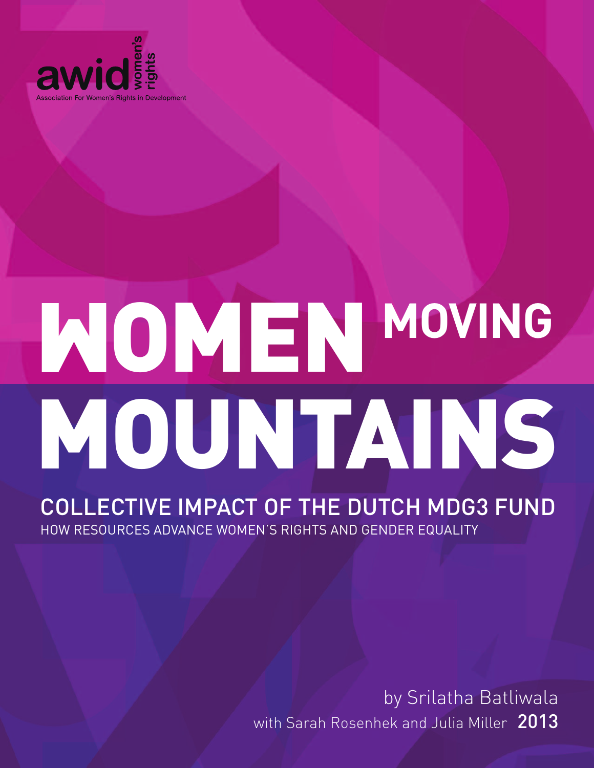awid women's rights

Association For Women's Rights in Development

# WOMEN MOVING MOUNTAINS

## COLLECTIVE IMPACT OF THE DUTCH MDG3 FUND

HOW RESOURCES ADVANCE WOMEN'S RIGHTS AND GENDER EQUALITY

by Srilatha Batliwala

with Sarah Rosenhek and Julia Miller 2013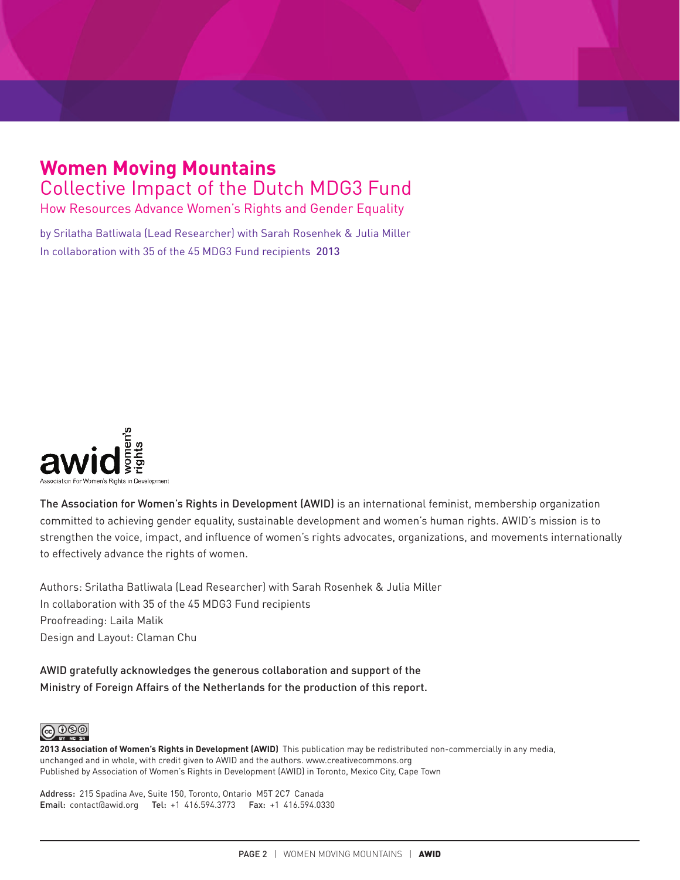# Women Moving Mountains
## Collective Impact of the Dutch MDG3 Fund
### How Resources Advance Women's Rights and Gender Equality

by Srilatha Batliwala (Lead Researcher) with Sarah Rosenhek & Julia Miller
In collaboration with 35 of the 45 MDG3 Fund recipients 2013

awid women's rights
Association For Women's Rights in Development

The Association for Women's Rights in Development (AWID) is an international feminist, membership organization committed to achieving gender equality, sustainable development and women's human rights. AWID's mission is to strengthen the voice, impact, and influence of women's rights advocates, organizations, and movements internationally to effectively advance the rights of women.

Authors: Srilatha Batliwala (Lead Researcher) with Sarah Rosenhek & Julia Miller
In collaboration with 35 of the 45 MDG3 Fund recipients
Proofreading: Laila Malik
Design and Layout: Claman Chu

AWID gratefully acknowledges the generous collaboration and support of the Ministry of Foreign Affairs of the Netherlands for the production of this report.

**2013 Association of Women's Rights in Development (AWID)** This publication may be redistributed non-commercially in any media, unchanged and in whole, with credit given to AWID and the authors. www.creativecommons.org
Published by Association of Women's Rights in Development (AWID) in Toronto, Mexico City, Cape Town

Address: 215 Spadina Ave, Suite 150, Toronto, Ontario M5T 2C7 Canada
Email: contact@awid.org Tel: +1 416.594.3773 Fax: +1 416.594.0330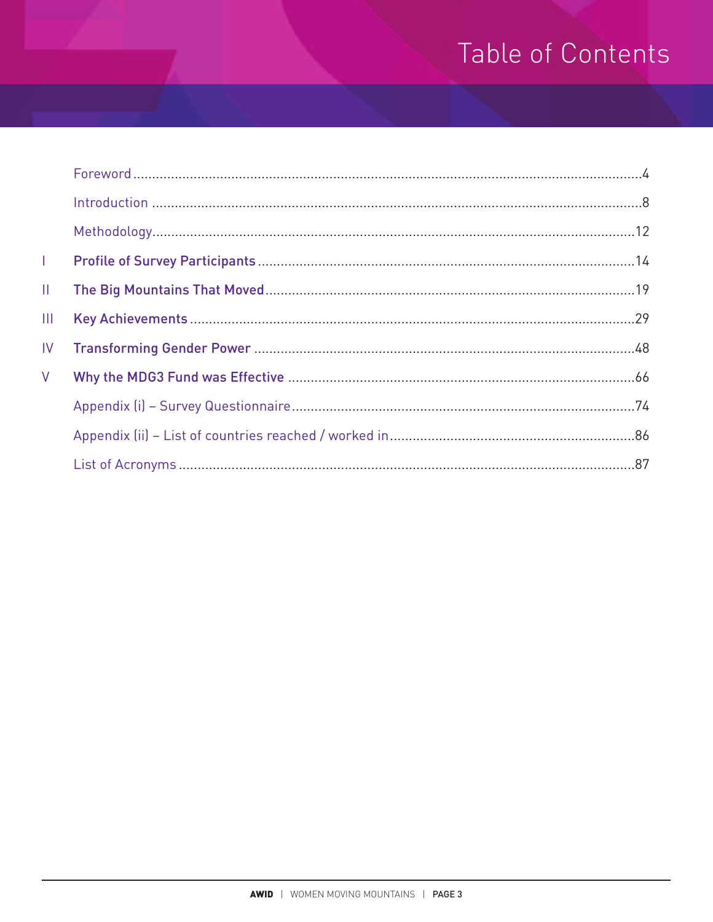# Table of Contents

Foreword ....4

Introduction ....8

Methodology....12

I **Profile of Survey Participants** ....14

II **The Big Mountains That Moved**....19

III **Key Achievements** ....29

IV **Transforming Gender Power** ....48

V **Why the MDG3 Fund was Effective** ....66

Appendix (i) – Survey Questionnaire....74

Appendix (ii) – List of countries reached / worked in....86

List of Acronyms ....87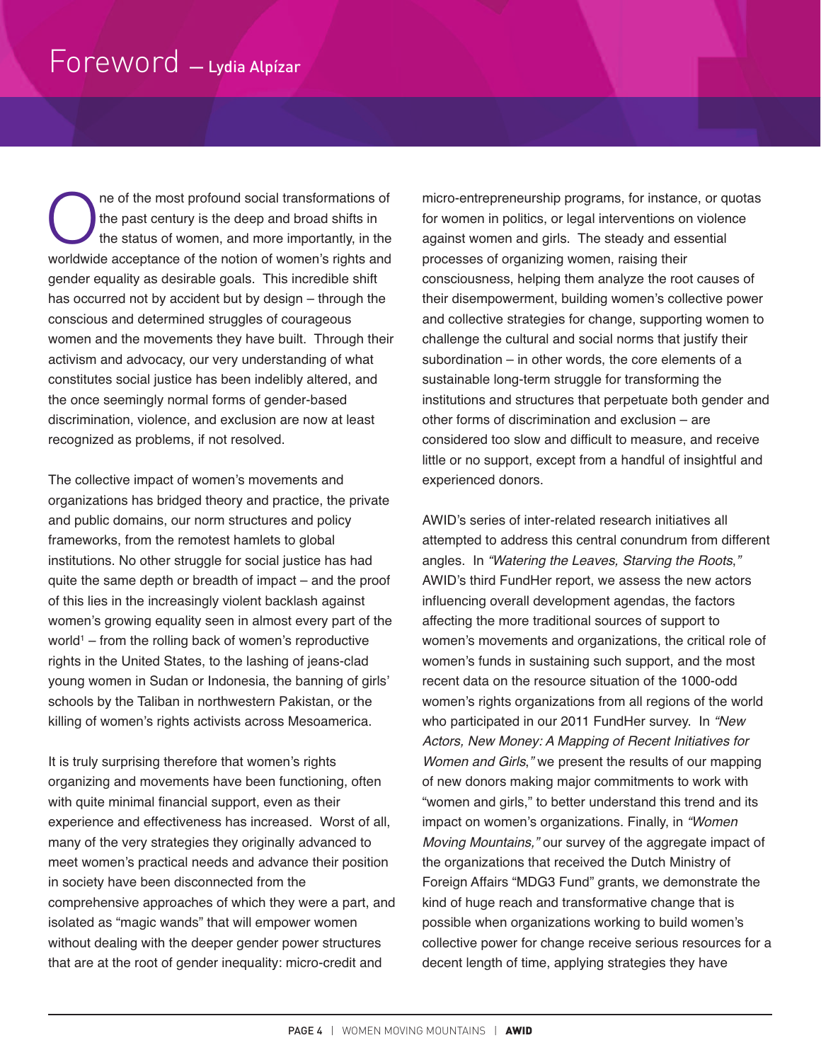# Foreword — Lydia Alpízar

One of the most profound social transformations of the past century is the deep and broad shifts in the status of women, and more importantly, in the worldwide acceptance of the notion of women's rights and gender equality as desirable goals. This incredible shift has occurred not by accident but by design – through the conscious and determined struggles of courageous women and the movements they have built. Through their activism and advocacy, our very understanding of what constitutes social justice has been indelibly altered, and the once seemingly normal forms of gender-based discrimination, violence, and exclusion are now at least recognized as problems, if not resolved.

The collective impact of women's movements and organizations has bridged theory and practice, the private and public domains, our norm structures and policy frameworks, from the remotest hamlets to global institutions. No other struggle for social justice has had quite the same depth or breadth of impact – and the proof of this lies in the increasingly violent backlash against women's growing equality seen in almost every part of the world[1] – from the rolling back of women's reproductive rights in the United States, to the lashing of jeans-clad young women in Sudan or Indonesia, the banning of girls' schools by the Taliban in northwestern Pakistan, or the killing of women's rights activists across Mesoamerica.

It is truly surprising therefore that women's rights organizing and movements have been functioning, often with quite minimal financial support, even as their experience and effectiveness has increased. Worst of all, many of the very strategies they originally advanced to meet women's practical needs and advance their position in society have been disconnected from the comprehensive approaches of which they were a part, and isolated as "magic wands" that will empower women without dealing with the deeper gender power structures that are at the root of gender inequality: micro-credit and micro-entrepreneurship programs, for instance, or quotas for women in politics, or legal interventions on violence against women and girls. The steady and essential processes of organizing women, raising their consciousness, helping them analyze the root causes of their disempowerment, building women's collective power and collective strategies for change, supporting women to challenge the cultural and social norms that justify their subordination – in other words, the core elements of a sustainable long-term struggle for transforming the institutions and structures that perpetuate both gender and other forms of discrimination and exclusion – are considered too slow and difficult to measure, and receive little or no support, except from a handful of insightful and experienced donors.

AWID's series of inter-related research initiatives all attempted to address this central conundrum from different angles. In *"Watering the Leaves, Starving the Roots,"* AWID's third FundHer report, we assess the new actors influencing overall development agendas, the factors affecting the more traditional sources of support to women's movements and organizations, the critical role of women's funds in sustaining such support, and the most recent data on the resource situation of the 1000-odd women's rights organizations from all regions of the world who participated in our 2011 FundHer survey. In *"New Actors, New Money: A Mapping of Recent Initiatives for Women and Girls,"* we present the results of our mapping of new donors making major commitments to work with "women and girls," to better understand this trend and its impact on women's organizations. Finally, in *"Women Moving Mountains,"* our survey of the aggregate impact of the organizations that received the Dutch Ministry of Foreign Affairs "MDG3 Fund" grants, we demonstrate the kind of huge reach and transformative change that is possible when organizations working to build women's collective power for change receive serious resources for a decent length of time, applying strategies they have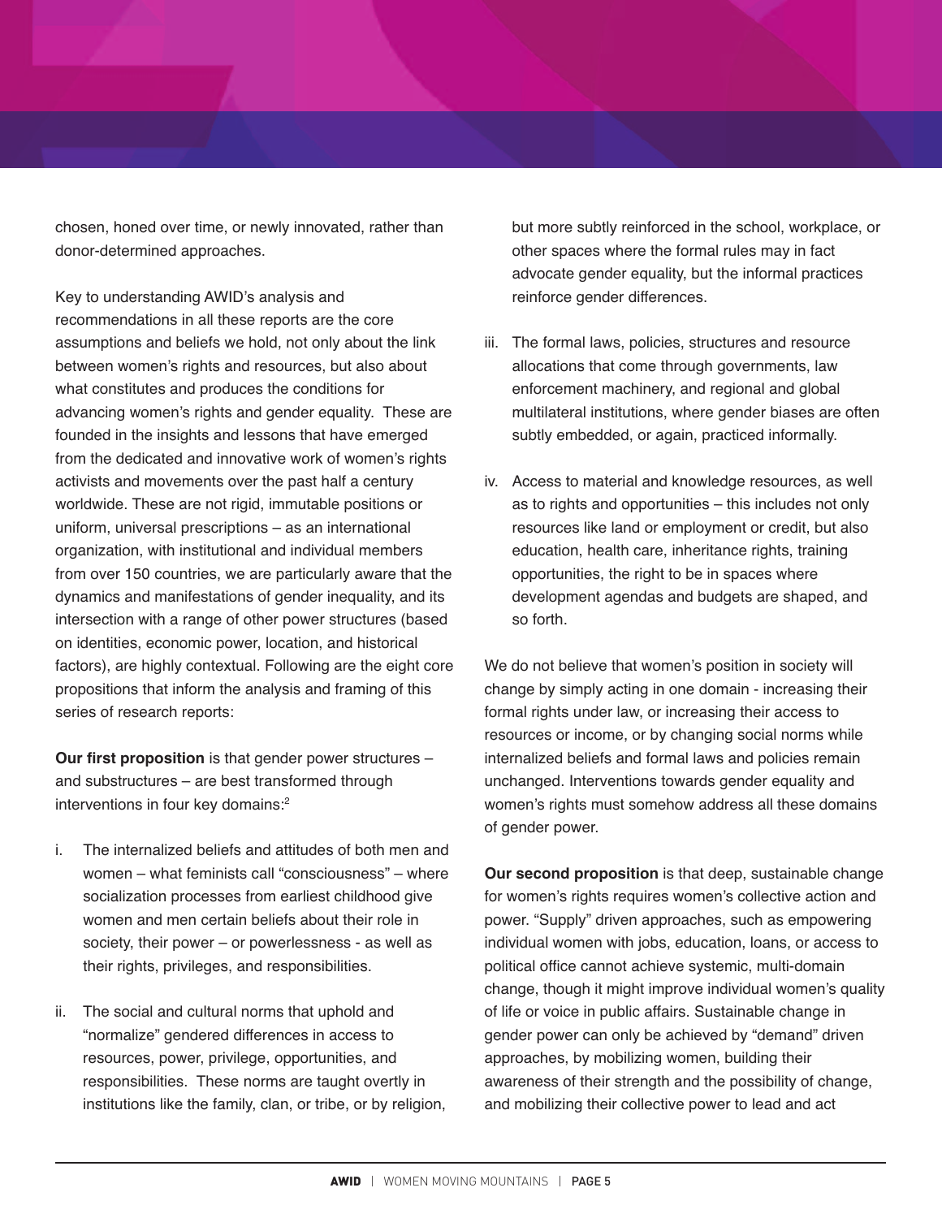chosen, honed over time, or newly innovated, rather than donor-determined approaches.

Key to understanding AWID's analysis and recommendations in all these reports are the core assumptions and beliefs we hold, not only about the link between women's rights and resources, but also about what constitutes and produces the conditions for advancing women's rights and gender equality. These are founded in the insights and lessons that have emerged from the dedicated and innovative work of women's rights activists and movements over the past half a century worldwide. These are not rigid, immutable positions or uniform, universal prescriptions – as an international organization, with institutional and individual members from over 150 countries, we are particularly aware that the dynamics and manifestations of gender inequality, and its intersection with a range of other power structures (based on identities, economic power, location, and historical factors), are highly contextual. Following are the eight core propositions that inform the analysis and framing of this series of research reports:

**Our first proposition** is that gender power structures – and substructures – are best transformed through interventions in four key domains:[2]

i. The internalized beliefs and attitudes of both men and women – what feminists call "consciousness" – where socialization processes from earliest childhood give women and men certain beliefs about their role in society, their power – or powerlessness - as well as their rights, privileges, and responsibilities.

ii. The social and cultural norms that uphold and "normalize" gendered differences in access to resources, power, privilege, opportunities, and responsibilities. These norms are taught overtly in institutions like the family, clan, or tribe, or by religion, but more subtly reinforced in the school, workplace, or other spaces where the formal rules may in fact advocate gender equality, but the informal practices reinforce gender differences.

iii. The formal laws, policies, structures and resource allocations that come through governments, law enforcement machinery, and regional and global multilateral institutions, where gender biases are often subtly embedded, or again, practiced informally.

iv. Access to material and knowledge resources, as well as to rights and opportunities – this includes not only resources like land or employment or credit, but also education, health care, inheritance rights, training opportunities, the right to be in spaces where development agendas and budgets are shaped, and so forth.

We do not believe that women's position in society will change by simply acting in one domain - increasing their formal rights under law, or increasing their access to resources or income, or by changing social norms while internalized beliefs and formal laws and policies remain unchanged. Interventions towards gender equality and women's rights must somehow address all these domains of gender power.

**Our second proposition** is that deep, sustainable change for women's rights requires women's collective action and power. "Supply" driven approaches, such as empowering individual women with jobs, education, loans, or access to political office cannot achieve systemic, multi-domain change, though it might improve individual women's quality of life or voice in public affairs. Sustainable change in gender power can only be achieved by "demand" driven approaches, by mobilizing women, building their awareness of their strength and the possibility of change, and mobilizing their collective power to lead and act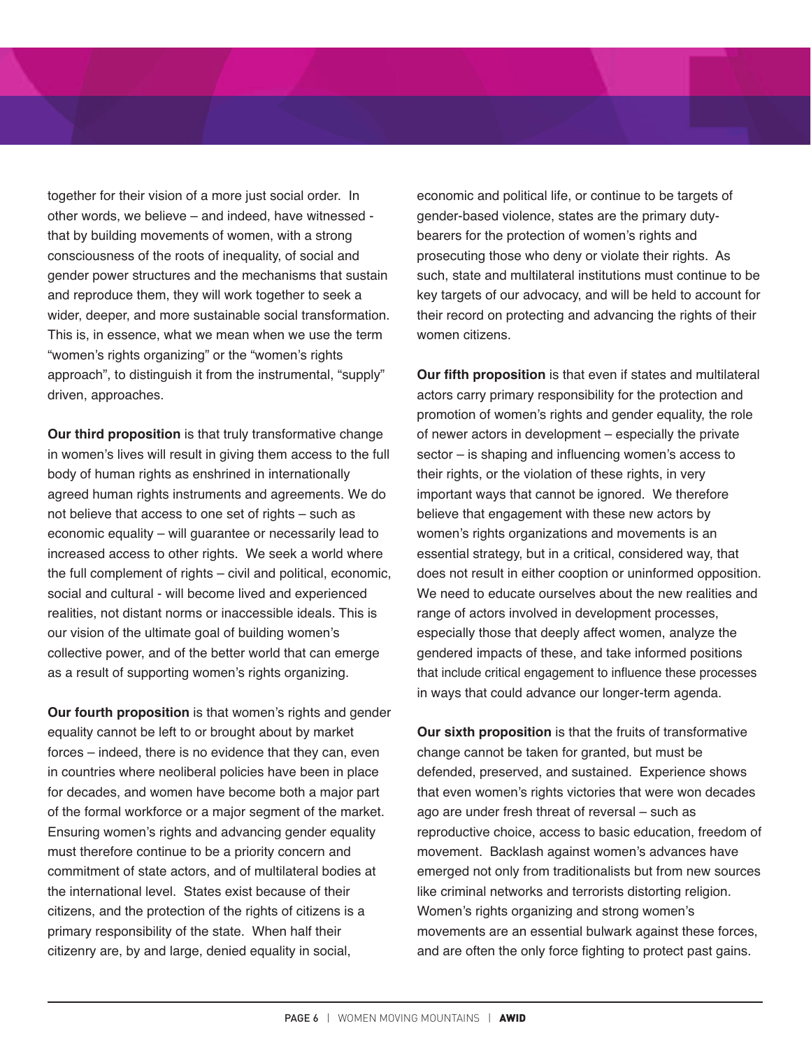together for their vision of a more just social order. In other words, we believe – and indeed, have witnessed - that by building movements of women, with a strong consciousness of the roots of inequality, of social and gender power structures and the mechanisms that sustain and reproduce them, they will work together to seek a wider, deeper, and more sustainable social transformation. This is, in essence, what we mean when we use the term "women's rights organizing" or the "women's rights approach", to distinguish it from the instrumental, "supply" driven, approaches.

**Our third proposition** is that truly transformative change in women's lives will result in giving them access to the full body of human rights as enshrined in internationally agreed human rights instruments and agreements. We do not believe that access to one set of rights – such as economic equality – will guarantee or necessarily lead to increased access to other rights. We seek a world where the full complement of rights – civil and political, economic, social and cultural - will become lived and experienced realities, not distant norms or inaccessible ideals. This is our vision of the ultimate goal of building women's collective power, and of the better world that can emerge as a result of supporting women's rights organizing.

**Our fourth proposition** is that women's rights and gender equality cannot be left to or brought about by market forces – indeed, there is no evidence that they can, even in countries where neoliberal policies have been in place for decades, and women have become both a major part of the formal workforce or a major segment of the market. Ensuring women's rights and advancing gender equality must therefore continue to be a priority concern and commitment of state actors, and of multilateral bodies at the international level. States exist because of their citizens, and the protection of the rights of citizens is a primary responsibility of the state. When half their citizenry are, by and large, denied equality in social, economic and political life, or continue to be targets of gender-based violence, states are the primary duty-bearers for the protection of women's rights and prosecuting those who deny or violate their rights. As such, state and multilateral institutions must continue to be key targets of our advocacy, and will be held to account for their record on protecting and advancing the rights of their women citizens.

**Our fifth proposition** is that even if states and multilateral actors carry primary responsibility for the protection and promotion of women's rights and gender equality, the role of newer actors in development – especially the private sector – is shaping and influencing women's access to their rights, or the violation of these rights, in very important ways that cannot be ignored. We therefore believe that engagement with these new actors by women's rights organizations and movements is an essential strategy, but in a critical, considered way, that does not result in either cooption or uninformed opposition. We need to educate ourselves about the new realities and range of actors involved in development processes, especially those that deeply affect women, analyze the gendered impacts of these, and take informed positions that include critical engagement to influence these processes in ways that could advance our longer-term agenda.

**Our sixth proposition** is that the fruits of transformative change cannot be taken for granted, but must be defended, preserved, and sustained. Experience shows that even women's rights victories that were won decades ago are under fresh threat of reversal – such as reproductive choice, access to basic education, freedom of movement. Backlash against women's advances have emerged not only from traditionalists but from new sources like criminal networks and terrorists distorting religion. Women's rights organizing and strong women's movements are an essential bulwark against these forces, and are often the only force fighting to protect past gains.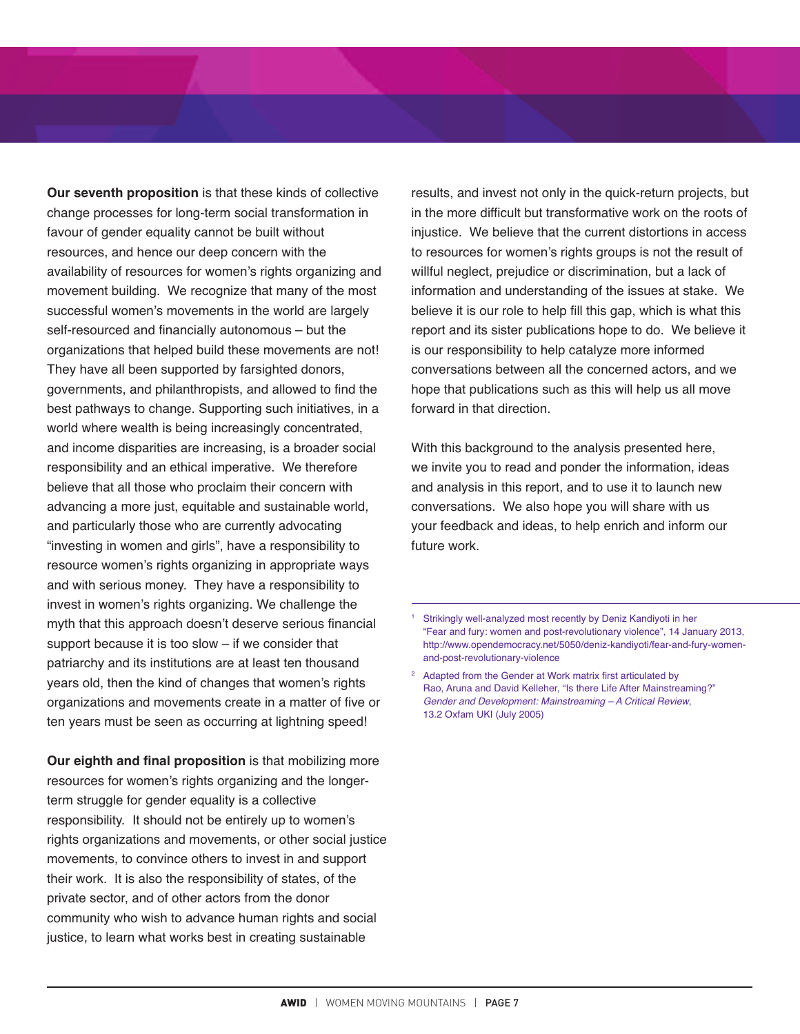**Our seventh proposition** is that these kinds of collective change processes for long-term social transformation in favour of gender equality cannot be built without resources, and hence our deep concern with the availability of resources for women's rights organizing and movement building. We recognize that many of the most successful women's movements in the world are largely self-resourced and financially autonomous – but the organizations that helped build these movements are not! They have all been supported by farsighted donors, governments, and philanthropists, and allowed to find the best pathways to change. Supporting such initiatives, in a world where wealth is being increasingly concentrated, and income disparities are increasing, is a broader social responsibility and an ethical imperative. We therefore believe that all those who proclaim their concern with advancing a more just, equitable and sustainable world, and particularly those who are currently advocating "investing in women and girls", have a responsibility to resource women's rights organizing in appropriate ways and with serious money. They have a responsibility to invest in women's rights organizing. We challenge the myth that this approach doesn't deserve serious financial support because it is too slow – if we consider that patriarchy and its institutions are at least ten thousand years old, then the kind of changes that women's rights organizations and movements create in a matter of five or ten years must be seen as occurring at lightning speed!

**Our eighth and final proposition** is that mobilizing more resources for women's rights organizing and the longer-term struggle for gender equality is a collective responsibility. It should not be entirely up to women's rights organizations and movements, or other social justice movements, to convince others to invest in and support their work. It is also the responsibility of states, of the private sector, and of other actors from the donor community who wish to advance human rights and social justice, to learn what works best in creating sustainable results, and invest not only in the quick-return projects, but in the more difficult but transformative work on the roots of injustice. We believe that the current distortions in access to resources for women's rights groups is not the result of willful neglect, prejudice or discrimination, but a lack of information and understanding of the issues at stake. We believe it is our role to help fill this gap, which is what this report and its sister publications hope to do. We believe it is our responsibility to help catalyze more informed conversations between all the concerned actors, and we hope that publications such as this will help us all move forward in that direction.

With this background to the analysis presented here, we invite you to read and ponder the information, ideas and analysis in this report, and to use it to launch new conversations. We also hope you will share with us your feedback and ideas, to help enrich and inform our future work.

---

[1] Strikingly well-analyzed most recently by Deniz Kandiyoti in her "Fear and fury: women and post-revolutionary violence", 14 January 2013, http://www.opendemocracy.net/5050/deniz-kandiyoti/fear-and-fury-women-and-post-revolutionary-violence

[2] Adapted from the Gender at Work matrix first articulated by Rao, Aruna and David Kelleher, "Is there Life After Mainstreaming?" *Gender and Development: Mainstreaming – A Critical Review*, 13.2 Oxfam UKI (July 2005)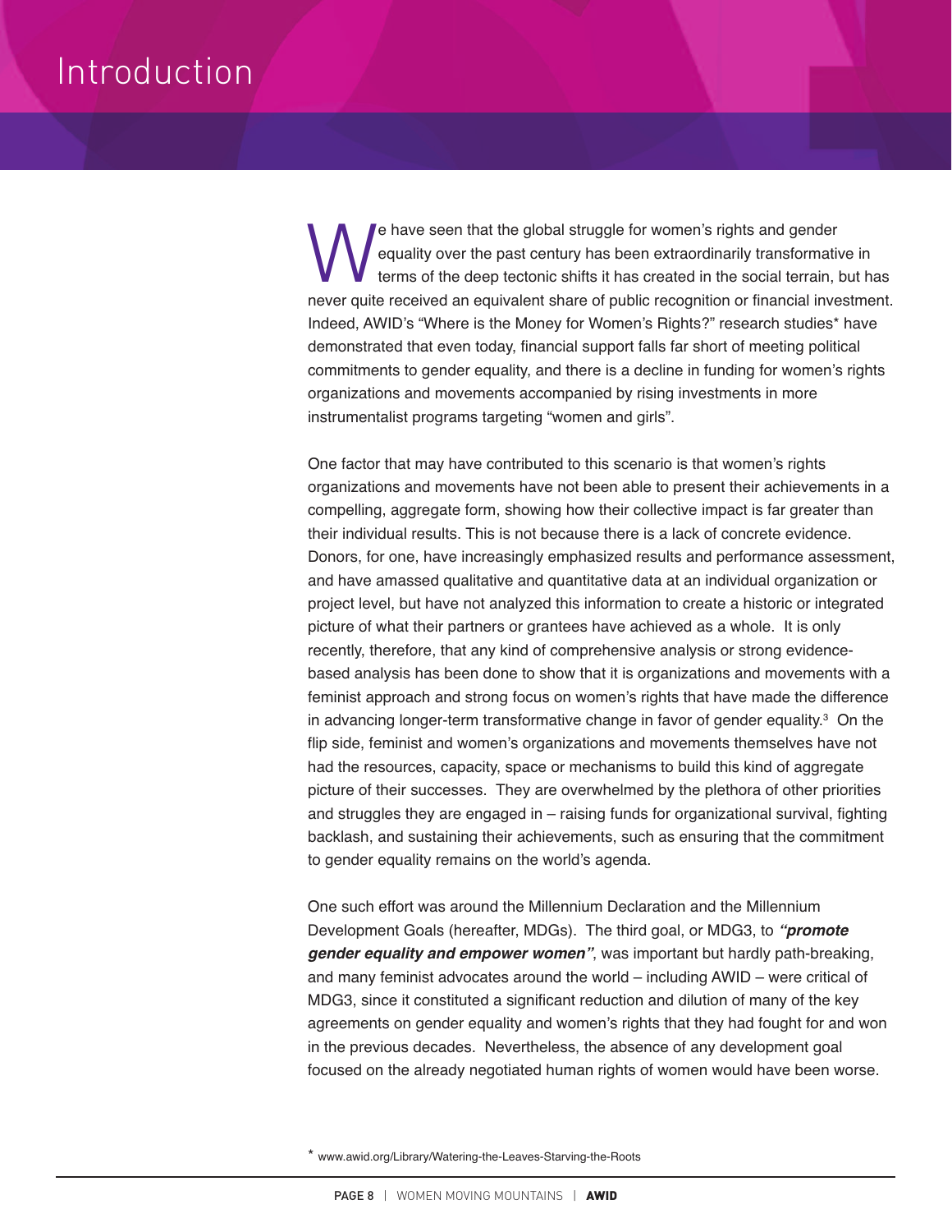# Introduction

We have seen that the global struggle for women's rights and gender equality over the past century has been extraordinarily transformative in terms of the deep tectonic shifts it has created in the social terrain, but has never quite received an equivalent share of public recognition or financial investment. Indeed, AWID's "Where is the Money for Women's Rights?" research studies* have demonstrated that even today, financial support falls far short of meeting political commitments to gender equality, and there is a decline in funding for women's rights organizations and movements accompanied by rising investments in more instrumentalist programs targeting "women and girls".

One factor that may have contributed to this scenario is that women's rights organizations and movements have not been able to present their achievements in a compelling, aggregate form, showing how their collective impact is far greater than their individual results. This is not because there is a lack of concrete evidence. Donors, for one, have increasingly emphasized results and performance assessment, and have amassed qualitative and quantitative data at an individual organization or project level, but have not analyzed this information to create a historic or integrated picture of what their partners or grantees have achieved as a whole. It is only recently, therefore, that any kind of comprehensive analysis or strong evidence-based analysis has been done to show that it is organizations and movements with a feminist approach and strong focus on women's rights that have made the difference in advancing longer-term transformative change in favor of gender equality.[3] On the flip side, feminist and women's organizations and movements themselves have not had the resources, capacity, space or mechanisms to build this kind of aggregate picture of their successes. They are overwhelmed by the plethora of other priorities and struggles they are engaged in – raising funds for organizational survival, fighting backlash, and sustaining their achievements, such as ensuring that the commitment to gender equality remains on the world's agenda.

One such effort was around the Millennium Declaration and the Millennium Development Goals (hereafter, MDGs). The third goal, or MDG3, to ***"promote gender equality and empower women"***, was important but hardly path-breaking, and many feminist advocates around the world – including AWID – were critical of MDG3, since it constituted a significant reduction and dilution of many of the key agreements on gender equality and women's rights that they had fought for and won in the previous decades. Nevertheless, the absence of any development goal focused on the already negotiated human rights of women would have been worse.

* www.awid.org/Library/Watering-the-Leaves-Starving-the-Roots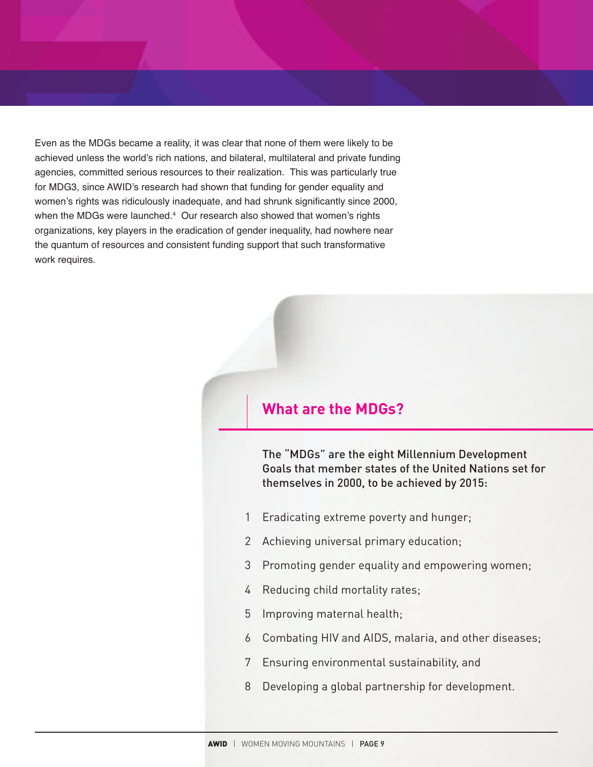Even as the MDGs became a reality, it was clear that none of them were likely to be achieved unless the world's rich nations, and bilateral, multilateral and private funding agencies, committed serious resources to their realization. This was particularly true for MDG3, since AWID's research had shown that funding for gender equality and women's rights was ridiculously inadequate, and had shrunk significantly since 2000, when the MDGs were launched.[4] Our research also showed that women's rights organizations, key players in the eradication of gender inequality, had nowhere near the quantum of resources and consistent funding support that such transformative work requires.

## What are the MDGs?

The "MDGs" are the eight Millennium Development Goals that member states of the United Nations set for themselves in 2000, to be achieved by 2015:

1. Eradicating extreme poverty and hunger;
2. Achieving universal primary education;
3. Promoting gender equality and empowering women;
4. Reducing child mortality rates;
5. Improving maternal health;
6. Combating HIV and AIDS, malaria, and other diseases;
7. Ensuring environmental sustainability, and
8. Developing a global partnership for development.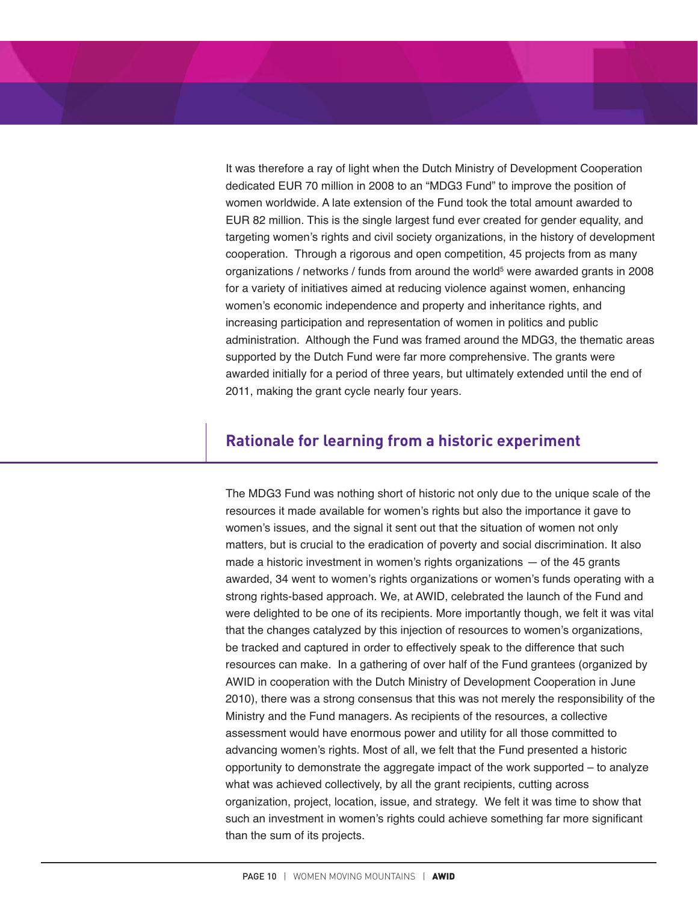It was therefore a ray of light when the Dutch Ministry of Development Cooperation dedicated EUR 70 million in 2008 to an "MDG3 Fund" to improve the position of women worldwide. A late extension of the Fund took the total amount awarded to EUR 82 million. This is the single largest fund ever created for gender equality, and targeting women's rights and civil society organizations, in the history of development cooperation. Through a rigorous and open competition, 45 projects from as many organizations / networks / funds from around the world[5] were awarded grants in 2008 for a variety of initiatives aimed at reducing violence against women, enhancing women's economic independence and property and inheritance rights, and increasing participation and representation of women in politics and public administration. Although the Fund was framed around the MDG3, the thematic areas supported by the Dutch Fund were far more comprehensive. The grants were awarded initially for a period of three years, but ultimately extended until the end of 2011, making the grant cycle nearly four years.

## Rationale for learning from a historic experiment

The MDG3 Fund was nothing short of historic not only due to the unique scale of the resources it made available for women's rights but also the importance it gave to women's issues, and the signal it sent out that the situation of women not only matters, but is crucial to the eradication of poverty and social discrimination. It also made a historic investment in women's rights organizations — of the 45 grants awarded, 34 went to women's rights organizations or women's funds operating with a strong rights-based approach. We, at AWID, celebrated the launch of the Fund and were delighted to be one of its recipients. More importantly though, we felt it was vital that the changes catalyzed by this injection of resources to women's organizations, be tracked and captured in order to effectively speak to the difference that such resources can make. In a gathering of over half of the Fund grantees (organized by AWID in cooperation with the Dutch Ministry of Development Cooperation in June 2010), there was a strong consensus that this was not merely the responsibility of the Ministry and the Fund managers. As recipients of the resources, a collective assessment would have enormous power and utility for all those committed to advancing women's rights. Most of all, we felt that the Fund presented a historic opportunity to demonstrate the aggregate impact of the work supported – to analyze what was achieved collectively, by all the grant recipients, cutting across organization, project, location, issue, and strategy. We felt it was time to show that such an investment in women's rights could achieve something far more significant than the sum of its projects.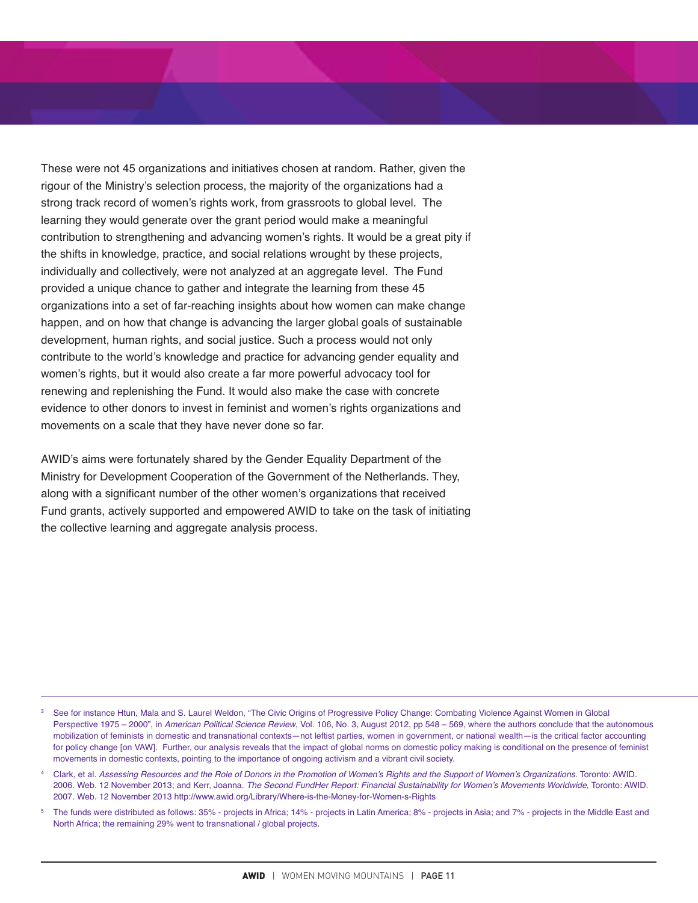These were not 45 organizations and initiatives chosen at random. Rather, given the rigour of the Ministry's selection process, the majority of the organizations had a strong track record of women's rights work, from grassroots to global level. The learning they would generate over the grant period would make a meaningful contribution to strengthening and advancing women's rights. It would be a great pity if the shifts in knowledge, practice, and social relations wrought by these projects, individually and collectively, were not analyzed at an aggregate level. The Fund provided a unique chance to gather and integrate the learning from these 45 organizations into a set of far-reaching insights about how women can make change happen, and on how that change is advancing the larger global goals of sustainable development, human rights, and social justice. Such a process would not only contribute to the world's knowledge and practice for advancing gender equality and women's rights, but it would also create a far more powerful advocacy tool for renewing and replenishing the Fund. It would also make the case with concrete evidence to other donors to invest in feminist and women's rights organizations and movements on a scale that they have never done so far.

AWID's aims were fortunately shared by the Gender Equality Department of the Ministry for Development Cooperation of the Government of the Netherlands. They, along with a significant number of the other women's organizations that received Fund grants, actively supported and empowered AWID to take on the task of initiating the collective learning and aggregate analysis process.

---

[3] See for instance Htun, Mala and S. Laurel Weldon, "The Civic Origins of Progressive Policy Change: Combating Violence Against Women in Global Perspective 1975 – 2000", in *American Political Science Review*, Vol. 106, No. 3, August 2012, pp 548 – 569, where the authors conclude that the autonomous mobilization of feminists in domestic and transnational contexts—not leftist parties, women in government, or national wealth—is the critical factor accounting for policy change [on VAW]. Further, our analysis reveals that the impact of global norms on domestic policy making is conditional on the presence of feminist movements in domestic contexts, pointing to the importance of ongoing activism and a vibrant civil society.

[4] Clark, et al. *Assessing Resources and the Role of Donors in the Promotion of Women's Rights and the Support of Women's Organizations*. Toronto: AWID. 2006. Web. 12 November 2013; and Kerr, Joanna. *The Second FundHer Report: Financial Sustainability for Women's Movements Worldwide*, Toronto: AWID. 2007. Web. 12 November 2013 http://www.awid.org/Library/Where-is-the-Money-for-Women-s-Rights

[5] The funds were distributed as follows: 35% - projects in Africa; 14% - projects in Latin America; 8% - projects in Asia; and 7% - projects in the Middle East and North Africa; the remaining 29% went to transnational / global projects.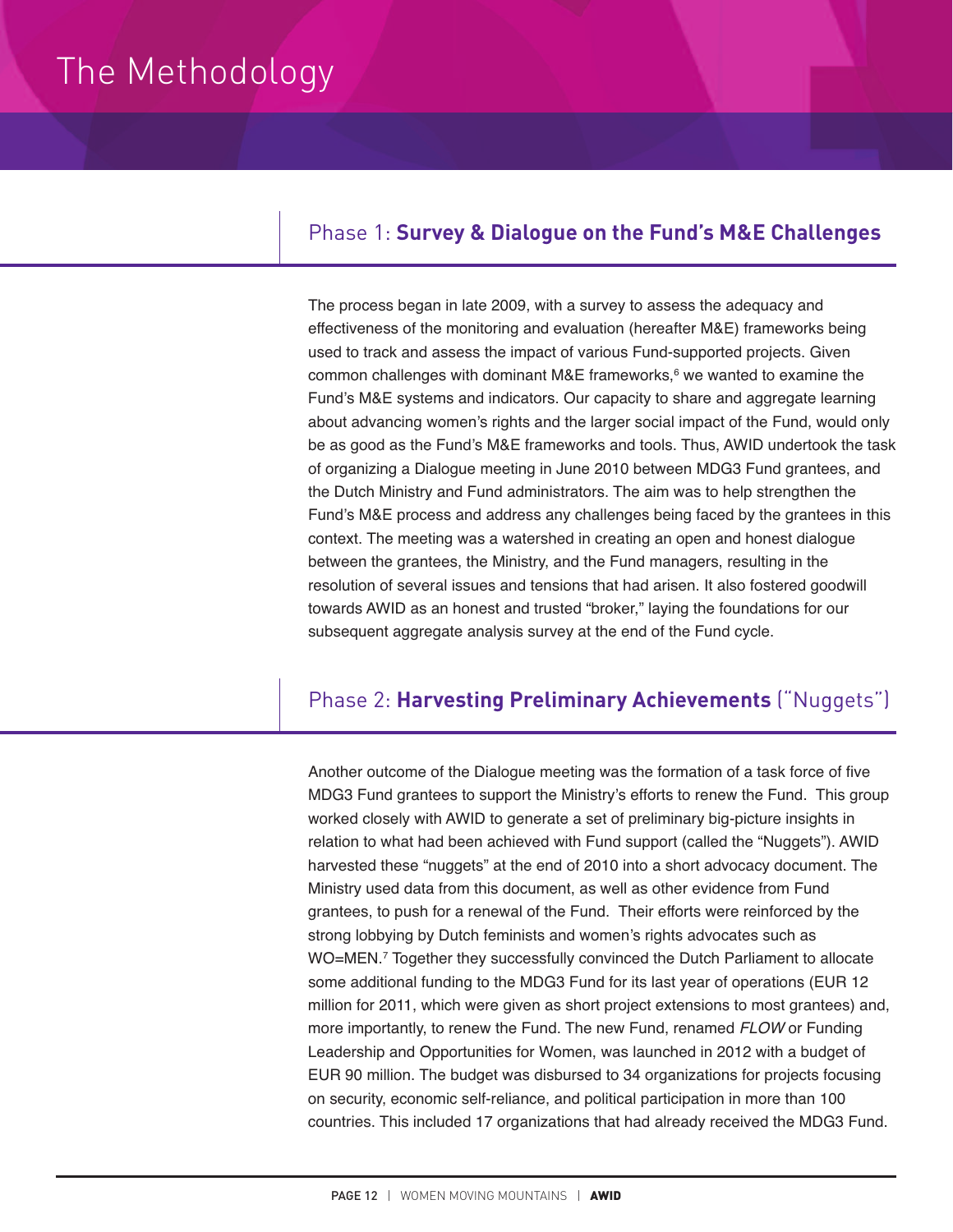# The Methodology

## Phase 1: **Survey & Dialogue on the Fund's M&E Challenges**

The process began in late 2009, with a survey to assess the adequacy and effectiveness of the monitoring and evaluation (hereafter M&E) frameworks being used to track and assess the impact of various Fund-supported projects. Given common challenges with dominant M&E frameworks,[6] we wanted to examine the Fund's M&E systems and indicators. Our capacity to share and aggregate learning about advancing women's rights and the larger social impact of the Fund, would only be as good as the Fund's M&E frameworks and tools. Thus, AWID undertook the task of organizing a Dialogue meeting in June 2010 between MDG3 Fund grantees, and the Dutch Ministry and Fund administrators. The aim was to help strengthen the Fund's M&E process and address any challenges being faced by the grantees in this context. The meeting was a watershed in creating an open and honest dialogue between the grantees, the Ministry, and the Fund managers, resulting in the resolution of several issues and tensions that had arisen. It also fostered goodwill towards AWID as an honest and trusted "broker," laying the foundations for our subsequent aggregate analysis survey at the end of the Fund cycle.

## Phase 2: **Harvesting Preliminary Achievements** ("Nuggets")

Another outcome of the Dialogue meeting was the formation of a task force of five MDG3 Fund grantees to support the Ministry's efforts to renew the Fund. This group worked closely with AWID to generate a set of preliminary big-picture insights in relation to what had been achieved with Fund support (called the "Nuggets"). AWID harvested these "nuggets" at the end of 2010 into a short advocacy document. The Ministry used data from this document, as well as other evidence from Fund grantees, to push for a renewal of the Fund. Their efforts were reinforced by the strong lobbying by Dutch feminists and women's rights advocates such as WO=MEN.[7] Together they successfully convinced the Dutch Parliament to allocate some additional funding to the MDG3 Fund for its last year of operations (EUR 12 million for 2011, which were given as short project extensions to most grantees) and, more importantly, to renew the Fund. The new Fund, renamed *FLOW* or Funding Leadership and Opportunities for Women, was launched in 2012 with a budget of EUR 90 million. The budget was disbursed to 34 organizations for projects focusing on security, economic self-reliance, and political participation in more than 100 countries. This included 17 organizations that had already received the MDG3 Fund.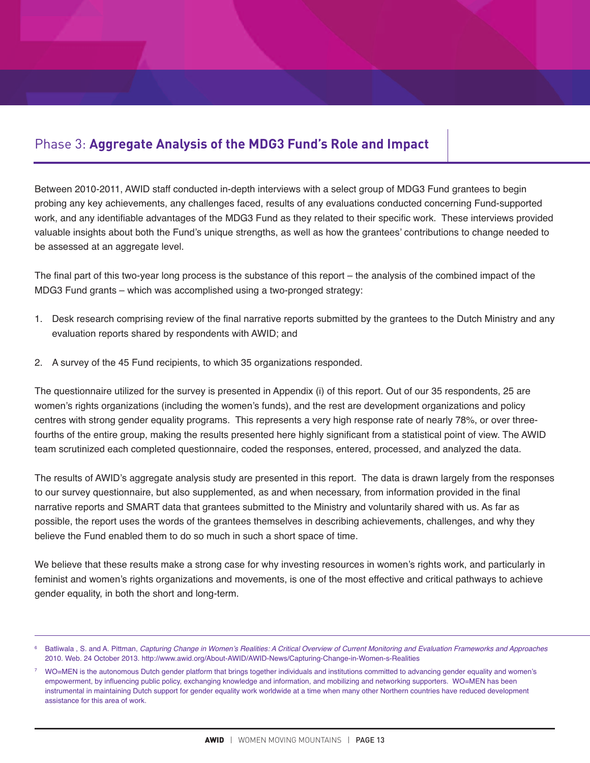## Phase 3: **Aggregate Analysis of the MDG3 Fund's Role and Impact**

Between 2010-2011, AWID staff conducted in-depth interviews with a select group of MDG3 Fund grantees to begin probing any key achievements, any challenges faced, results of any evaluations conducted concerning Fund-supported work, and any identifiable advantages of the MDG3 Fund as they related to their specific work. These interviews provided valuable insights about both the Fund's unique strengths, as well as how the grantees' contributions to change needed to be assessed at an aggregate level.

The final part of this two-year long process is the substance of this report – the analysis of the combined impact of the MDG3 Fund grants – which was accomplished using a two-pronged strategy:

1. Desk research comprising review of the final narrative reports submitted by the grantees to the Dutch Ministry and any evaluation reports shared by respondents with AWID; and

2. A survey of the 45 Fund recipients, to which 35 organizations responded.

The questionnaire utilized for the survey is presented in Appendix (i) of this report. Out of our 35 respondents, 25 are women's rights organizations (including the women's funds), and the rest are development organizations and policy centres with strong gender equality programs. This represents a very high response rate of nearly 78%, or over three-fourths of the entire group, making the results presented here highly significant from a statistical point of view. The AWID team scrutinized each completed questionnaire, coded the responses, entered, processed, and analyzed the data.

The results of AWID's aggregate analysis study are presented in this report. The data is drawn largely from the responses to our survey questionnaire, but also supplemented, as and when necessary, from information provided in the final narrative reports and SMART data that grantees submitted to the Ministry and voluntarily shared with us. As far as possible, the report uses the words of the grantees themselves in describing achievements, challenges, and why they believe the Fund enabled them to do so much in such a short space of time.

We believe that these results make a strong case for why investing resources in women's rights work, and particularly in feminist and women's rights organizations and movements, is one of the most effective and critical pathways to achieve gender equality, in both the short and long-term.

---

[6] Batliwala , S. and A. Pittman, *Capturing Change in Women's Realities: A Critical Overview of Current Monitoring and Evaluation Frameworks and Approaches* 2010. Web. 24 October 2013. http://www.awid.org/About-AWID/AWID-News/Capturing-Change-in-Women-s-Realities

[7] WO=MEN is the autonomous Dutch gender platform that brings together individuals and institutions committed to advancing gender equality and women's empowerment, by influencing public policy, exchanging knowledge and information, and mobilizing and networking supporters. WO=MEN has been instrumental in maintaining Dutch support for gender equality work worldwide at a time when many other Northern countries have reduced development assistance for this area of work.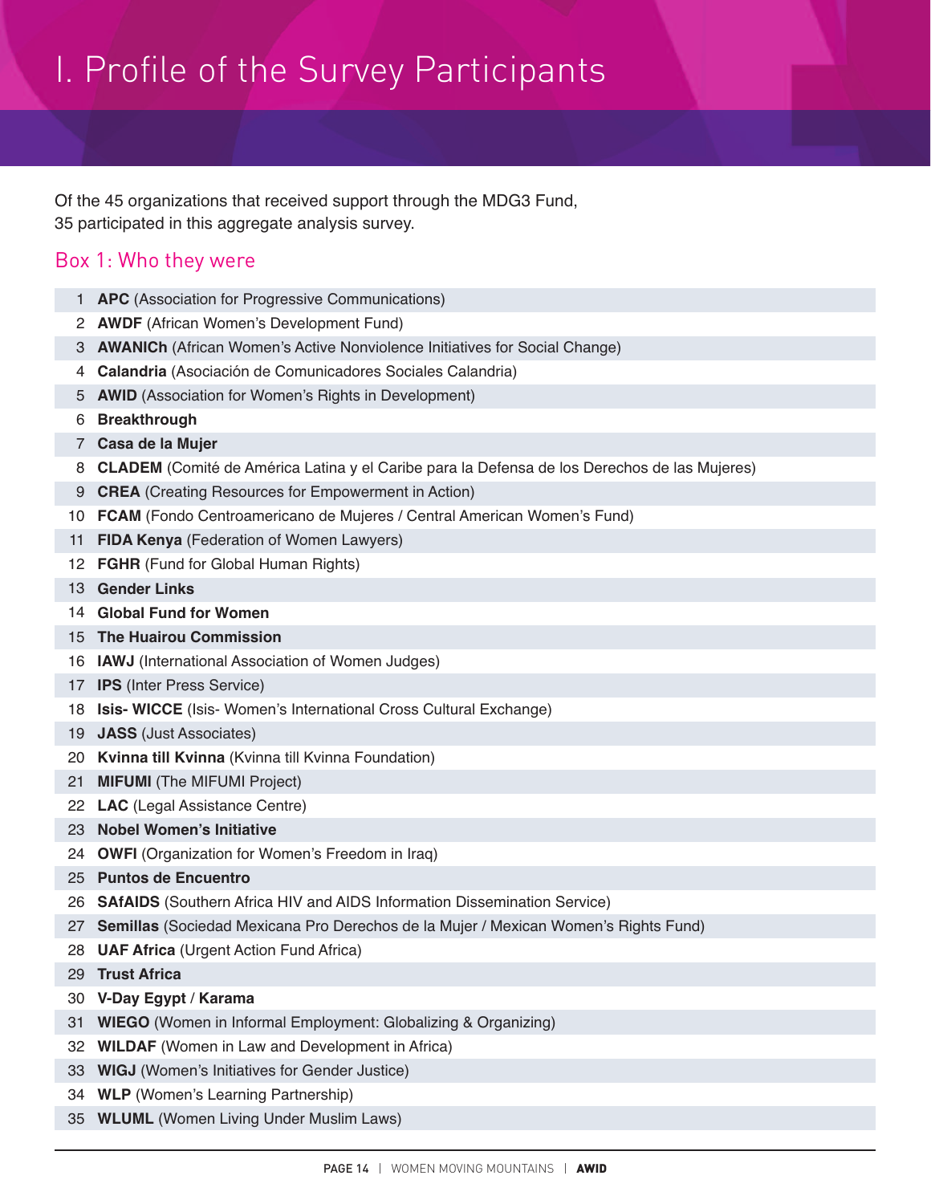# I. Profile of the Survey Participants

Of the 45 organizations that received support through the MDG3 Fund, 35 participated in this aggregate analysis survey.

## Box 1: Who they were

| | |
|---|---|
| 1 | **APC** (Association for Progressive Communications) |
| 2 | **AWDF** (African Women's Development Fund) |
| 3 | **AWANICh** (African Women's Active Nonviolence Initiatives for Social Change) |
| 4 | **Calandria** (Asociación de Comunicadores Sociales Calandria) |
| 5 | **AWID** (Association for Women's Rights in Development) |
| 6 | **Breakthrough** |
| 7 | **Casa de la Mujer** |
| 8 | **CLADEM** (Comité de América Latina y el Caribe para la Defensa de los Derechos de las Mujeres) |
| 9 | **CREA** (Creating Resources for Empowerment in Action) |
| 10 | **FCAM** (Fondo Centroamericano de Mujeres / Central American Women's Fund) |
| 11 | **FIDA Kenya** (Federation of Women Lawyers) |
| 12 | **FGHR** (Fund for Global Human Rights) |
| 13 | **Gender Links** |
| 14 | **Global Fund for Women** |
| 15 | **The Huairou Commission** |
| 16 | **IAWJ** (International Association of Women Judges) |
| 17 | **IPS** (Inter Press Service) |
| 18 | **Isis- WICCE** (Isis- Women's International Cross Cultural Exchange) |
| 19 | **JASS** (Just Associates) |
| 20 | **Kvinna till Kvinna** (Kvinna till Kvinna Foundation) |
| 21 | **MIFUMI** (The MIFUMI Project) |
| 22 | **LAC** (Legal Assistance Centre) |
| 23 | **Nobel Women's Initiative** |
| 24 | **OWFI** (Organization for Women's Freedom in Iraq) |
| 25 | **Puntos de Encuentro** |
| 26 | **SAfAIDS** (Southern Africa HIV and AIDS Information Dissemination Service) |
| 27 | **Semillas** (Sociedad Mexicana Pro Derechos de la Mujer / Mexican Women's Rights Fund) |
| 28 | **UAF Africa** (Urgent Action Fund Africa) |
| 29 | **Trust Africa** |
| 30 | **V-Day Egypt** / **Karama** |
| 31 | **WIEGO** (Women in Informal Employment: Globalizing & Organizing) |
| 32 | **WILDAF** (Women in Law and Development in Africa) |
| 33 | **WIGJ** (Women's Initiatives for Gender Justice) |
| 34 | **WLP** (Women's Learning Partnership) |
| 35 | **WLUML** (Women Living Under Muslim Laws) |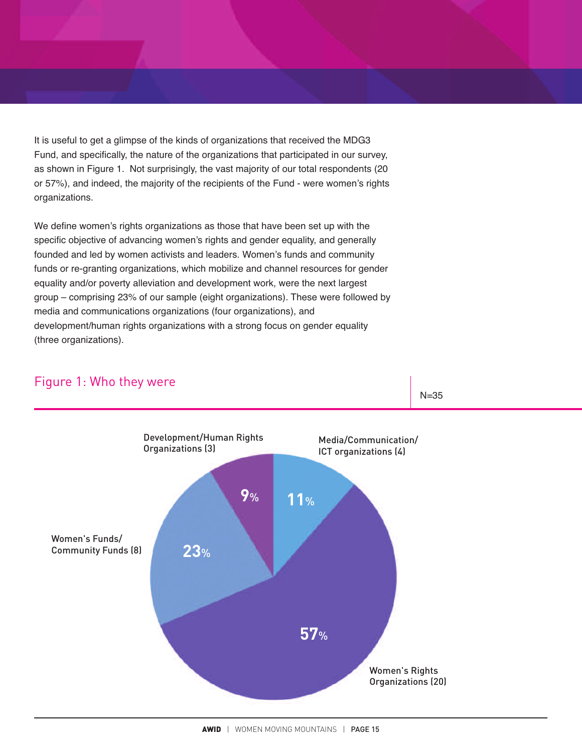It is useful to get a glimpse of the kinds of organizations that received the MDG3 Fund, and specifically, the nature of the organizations that participated in our survey, as shown in Figure 1. Not surprisingly, the vast majority of our total respondents (20 or 57%), and indeed, the majority of the recipients of the Fund - were women's rights organizations.

We define women's rights organizations as those that have been set up with the specific objective of advancing women's rights and gender equality, and generally founded and led by women activists and leaders. Women's funds and community funds or re-granting organizations, which mobilize and channel resources for gender equality and/or poverty alleviation and development work, were the next largest group – comprising 23% of our sample (eight organizations). These were followed by media and communications organizations (four organizations), and development/human rights organizations with a strong focus on gender equality (three organizations).

## Figure 1: Who they were

N=35

Development/Human Rights Organizations (3)
9%

Media/Communication/ ICT organizations (4)
11%

Women's Funds/ Community Funds (8)
23%

Women's Rights Organizations (20)
57%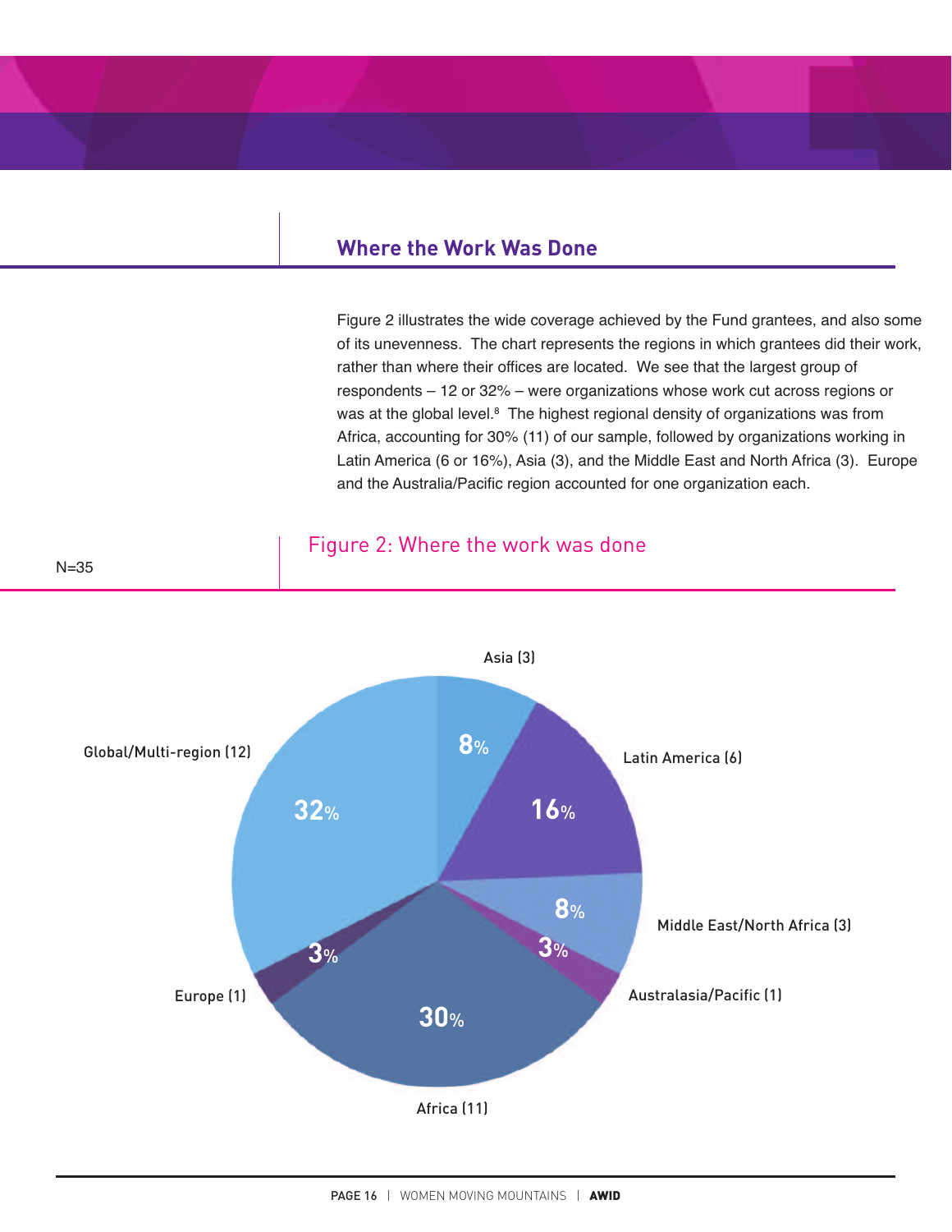## Where the Work Was Done

Figure 2 illustrates the wide coverage achieved by the Fund grantees, and also some of its unevenness. The chart represents the regions in which grantees did their work, rather than where their offices are located. We see that the largest group of respondents – 12 or 32% – were organizations whose work cut across regions or was at the global level.[8] The highest regional density of organizations was from Africa, accounting for 30% (11) of our sample, followed by organizations working in Latin America (6 or 16%), Asia (3), and the Middle East and North Africa (3). Europe and the Australia/Pacific region accounted for one organization each.

Figure 2: Where the work was done

N=35

| Region | Number | Percentage |
| --- | --- | --- |
| Global/Multi-region | 12 | 32% |
| Africa | 11 | 30% |
| Latin America | 6 | 16% |
| Asia | 3 | 8% |
| Middle East/North Africa | 3 | 8% |
| Europe | 1 | 3% |
| Australasia/Pacific | 1 | 3% |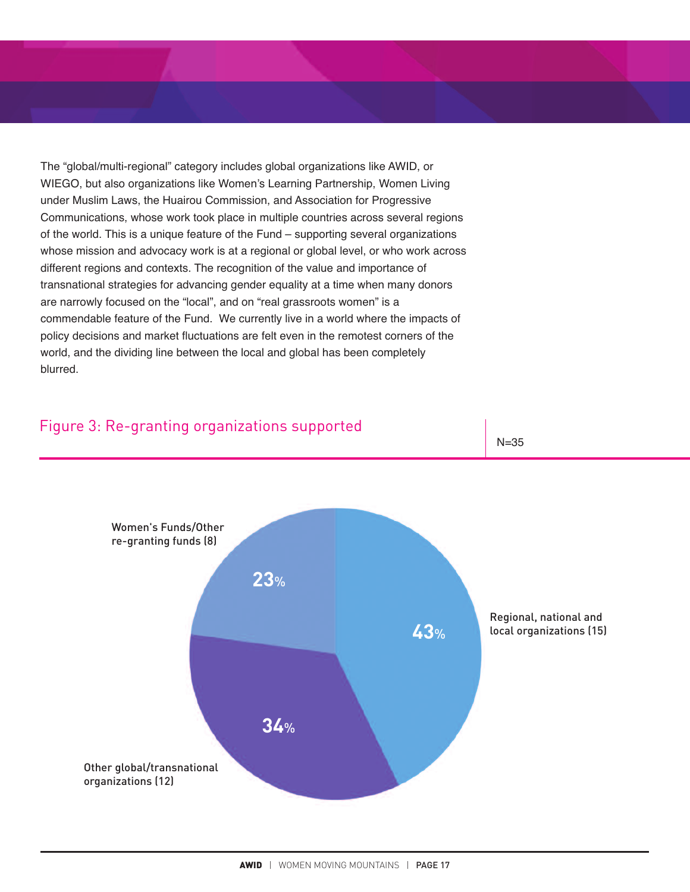The "global/multi-regional" category includes global organizations like AWID, or WIEGO, but also organizations like Women's Learning Partnership, Women Living under Muslim Laws, the Huairou Commission, and Association for Progressive Communications, whose work took place in multiple countries across several regions of the world. This is a unique feature of the Fund – supporting several organizations whose mission and advocacy work is at a regional or global level, or who work across different regions and contexts. The recognition of the value and importance of transnational strategies for advancing gender equality at a time when many donors are narrowly focused on the "local", and on "real grassroots women" is a commendable feature of the Fund. We currently live in a world where the impacts of policy decisions and market fluctuations are felt even in the remotest corners of the world, and the dividing line between the local and global has been completely blurred.

## Figure 3: Re-granting organizations supported

N=35

Women's Funds/Other re-granting funds (8)
23%

Regional, national and local organizations (15)
43%

Other global/transnational organizations (12)
34%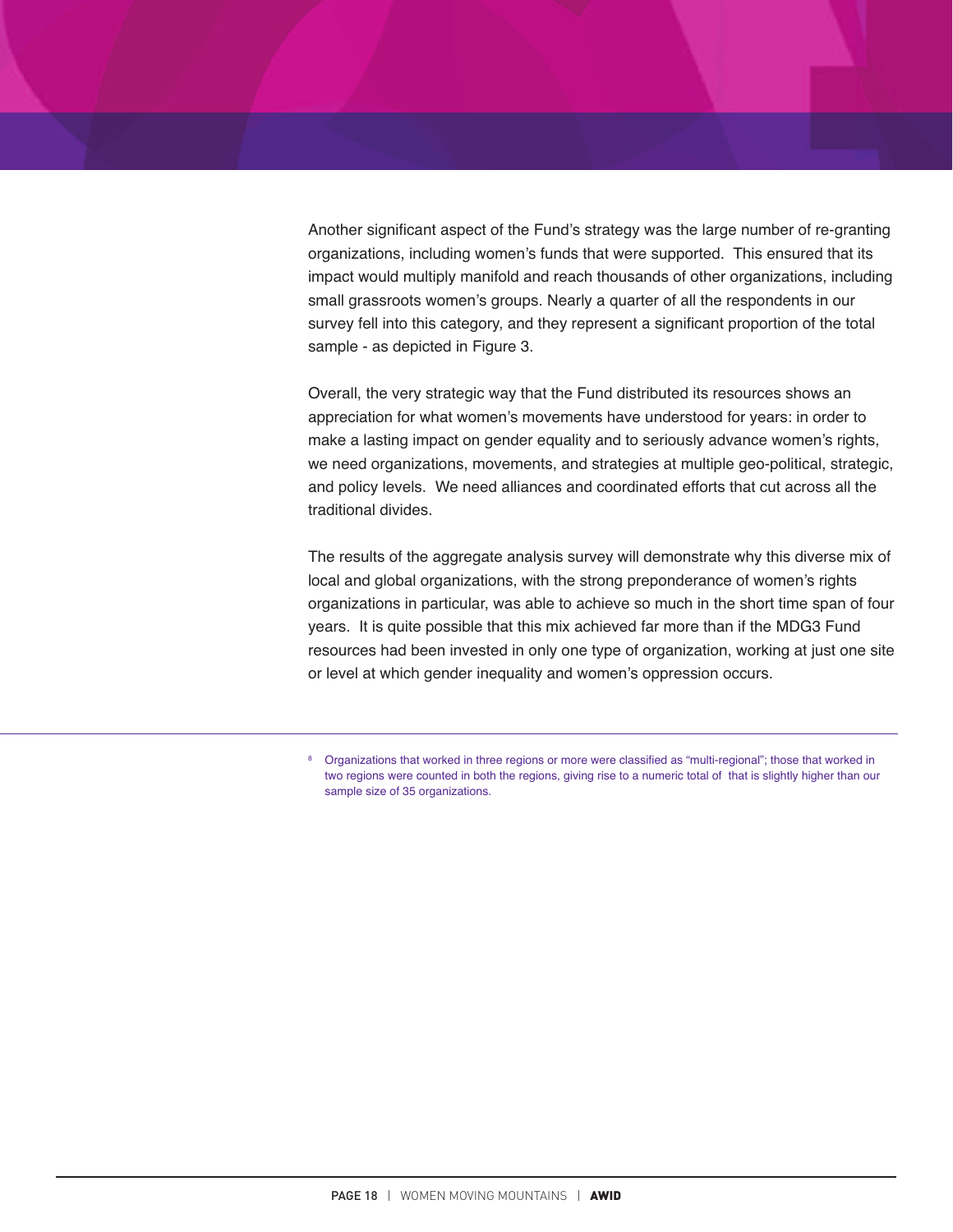Another significant aspect of the Fund's strategy was the large number of re-granting organizations, including women's funds that were supported. This ensured that its impact would multiply manifold and reach thousands of other organizations, including small grassroots women's groups. Nearly a quarter of all the respondents in our survey fell into this category, and they represent a significant proportion of the total sample - as depicted in Figure 3.

Overall, the very strategic way that the Fund distributed its resources shows an appreciation for what women's movements have understood for years: in order to make a lasting impact on gender equality and to seriously advance women's rights, we need organizations, movements, and strategies at multiple geo-political, strategic, and policy levels. We need alliances and coordinated efforts that cut across all the traditional divides.

The results of the aggregate analysis survey will demonstrate why this diverse mix of local and global organizations, with the strong preponderance of women's rights organizations in particular, was able to achieve so much in the short time span of four years. It is quite possible that this mix achieved far more than if the MDG3 Fund resources had been invested in only one type of organization, working at just one site or level at which gender inequality and women's oppression occurs.

---

[8] Organizations that worked in three regions or more were classified as "multi-regional"; those that worked in two regions were counted in both the regions, giving rise to a numeric total of that is slightly higher than our sample size of 35 organizations.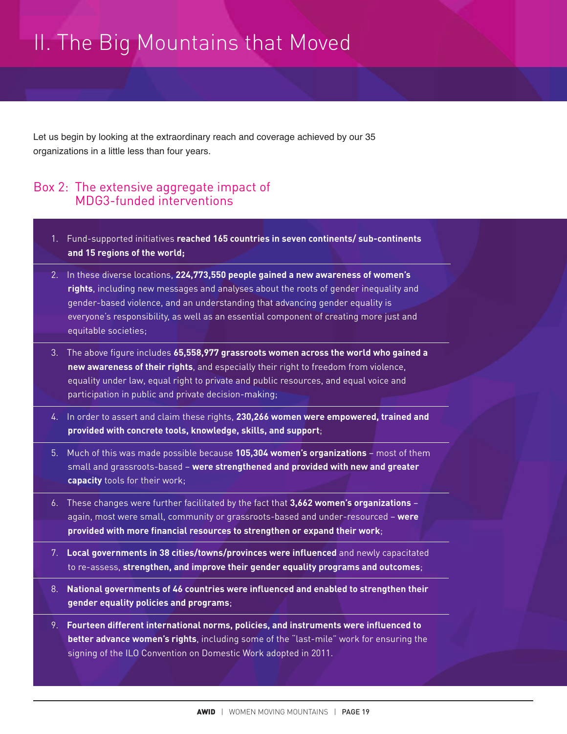# II. The Big Mountains that Moved

Let us begin by looking at the extraordinary reach and coverage achieved by our 35 organizations in a little less than four years.

## Box 2: The extensive aggregate impact of MDG3-funded interventions

1. Fund-supported initiatives **reached 165 countries in seven continents/ sub-continents and 15 regions of the world;**
2. In these diverse locations, **224,773,550 people gained a new awareness of women's rights**, including new messages and analyses about the roots of gender inequality and gender-based violence, and an understanding that advancing gender equality is everyone's responsibility, as well as an essential component of creating more just and equitable societies;
3. The above figure includes **65,558,977 grassroots women across the world who gained a new awareness of their rights**, and especially their right to freedom from violence, equality under law, equal right to private and public resources, and equal voice and participation in public and private decision-making;
4. In order to assert and claim these rights, **230,266 women were empowered, trained and provided with concrete tools, knowledge, skills, and support**;
5. Much of this was made possible because **105,304 women's organizations** – most of them small and grassroots-based – **were strengthened and provided with new and greater capacity** tools for their work;
6. These changes were further facilitated by the fact that **3,662 women's organizations** – again, most were small, community or grassroots-based and under-resourced – **were provided with more financial resources to strengthen or expand their work**;
7. **Local governments in 38 cities/towns/provinces were influenced** and newly capacitated to re-assess, **strengthen, and improve their gender equality programs and outcomes**;
8. **National governments of 46 countries were influenced and enabled to strengthen their gender equality policies and programs**;
9. **Fourteen different international norms, policies, and instruments were influenced to better advance women's rights**, including some of the "last-mile" work for ensuring the signing of the ILO Convention on Domestic Work adopted in 2011.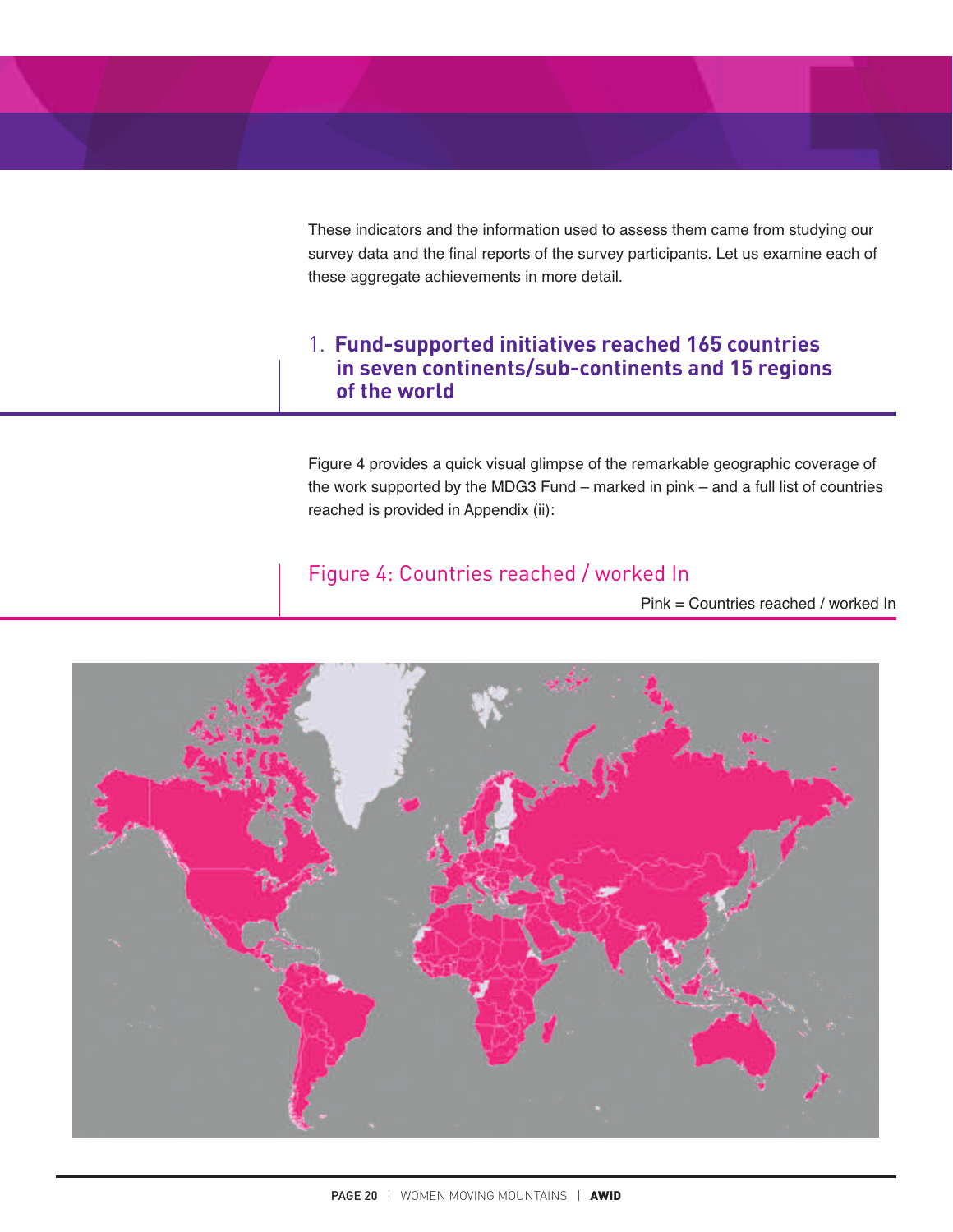These indicators and the information used to assess them came from studying our survey data and the final reports of the survey participants. Let us examine each of these aggregate achievements in more detail.

## 1. Fund-supported initiatives reached 165 countries in seven continents/sub-continents and 15 regions of the world

Figure 4 provides a quick visual glimpse of the remarkable geographic coverage of the work supported by the MDG3 Fund – marked in pink – and a full list of countries reached is provided in Appendix (ii):

### Figure 4: Countries reached / worked In

Pink = Countries reached / worked In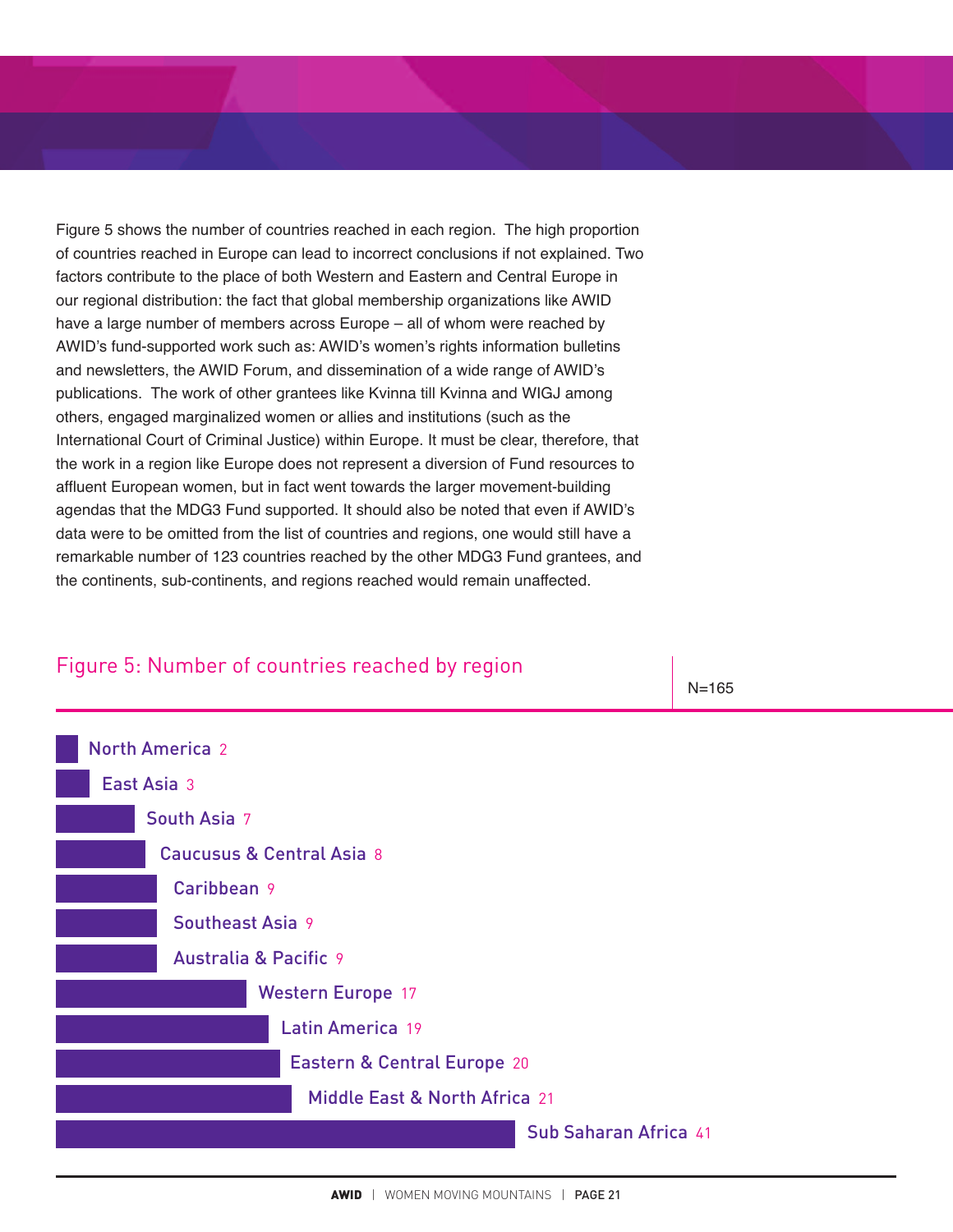Figure 5 shows the number of countries reached in each region. The high proportion of countries reached in Europe can lead to incorrect conclusions if not explained. Two factors contribute to the place of both Western and Eastern and Central Europe in our regional distribution: the fact that global membership organizations like AWID have a large number of members across Europe – all of whom were reached by AWID's fund-supported work such as: AWID's women's rights information bulletins and newsletters, the AWID Forum, and dissemination of a wide range of AWID's publications. The work of other grantees like Kvinna till Kvinna and WIGJ among others, engaged marginalized women or allies and institutions (such as the International Court of Criminal Justice) within Europe. It must be clear, therefore, that the work in a region like Europe does not represent a diversion of Fund resources to affluent European women, but in fact went towards the larger movement-building agendas that the MDG3 Fund supported. It should also be noted that even if AWID's data were to be omitted from the list of countries and regions, one would still have a remarkable number of 123 countries reached by the other MDG3 Fund grantees, and the continents, sub-continents, and regions reached would remain unaffected.

## Figure 5: Number of countries reached by region

N=165

North America 2
East Asia 3
South Asia 7
Caucusus & Central Asia 8
Caribbean 9
Southeast Asia 9
Australia & Pacific 9
Western Europe 17
Latin America 19
Eastern & Central Europe 20
Middle East & North Africa 21
Sub Saharan Africa 41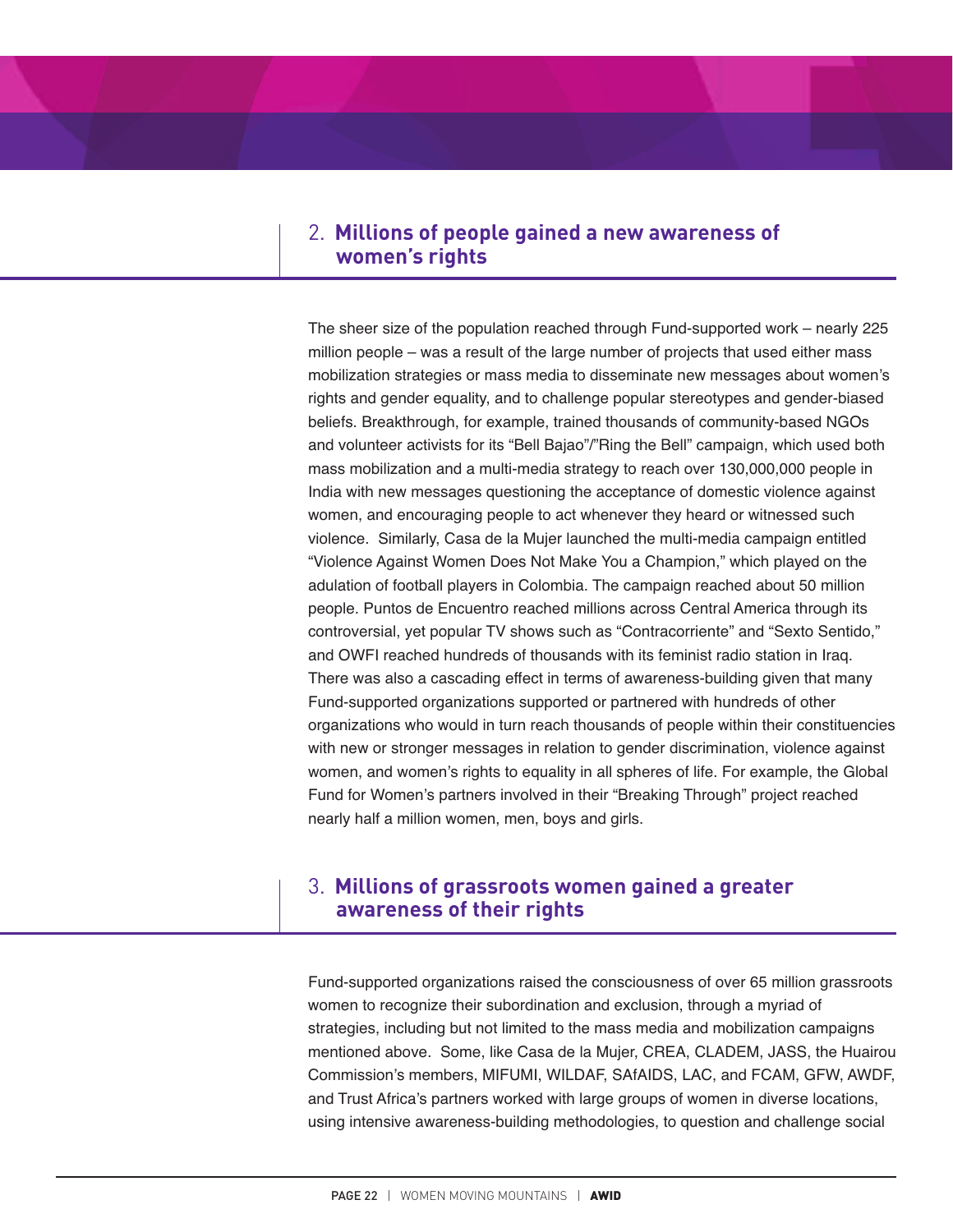## 2. **Millions of people gained a new awareness of women's rights**

The sheer size of the population reached through Fund-supported work – nearly 225 million people – was a result of the large number of projects that used either mass mobilization strategies or mass media to disseminate new messages about women's rights and gender equality, and to challenge popular stereotypes and gender-biased beliefs. Breakthrough, for example, trained thousands of community-based NGOs and volunteer activists for its "Bell Bajao"/"Ring the Bell" campaign, which used both mass mobilization and a multi-media strategy to reach over 130,000,000 people in India with new messages questioning the acceptance of domestic violence against women, and encouraging people to act whenever they heard or witnessed such violence. Similarly, Casa de la Mujer launched the multi-media campaign entitled "Violence Against Women Does Not Make You a Champion," which played on the adulation of football players in Colombia. The campaign reached about 50 million people. Puntos de Encuentro reached millions across Central America through its controversial, yet popular TV shows such as "Contracorriente" and "Sexto Sentido," and OWFI reached hundreds of thousands with its feminist radio station in Iraq. There was also a cascading effect in terms of awareness-building given that many Fund-supported organizations supported or partnered with hundreds of other organizations who would in turn reach thousands of people within their constituencies with new or stronger messages in relation to gender discrimination, violence against women, and women's rights to equality in all spheres of life. For example, the Global Fund for Women's partners involved in their "Breaking Through" project reached nearly half a million women, men, boys and girls.

## 3. **Millions of grassroots women gained a greater awareness of their rights**

Fund-supported organizations raised the consciousness of over 65 million grassroots women to recognize their subordination and exclusion, through a myriad of strategies, including but not limited to the mass media and mobilization campaigns mentioned above. Some, like Casa de la Mujer, CREA, CLADEM, JASS, the Huairou Commission's members, MIFUMI, WILDAF, SAfAIDS, LAC, and FCAM, GFW, AWDF, and Trust Africa's partners worked with large groups of women in diverse locations, using intensive awareness-building methodologies, to question and challenge social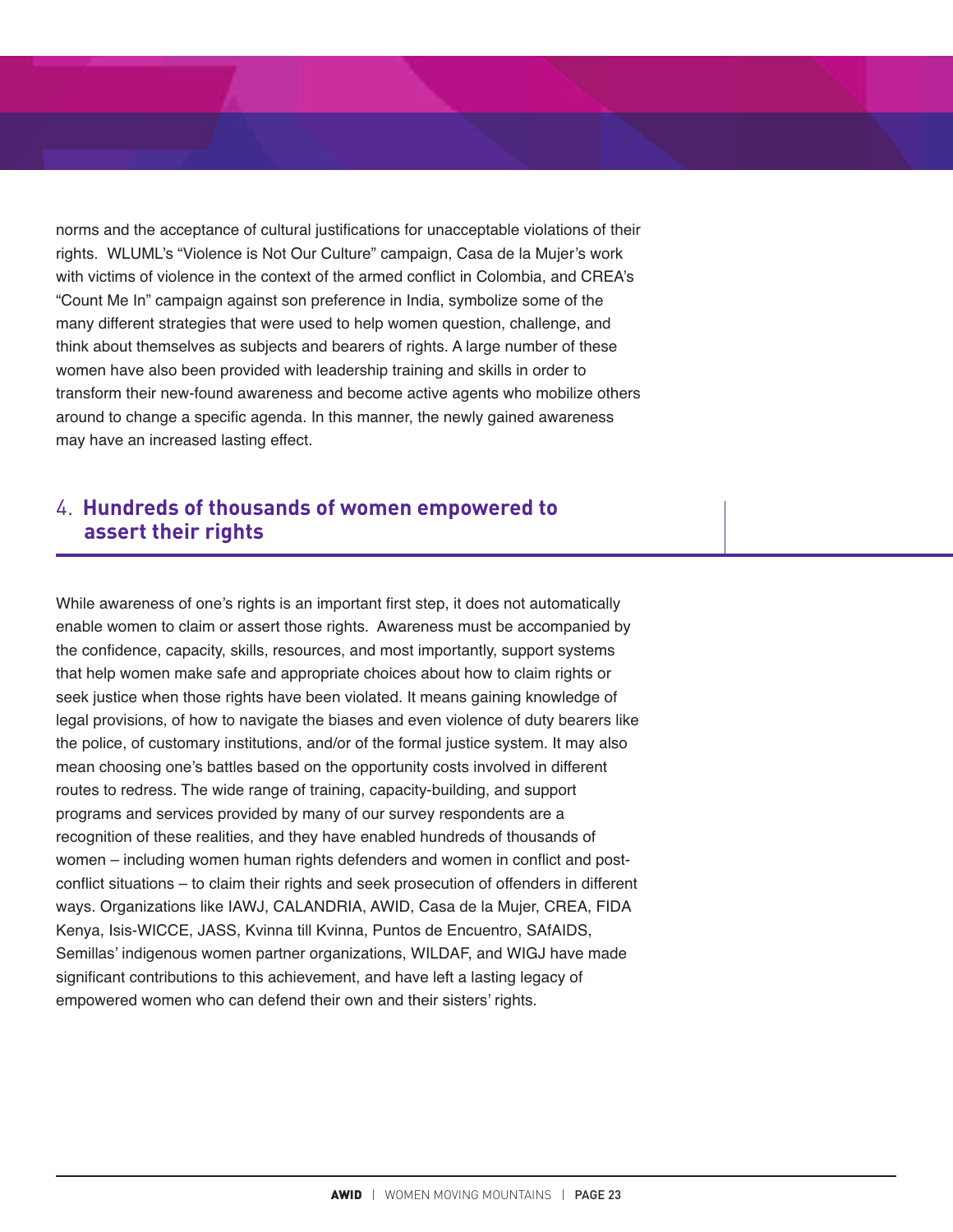norms and the acceptance of cultural justifications for unacceptable violations of their rights. WLUML's "Violence is Not Our Culture" campaign, Casa de la Mujer's work with victims of violence in the context of the armed conflict in Colombia, and CREA's "Count Me In" campaign against son preference in India, symbolize some of the many different strategies that were used to help women question, challenge, and think about themselves as subjects and bearers of rights. A large number of these women have also been provided with leadership training and skills in order to transform their new-found awareness and become active agents who mobilize others around to change a specific agenda. In this manner, the newly gained awareness may have an increased lasting effect.

## 4. **Hundreds of thousands of women empowered to assert their rights**

While awareness of one's rights is an important first step, it does not automatically enable women to claim or assert those rights. Awareness must be accompanied by the confidence, capacity, skills, resources, and most importantly, support systems that help women make safe and appropriate choices about how to claim rights or seek justice when those rights have been violated. It means gaining knowledge of legal provisions, of how to navigate the biases and even violence of duty bearers like the police, of customary institutions, and/or of the formal justice system. It may also mean choosing one's battles based on the opportunity costs involved in different routes to redress. The wide range of training, capacity-building, and support programs and services provided by many of our survey respondents are a recognition of these realities, and they have enabled hundreds of thousands of women – including women human rights defenders and women in conflict and post-conflict situations – to claim their rights and seek prosecution of offenders in different ways. Organizations like IAWJ, CALANDRIA, AWID, Casa de la Mujer, CREA, FIDA Kenya, Isis-WICCE, JASS, Kvinna till Kvinna, Puntos de Encuentro, SAfAIDS, Semillas' indigenous women partner organizations, WILDAF, and WIGJ have made significant contributions to this achievement, and have left a lasting legacy of empowered women who can defend their own and their sisters' rights.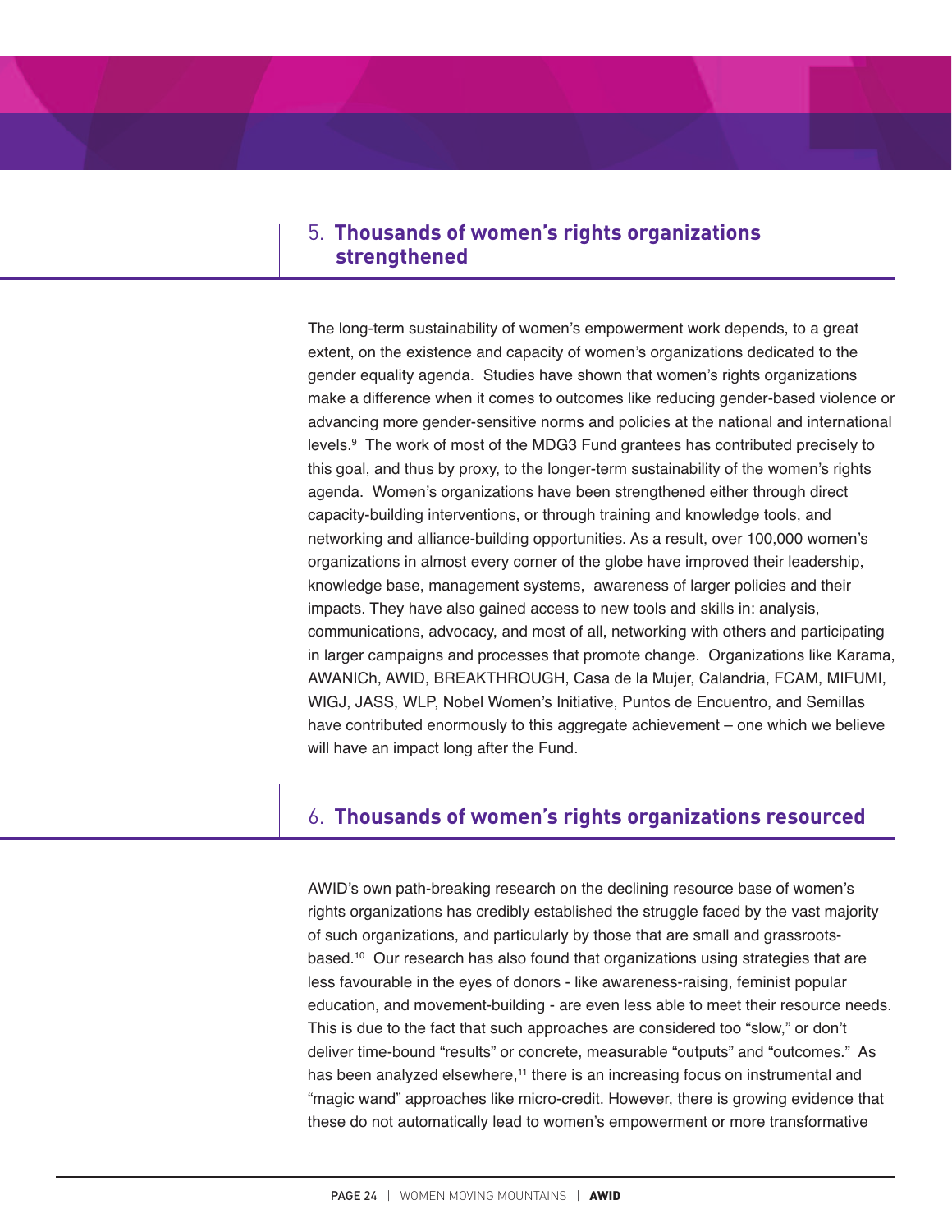## 5. **Thousands of women's rights organizations strengthened**

The long-term sustainability of women's empowerment work depends, to a great extent, on the existence and capacity of women's organizations dedicated to the gender equality agenda. Studies have shown that women's rights organizations make a difference when it comes to outcomes like reducing gender-based violence or advancing more gender-sensitive norms and policies at the national and international levels.[9] The work of most of the MDG3 Fund grantees has contributed precisely to this goal, and thus by proxy, to the longer-term sustainability of the women's rights agenda. Women's organizations have been strengthened either through direct capacity-building interventions, or through training and knowledge tools, and networking and alliance-building opportunities. As a result, over 100,000 women's organizations in almost every corner of the globe have improved their leadership, knowledge base, management systems, awareness of larger policies and their impacts. They have also gained access to new tools and skills in: analysis, communications, advocacy, and most of all, networking with others and participating in larger campaigns and processes that promote change. Organizations like Karama, AWANICh, AWID, BREAKTHROUGH, Casa de la Mujer, Calandria, FCAM, MIFUMI, WIGJ, JASS, WLP, Nobel Women's Initiative, Puntos de Encuentro, and Semillas have contributed enormously to this aggregate achievement – one which we believe will have an impact long after the Fund.

## 6. **Thousands of women's rights organizations resourced**

AWID's own path-breaking research on the declining resource base of women's rights organizations has credibly established the struggle faced by the vast majority of such organizations, and particularly by those that are small and grassroots-based.[10] Our research has also found that organizations using strategies that are less favourable in the eyes of donors - like awareness-raising, feminist popular education, and movement-building - are even less able to meet their resource needs. This is due to the fact that such approaches are considered too "slow," or don't deliver time-bound "results" or concrete, measurable "outputs" and "outcomes." As has been analyzed elsewhere,[11] there is an increasing focus on instrumental and "magic wand" approaches like micro-credit. However, there is growing evidence that these do not automatically lead to women's empowerment or more transformative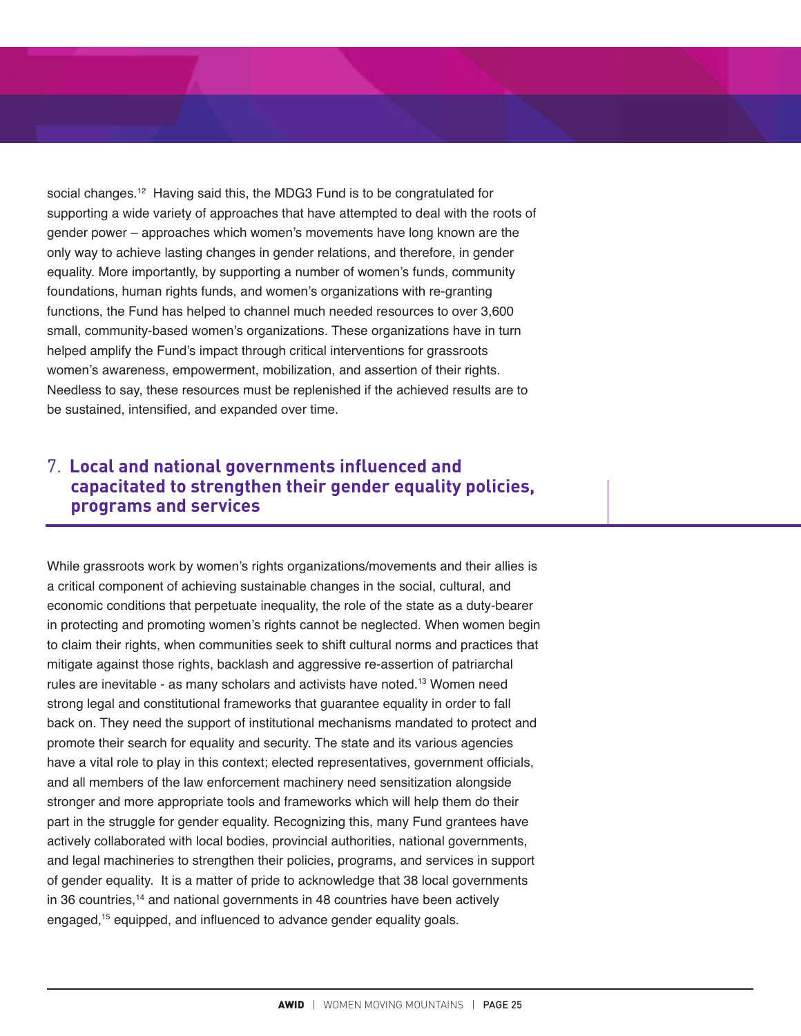social changes.[12] Having said this, the MDG3 Fund is to be congratulated for supporting a wide variety of approaches that have attempted to deal with the roots of gender power – approaches which women's movements have long known are the only way to achieve lasting changes in gender relations, and therefore, in gender equality. More importantly, by supporting a number of women's funds, community foundations, human rights funds, and women's organizations with re-granting functions, the Fund has helped to channel much needed resources to over 3,600 small, community-based women's organizations. These organizations have in turn helped amplify the Fund's impact through critical interventions for grassroots women's awareness, empowerment, mobilization, and assertion of their rights. Needless to say, these resources must be replenished if the achieved results are to be sustained, intensified, and expanded over time.

## 7. Local and national governments influenced and capacitated to strengthen their gender equality policies, programs and services

While grassroots work by women's rights organizations/movements and their allies is a critical component of achieving sustainable changes in the social, cultural, and economic conditions that perpetuate inequality, the role of the state as a duty-bearer in protecting and promoting women's rights cannot be neglected. When women begin to claim their rights, when communities seek to shift cultural norms and practices that mitigate against those rights, backlash and aggressive re-assertion of patriarchal rules are inevitable - as many scholars and activists have noted.[13] Women need strong legal and constitutional frameworks that guarantee equality in order to fall back on. They need the support of institutional mechanisms mandated to protect and promote their search for equality and security. The state and its various agencies have a vital role to play in this context; elected representatives, government officials, and all members of the law enforcement machinery need sensitization alongside stronger and more appropriate tools and frameworks which will help them do their part in the struggle for gender equality. Recognizing this, many Fund grantees have actively collaborated with local bodies, provincial authorities, national governments, and legal machineries to strengthen their policies, programs, and services in support of gender equality. It is a matter of pride to acknowledge that 38 local governments in 36 countries,[14] and national governments in 48 countries have been actively engaged,[15] equipped, and influenced to advance gender equality goals.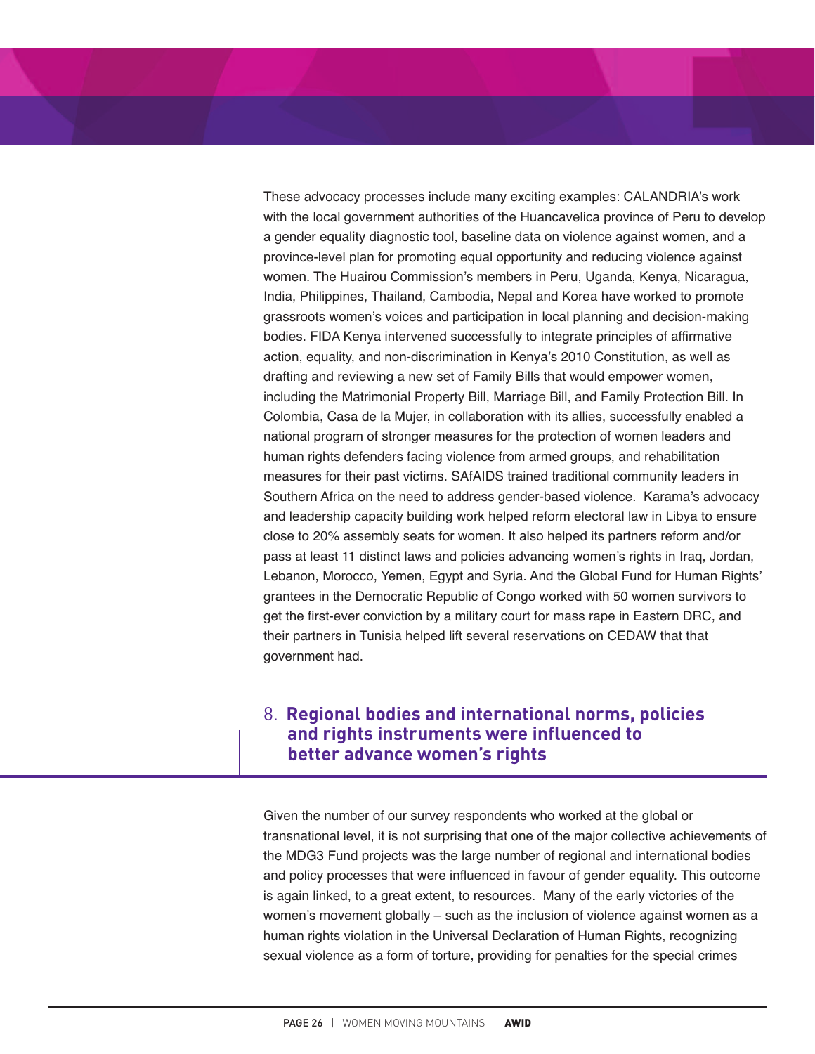These advocacy processes include many exciting examples: CALANDRIA's work with the local government authorities of the Huancavelica province of Peru to develop a gender equality diagnostic tool, baseline data on violence against women, and a province-level plan for promoting equal opportunity and reducing violence against women. The Huairou Commission's members in Peru, Uganda, Kenya, Nicaragua, India, Philippines, Thailand, Cambodia, Nepal and Korea have worked to promote grassroots women's voices and participation in local planning and decision-making bodies. FIDA Kenya intervened successfully to integrate principles of affirmative action, equality, and non-discrimination in Kenya's 2010 Constitution, as well as drafting and reviewing a new set of Family Bills that would empower women, including the Matrimonial Property Bill, Marriage Bill, and Family Protection Bill. In Colombia, Casa de la Mujer, in collaboration with its allies, successfully enabled a national program of stronger measures for the protection of women leaders and human rights defenders facing violence from armed groups, and rehabilitation measures for their past victims. SAfAIDS trained traditional community leaders in Southern Africa on the need to address gender-based violence. Karama's advocacy and leadership capacity building work helped reform electoral law in Libya to ensure close to 20% assembly seats for women. It also helped its partners reform and/or pass at least 11 distinct laws and policies advancing women's rights in Iraq, Jordan, Lebanon, Morocco, Yemen, Egypt and Syria. And the Global Fund for Human Rights' grantees in the Democratic Republic of Congo worked with 50 women survivors to get the first-ever conviction by a military court for mass rape in Eastern DRC, and their partners in Tunisia helped lift several reservations on CEDAW that that government had.

## 8. Regional bodies and international norms, policies and rights instruments were influenced to better advance women's rights

Given the number of our survey respondents who worked at the global or transnational level, it is not surprising that one of the major collective achievements of the MDG3 Fund projects was the large number of regional and international bodies and policy processes that were influenced in favour of gender equality. This outcome is again linked, to a great extent, to resources. Many of the early victories of the women's movement globally – such as the inclusion of violence against women as a human rights violation in the Universal Declaration of Human Rights, recognizing sexual violence as a form of torture, providing for penalties for the special crimes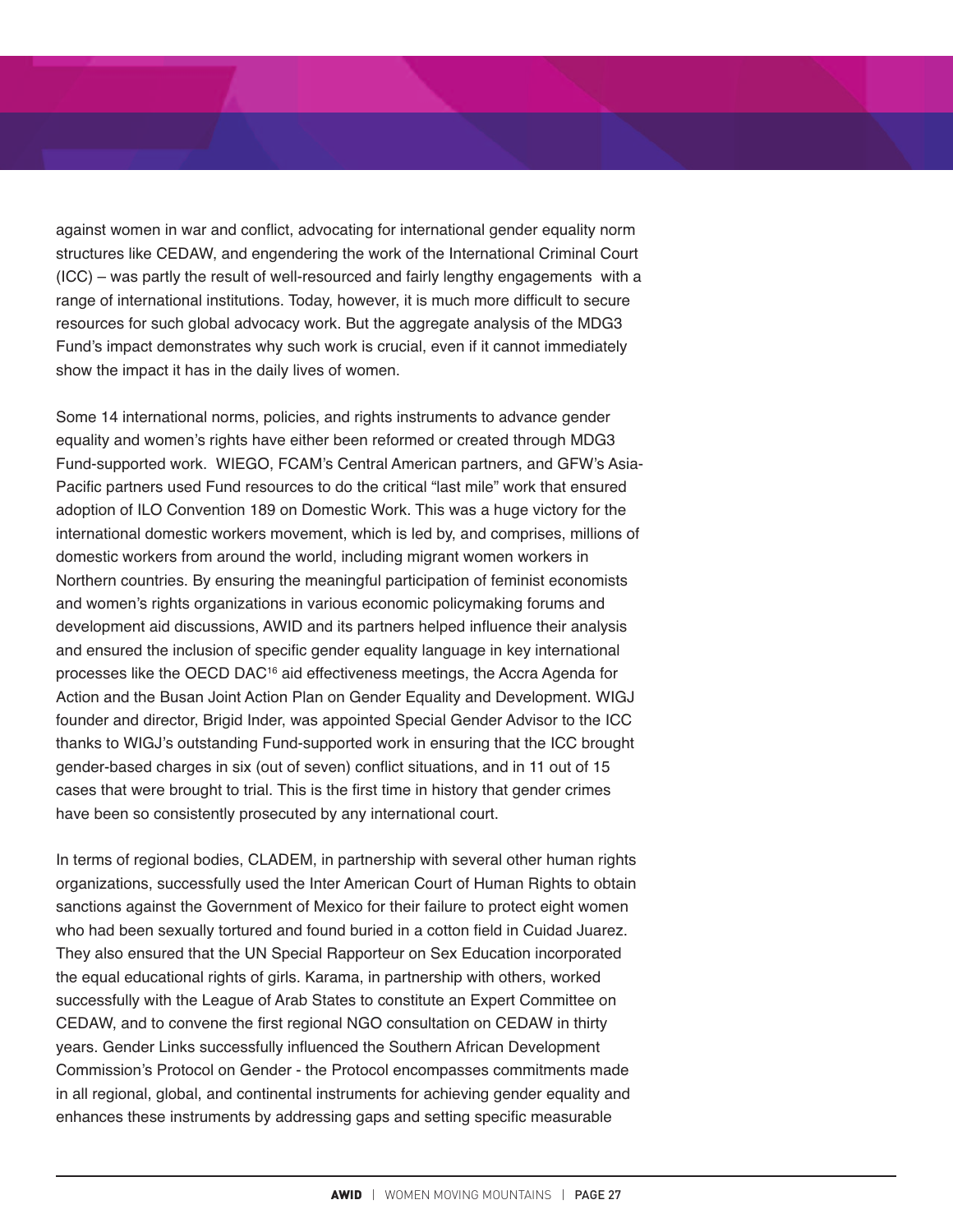against women in war and conflict, advocating for international gender equality norm structures like CEDAW, and engendering the work of the International Criminal Court (ICC) – was partly the result of well-resourced and fairly lengthy engagements with a range of international institutions. Today, however, it is much more difficult to secure resources for such global advocacy work. But the aggregate analysis of the MDG3 Fund's impact demonstrates why such work is crucial, even if it cannot immediately show the impact it has in the daily lives of women.

Some 14 international norms, policies, and rights instruments to advance gender equality and women's rights have either been reformed or created through MDG3 Fund-supported work. WIEGO, FCAM's Central American partners, and GFW's Asia-Pacific partners used Fund resources to do the critical "last mile" work that ensured adoption of ILO Convention 189 on Domestic Work. This was a huge victory for the international domestic workers movement, which is led by, and comprises, millions of domestic workers from around the world, including migrant women workers in Northern countries. By ensuring the meaningful participation of feminist economists and women's rights organizations in various economic policymaking forums and development aid discussions, AWID and its partners helped influence their analysis and ensured the inclusion of specific gender equality language in key international processes like the OECD DAC[16] aid effectiveness meetings, the Accra Agenda for Action and the Busan Joint Action Plan on Gender Equality and Development. WIGJ founder and director, Brigid Inder, was appointed Special Gender Advisor to the ICC thanks to WIGJ's outstanding Fund-supported work in ensuring that the ICC brought gender-based charges in six (out of seven) conflict situations, and in 11 out of 15 cases that were brought to trial. This is the first time in history that gender crimes have been so consistently prosecuted by any international court.

In terms of regional bodies, CLADEM, in partnership with several other human rights organizations, successfully used the Inter American Court of Human Rights to obtain sanctions against the Government of Mexico for their failure to protect eight women who had been sexually tortured and found buried in a cotton field in Cuidad Juarez. They also ensured that the UN Special Rapporteur on Sex Education incorporated the equal educational rights of girls. Karama, in partnership with others, worked successfully with the League of Arab States to constitute an Expert Committee on CEDAW, and to convene the first regional NGO consultation on CEDAW in thirty years. Gender Links successfully influenced the Southern African Development Commission's Protocol on Gender - the Protocol encompasses commitments made in all regional, global, and continental instruments for achieving gender equality and enhances these instruments by addressing gaps and setting specific measurable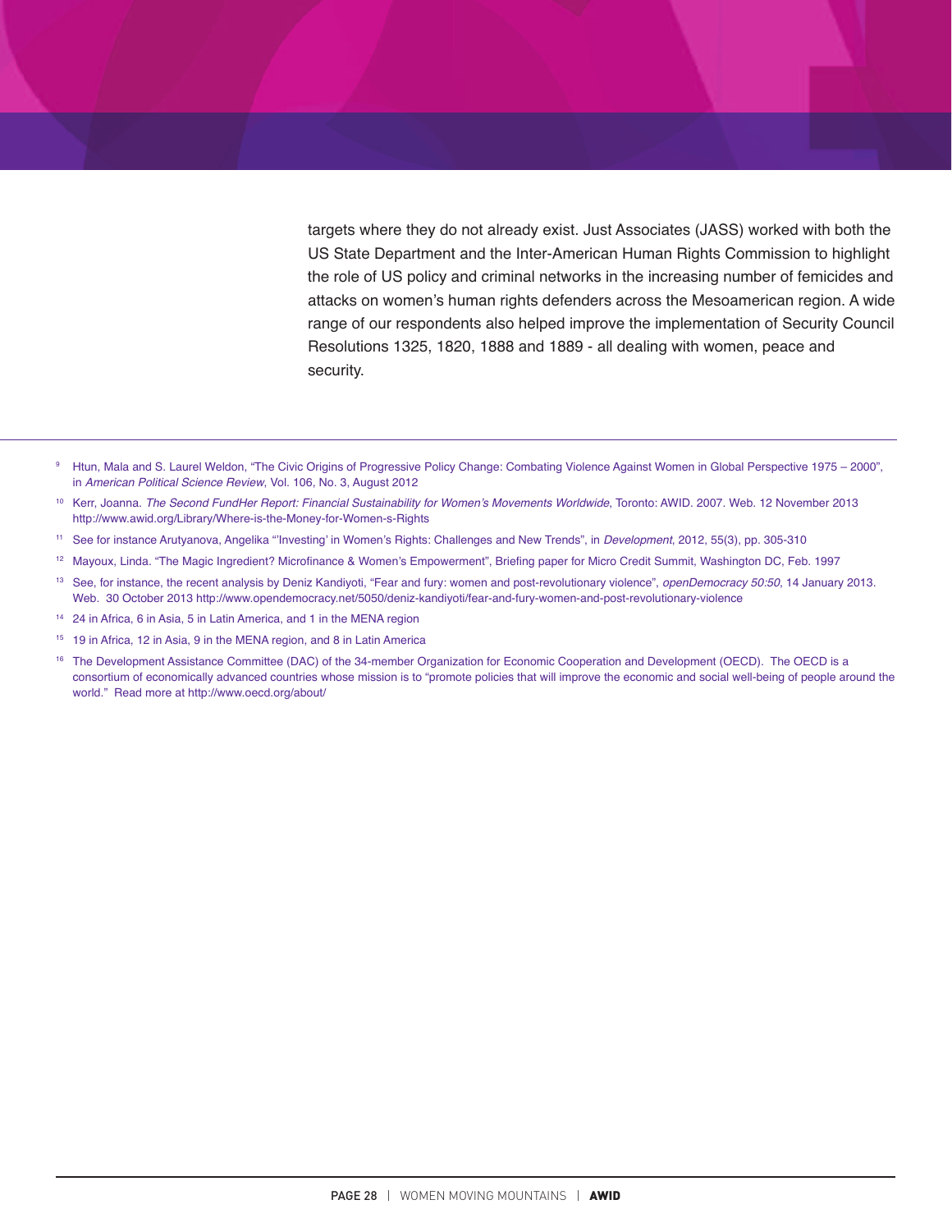targets where they do not already exist. Just Associates (JASS) worked with both the US State Department and the Inter-American Human Rights Commission to highlight the role of US policy and criminal networks in the increasing number of femicides and attacks on women's human rights defenders across the Mesoamerican region. A wide range of our respondents also helped improve the implementation of Security Council Resolutions 1325, 1820, 1888 and 1889 - all dealing with women, peace and security.

---

[9] Htun, Mala and S. Laurel Weldon, "The Civic Origins of Progressive Policy Change: Combating Violence Against Women in Global Perspective 1975 – 2000", in *American Political Science Review*, Vol. 106, No. 3, August 2012

[10] Kerr, Joanna. *The Second FundHer Report: Financial Sustainability for Women's Movements Worldwide*, Toronto: AWID. 2007. Web. 12 November 2013 http://www.awid.org/Library/Where-is-the-Money-for-Women-s-Rights

[11] See for instance Arutyanova, Angelika "'Investing' in Women's Rights: Challenges and New Trends", in *Development*, 2012, 55(3), pp. 305-310

[12] Mayoux, Linda. "The Magic Ingredient? Microfinance & Women's Empowerment", Briefing paper for Micro Credit Summit, Washington DC, Feb. 1997

[13] See, for instance, the recent analysis by Deniz Kandiyoti, "Fear and fury: women and post-revolutionary violence", *openDemocracy 50:50*, 14 January 2013. Web. 30 October 2013 http://www.opendemocracy.net/5050/deniz-kandiyoti/fear-and-fury-women-and-post-revolutionary-violence

[14] 24 in Africa, 6 in Asia, 5 in Latin America, and 1 in the MENA region

[15] 19 in Africa, 12 in Asia, 9 in the MENA region, and 8 in Latin America

[16] The Development Assistance Committee (DAC) of the 34-member Organization for Economic Cooperation and Development (OECD). The OECD is a consortium of economically advanced countries whose mission is to "promote policies that will improve the economic and social well-being of people around the world." Read more at http://www.oecd.org/about/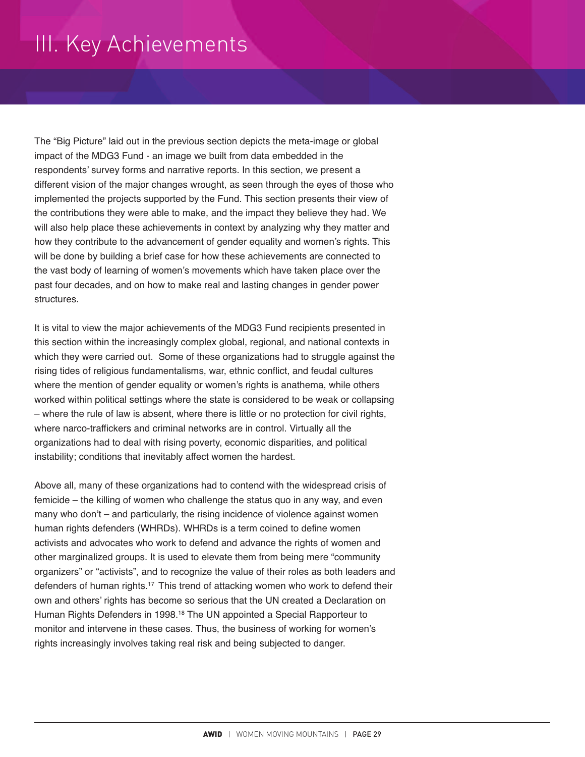# III. Key Achievements

The "Big Picture" laid out in the previous section depicts the meta-image or global impact of the MDG3 Fund - an image we built from data embedded in the respondents' survey forms and narrative reports. In this section, we present a different vision of the major changes wrought, as seen through the eyes of those who implemented the projects supported by the Fund. This section presents their view of the contributions they were able to make, and the impact they believe they had. We will also help place these achievements in context by analyzing why they matter and how they contribute to the advancement of gender equality and women's rights. This will be done by building a brief case for how these achievements are connected to the vast body of learning of women's movements which have taken place over the past four decades, and on how to make real and lasting changes in gender power structures.

It is vital to view the major achievements of the MDG3 Fund recipients presented in this section within the increasingly complex global, regional, and national contexts in which they were carried out. Some of these organizations had to struggle against the rising tides of religious fundamentalisms, war, ethnic conflict, and feudal cultures where the mention of gender equality or women's rights is anathema, while others worked within political settings where the state is considered to be weak or collapsing – where the rule of law is absent, where there is little or no protection for civil rights, where narco-traffickers and criminal networks are in control. Virtually all the organizations had to deal with rising poverty, economic disparities, and political instability; conditions that inevitably affect women the hardest.

Above all, many of these organizations had to contend with the widespread crisis of femicide – the killing of women who challenge the status quo in any way, and even many who don't – and particularly, the rising incidence of violence against women human rights defenders (WHRDs). WHRDs is a term coined to define women activists and advocates who work to defend and advance the rights of women and other marginalized groups. It is used to elevate them from being mere "community organizers" or "activists", and to recognize the value of their roles as both leaders and defenders of human rights.[17] This trend of attacking women who work to defend their own and others' rights has become so serious that the UN created a Declaration on Human Rights Defenders in 1998.[18] The UN appointed a Special Rapporteur to monitor and intervene in these cases. Thus, the business of working for women's rights increasingly involves taking real risk and being subjected to danger.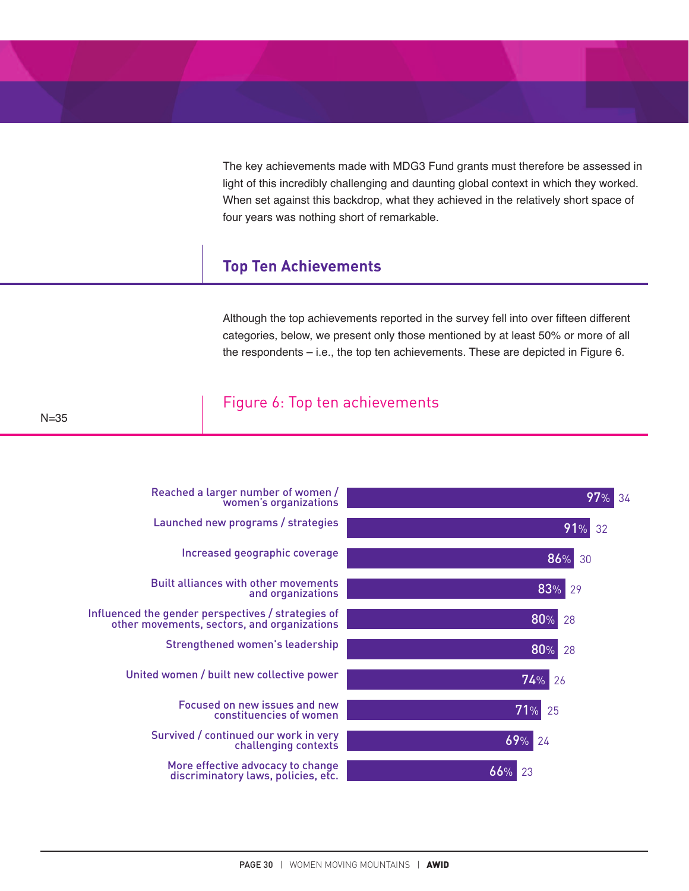The key achievements made with MDG3 Fund grants must therefore be assessed in light of this incredibly challenging and daunting global context in which they worked. When set against this backdrop, what they achieved in the relatively short space of four years was nothing short of remarkable.

## Top Ten Achievements

Although the top achievements reported in the survey fell into over fifteen different categories, below, we present only those mentioned by at least 50% or more of all the respondents – i.e., the top ten achievements. These are depicted in Figure 6.

Figure 6: Top ten achievements

N=35

Reached a larger number of women / women's organizations 97% 34

Launched new programs / strategies 91% 32

Increased geographic coverage 86% 30

Built alliances with other movements and organizations 83% 29

Influenced the gender perspectives / strategies of other movements, sectors, and organizations 80% 28

Strengthened women's leadership 80% 28

United women / built new collective power 74% 26

Focused on new issues and new constituencies of women 71% 25

Survived / continued our work in very challenging contexts 69% 24

More effective advocacy to change discriminatory laws, policies, etc. 66% 23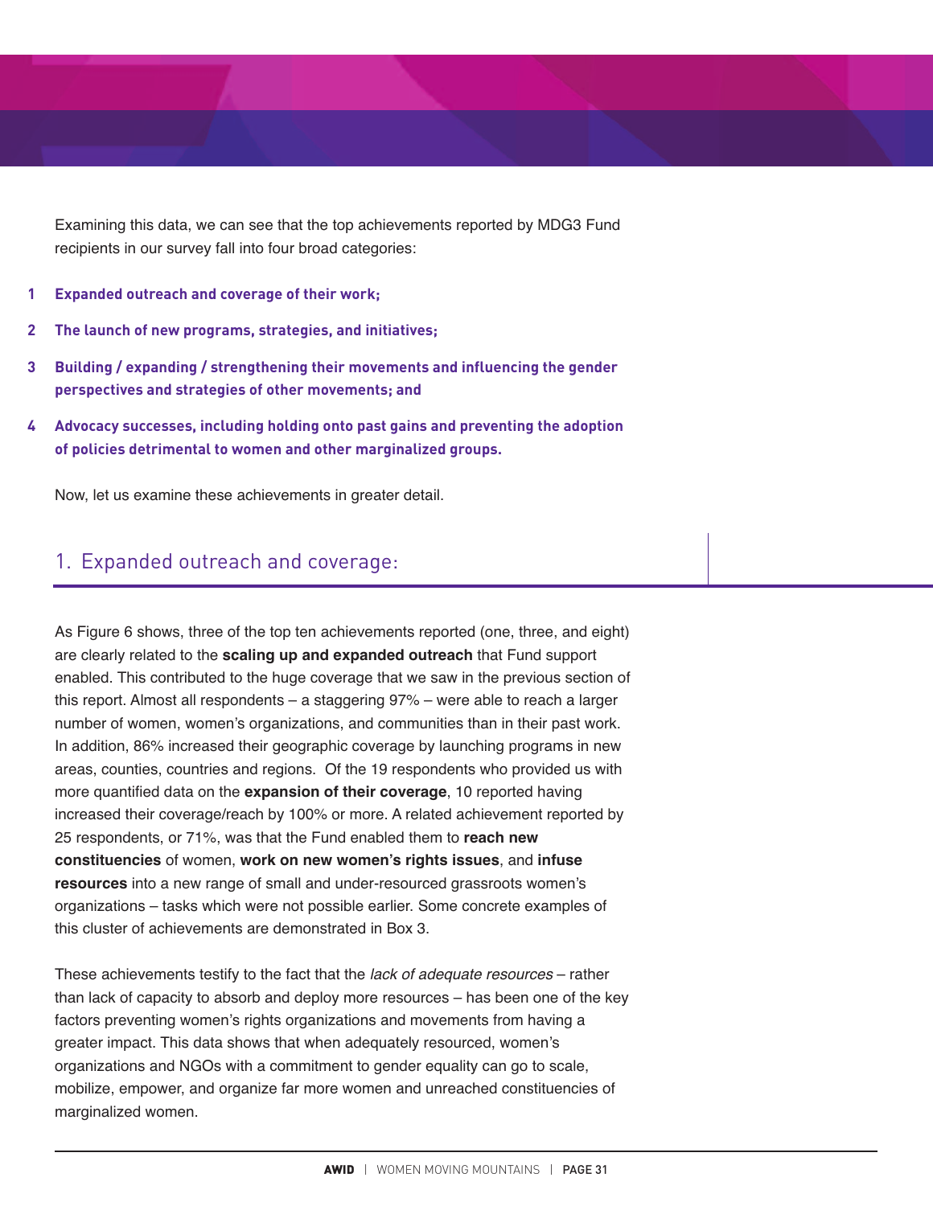Examining this data, we can see that the top achievements reported by MDG3 Fund recipients in our survey fall into four broad categories:

1. **Expanded outreach and coverage of their work;**
2. **The launch of new programs, strategies, and initiatives;**
3. **Building / expanding / strengthening their movements and influencing the gender perspectives and strategies of other movements; and**
4. **Advocacy successes, including holding onto past gains and preventing the adoption of policies detrimental to women and other marginalized groups.**

Now, let us examine these achievements in greater detail.

## 1. Expanded outreach and coverage:

As Figure 6 shows, three of the top ten achievements reported (one, three, and eight) are clearly related to the **scaling up and expanded outreach** that Fund support enabled. This contributed to the huge coverage that we saw in the previous section of this report. Almost all respondents – a staggering 97% – were able to reach a larger number of women, women's organizations, and communities than in their past work. In addition, 86% increased their geographic coverage by launching programs in new areas, counties, countries and regions. Of the 19 respondents who provided us with more quantified data on the **expansion of their coverage**, 10 reported having increased their coverage/reach by 100% or more. A related achievement reported by 25 respondents, or 71%, was that the Fund enabled them to **reach new constituencies** of women, **work on new women's rights issues**, and **infuse resources** into a new range of small and under-resourced grassroots women's organizations – tasks which were not possible earlier. Some concrete examples of this cluster of achievements are demonstrated in Box 3.

These achievements testify to the fact that the *lack of adequate resources* – rather than lack of capacity to absorb and deploy more resources – has been one of the key factors preventing women's rights organizations and movements from having a greater impact. This data shows that when adequately resourced, women's organizations and NGOs with a commitment to gender equality can go to scale, mobilize, empower, and organize far more women and unreached constituencies of marginalized women.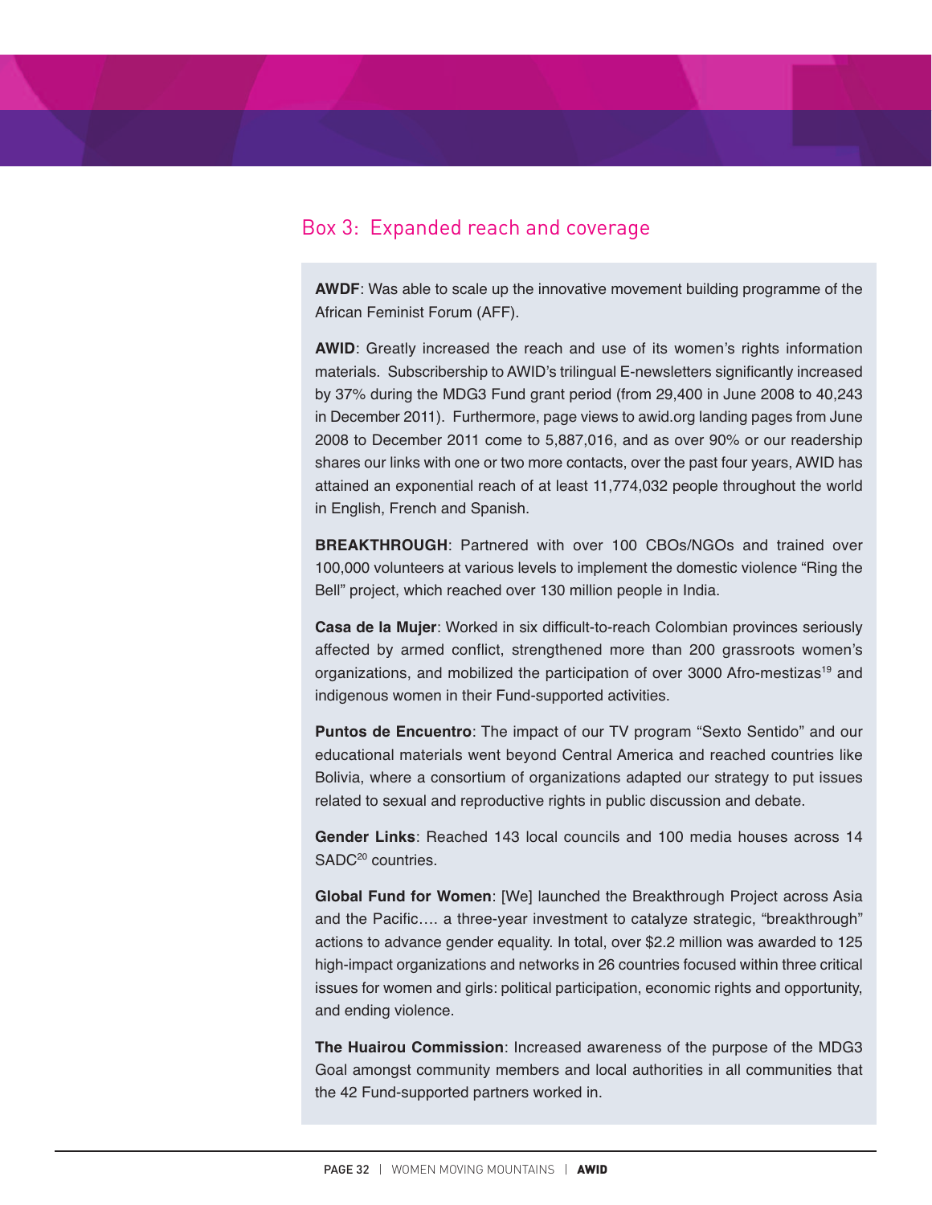## Box 3: Expanded reach and coverage

**AWDF**: Was able to scale up the innovative movement building programme of the African Feminist Forum (AFF).

**AWID**: Greatly increased the reach and use of its women's rights information materials. Subscribership to AWID's trilingual E-newsletters significantly increased by 37% during the MDG3 Fund grant period (from 29,400 in June 2008 to 40,243 in December 2011). Furthermore, page views to awid.org landing pages from June 2008 to December 2011 come to 5,887,016, and as over 90% or our readership shares our links with one or two more contacts, over the past four years, AWID has attained an exponential reach of at least 11,774,032 people throughout the world in English, French and Spanish.

**BREAKTHROUGH**: Partnered with over 100 CBOs/NGOs and trained over 100,000 volunteers at various levels to implement the domestic violence "Ring the Bell" project, which reached over 130 million people in India.

**Casa de la Mujer**: Worked in six difficult-to-reach Colombian provinces seriously affected by armed conflict, strengthened more than 200 grassroots women's organizations, and mobilized the participation of over 3000 Afro-mestizas[19] and indigenous women in their Fund-supported activities.

**Puntos de Encuentro**: The impact of our TV program "Sexto Sentido" and our educational materials went beyond Central America and reached countries like Bolivia, where a consortium of organizations adapted our strategy to put issues related to sexual and reproductive rights in public discussion and debate.

**Gender Links**: Reached 143 local councils and 100 media houses across 14 SADC[20] countries.

**Global Fund for Women**: [We] launched the Breakthrough Project across Asia and the Pacific…. a three-year investment to catalyze strategic, "breakthrough" actions to advance gender equality. In total, over $2.2 million was awarded to 125 high-impact organizations and networks in 26 countries focused within three critical issues for women and girls: political participation, economic rights and opportunity, and ending violence.

**The Huairou Commission**: Increased awareness of the purpose of the MDG3 Goal amongst community members and local authorities in all communities that the 42 Fund-supported partners worked in.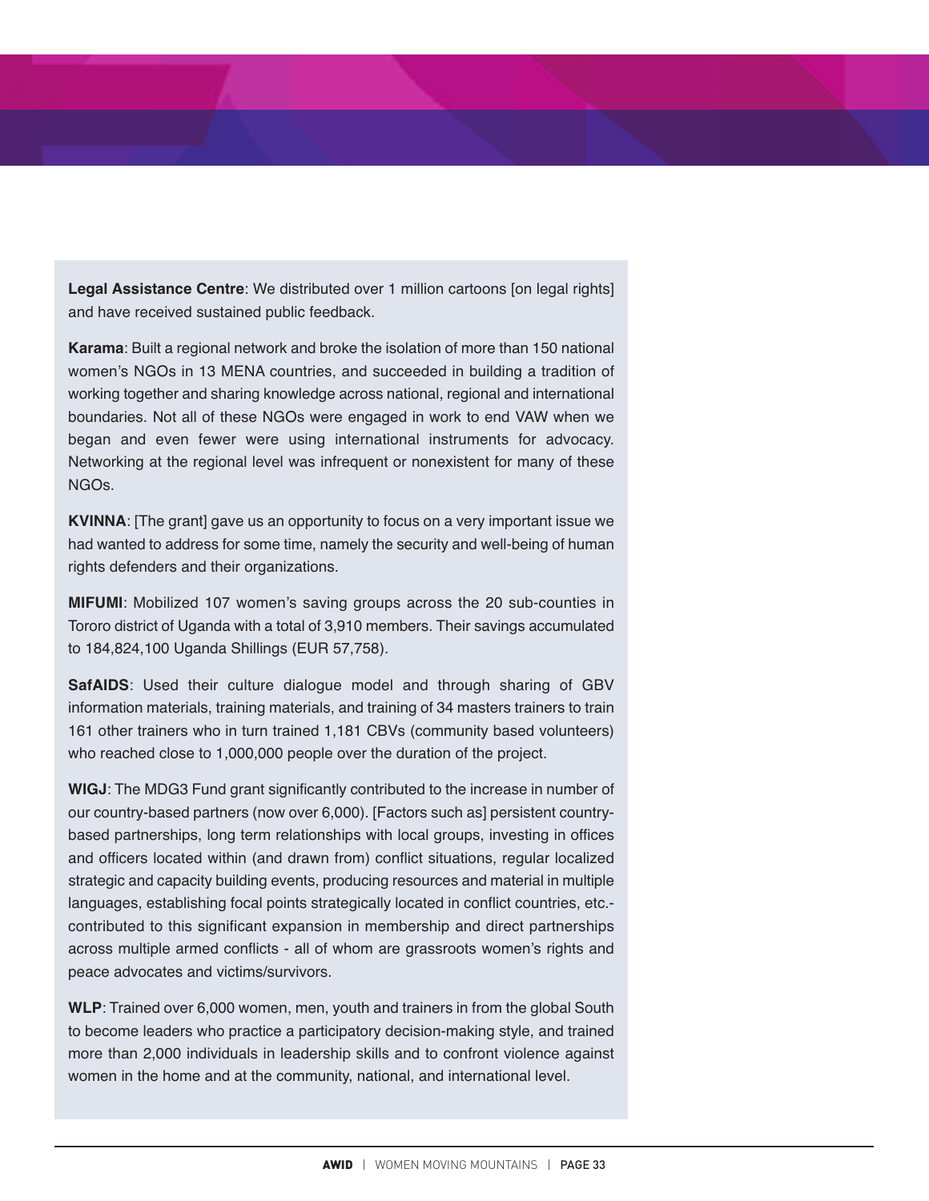**Legal Assistance Centre**: We distributed over 1 million cartoons [on legal rights] and have received sustained public feedback.

**Karama**: Built a regional network and broke the isolation of more than 150 national women's NGOs in 13 MENA countries, and succeeded in building a tradition of working together and sharing knowledge across national, regional and international boundaries. Not all of these NGOs were engaged in work to end VAW when we began and even fewer were using international instruments for advocacy. Networking at the regional level was infrequent or nonexistent for many of these NGOs.

**KVINNA**: [The grant] gave us an opportunity to focus on a very important issue we had wanted to address for some time, namely the security and well-being of human rights defenders and their organizations.

**MIFUMI**: Mobilized 107 women's saving groups across the 20 sub-counties in Tororo district of Uganda with a total of 3,910 members. Their savings accumulated to 184,824,100 Uganda Shillings (EUR 57,758).

**SafAIDS**: Used their culture dialogue model and through sharing of GBV information materials, training materials, and training of 34 masters trainers to train 161 other trainers who in turn trained 1,181 CBVs (community based volunteers) who reached close to 1,000,000 people over the duration of the project.

**WIGJ**: The MDG3 Fund grant significantly contributed to the increase in number of our country-based partners (now over 6,000). [Factors such as] persistent country-based partnerships, long term relationships with local groups, investing in offices and officers located within (and drawn from) conflict situations, regular localized strategic and capacity building events, producing resources and material in multiple languages, establishing focal points strategically located in conflict countries, etc.- contributed to this significant expansion in membership and direct partnerships across multiple armed conflicts - all of whom are grassroots women's rights and peace advocates and victims/survivors.

**WLP**: Trained over 6,000 women, men, youth and trainers in from the global South to become leaders who practice a participatory decision-making style, and trained more than 2,000 individuals in leadership skills and to confront violence against women in the home and at the community, national, and international level.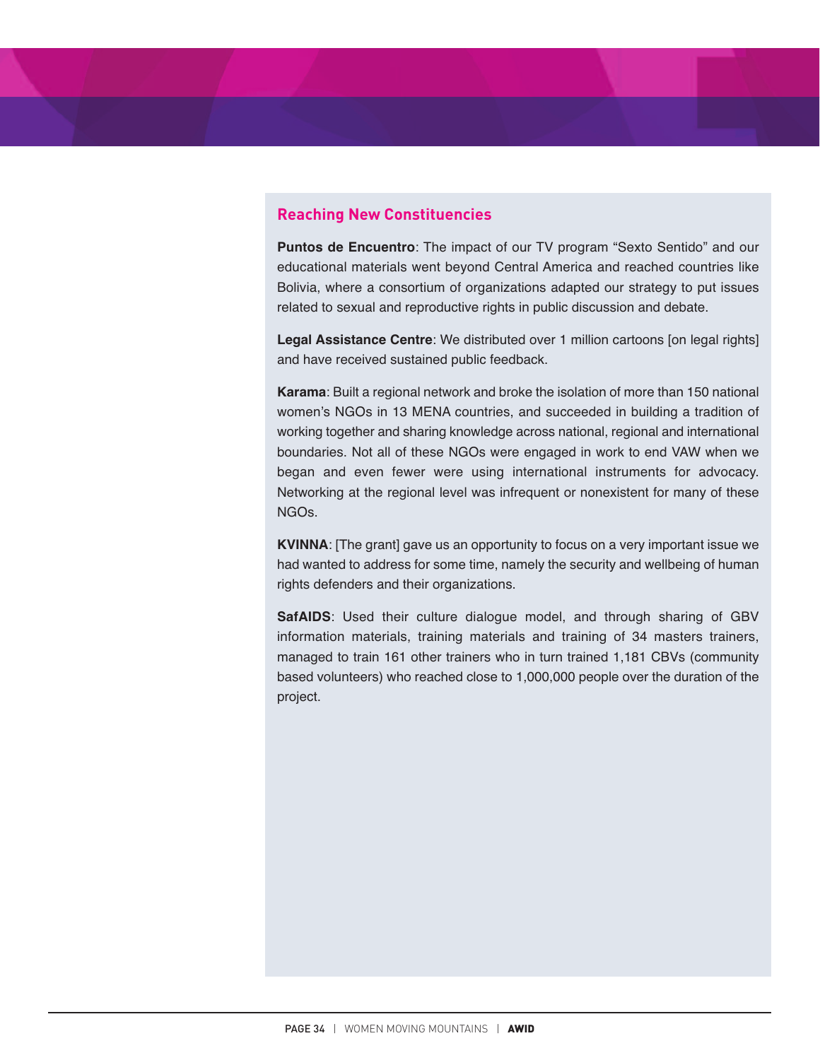## Reaching New Constituencies

**Puntos de Encuentro**: The impact of our TV program "Sexto Sentido" and our educational materials went beyond Central America and reached countries like Bolivia, where a consortium of organizations adapted our strategy to put issues related to sexual and reproductive rights in public discussion and debate.

**Legal Assistance Centre**: We distributed over 1 million cartoons [on legal rights] and have received sustained public feedback.

**Karama**: Built a regional network and broke the isolation of more than 150 national women's NGOs in 13 MENA countries, and succeeded in building a tradition of working together and sharing knowledge across national, regional and international boundaries. Not all of these NGOs were engaged in work to end VAW when we began and even fewer were using international instruments for advocacy. Networking at the regional level was infrequent or nonexistent for many of these NGOs.

**KVINNA**: [The grant] gave us an opportunity to focus on a very important issue we had wanted to address for some time, namely the security and wellbeing of human rights defenders and their organizations.

**SafAIDS**: Used their culture dialogue model, and through sharing of GBV information materials, training materials and training of 34 masters trainers, managed to train 161 other trainers who in turn trained 1,181 CBVs (community based volunteers) who reached close to 1,000,000 people over the duration of the project.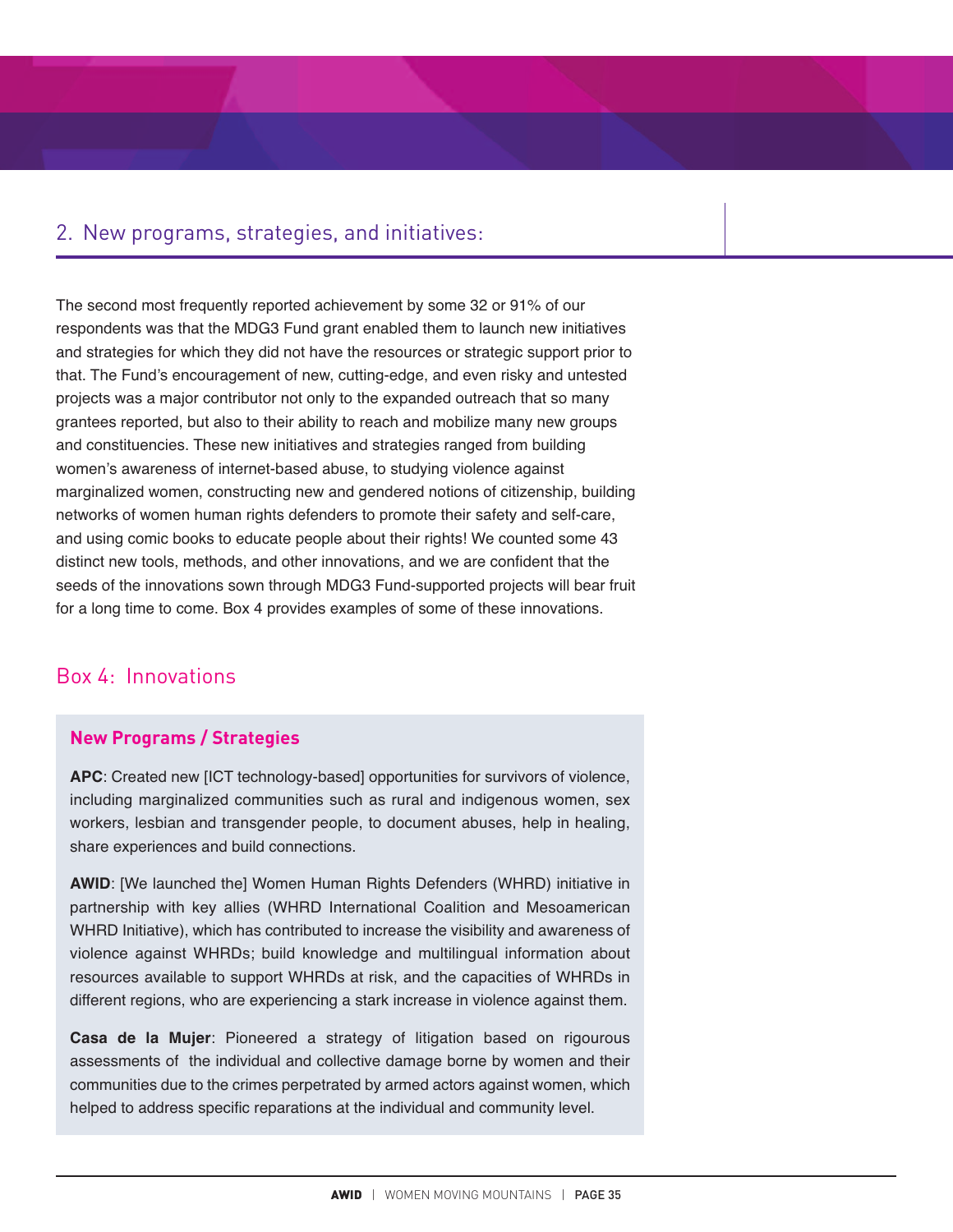## 2. New programs, strategies, and initiatives:

The second most frequently reported achievement by some 32 or 91% of our respondents was that the MDG3 Fund grant enabled them to launch new initiatives and strategies for which they did not have the resources or strategic support prior to that. The Fund's encouragement of new, cutting-edge, and even risky and untested projects was a major contributor not only to the expanded outreach that so many grantees reported, but also to their ability to reach and mobilize many new groups and constituencies. These new initiatives and strategies ranged from building women's awareness of internet-based abuse, to studying violence against marginalized women, constructing new and gendered notions of citizenship, building networks of women human rights defenders to promote their safety and self-care, and using comic books to educate people about their rights! We counted some 43 distinct new tools, methods, and other innovations, and we are confident that the seeds of the innovations sown through MDG3 Fund-supported projects will bear fruit for a long time to come. Box 4 provides examples of some of these innovations.

## Box 4: Innovations

### New Programs / Strategies

**APC**: Created new [ICT technology-based] opportunities for survivors of violence, including marginalized communities such as rural and indigenous women, sex workers, lesbian and transgender people, to document abuses, help in healing, share experiences and build connections.

**AWID**: [We launched the] Women Human Rights Defenders (WHRD) initiative in partnership with key allies (WHRD International Coalition and Mesoamerican WHRD Initiative), which has contributed to increase the visibility and awareness of violence against WHRDs; build knowledge and multilingual information about resources available to support WHRDs at risk, and the capacities of WHRDs in different regions, who are experiencing a stark increase in violence against them.

**Casa de la Mujer**: Pioneered a strategy of litigation based on rigourous assessments of the individual and collective damage borne by women and their communities due to the crimes perpetrated by armed actors against women, which helped to address specific reparations at the individual and community level.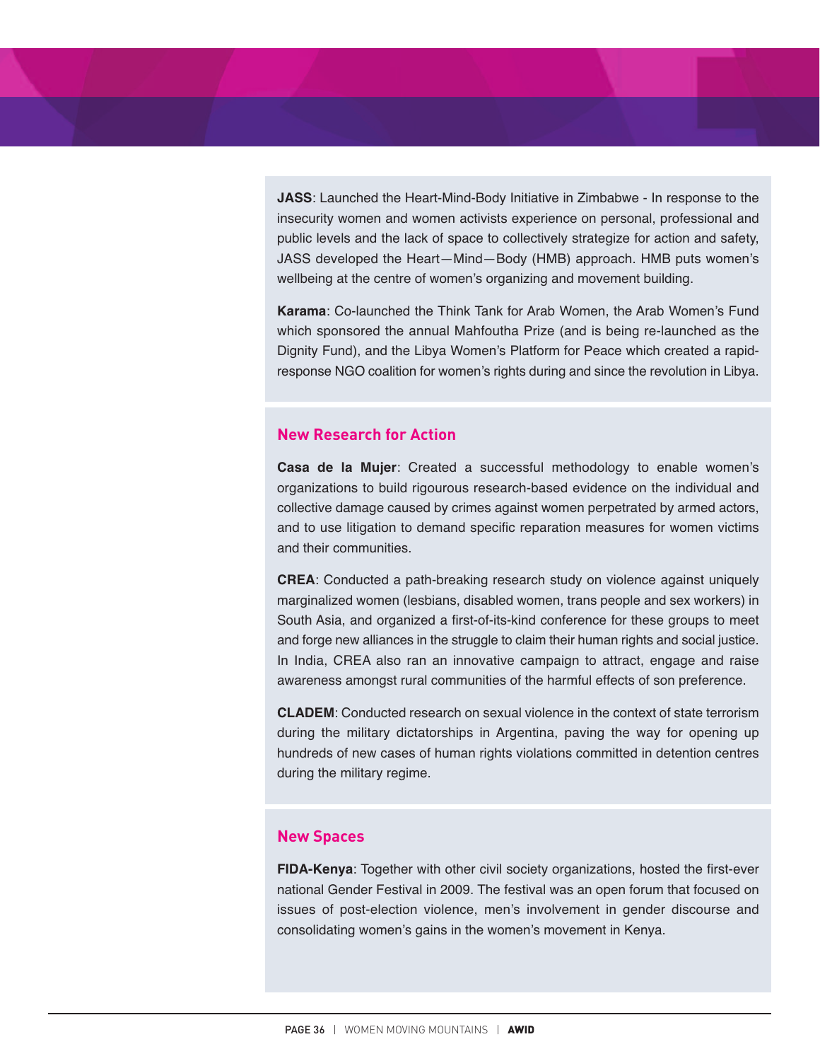**JASS**: Launched the Heart-Mind-Body Initiative in Zimbabwe - In response to the insecurity women and women activists experience on personal, professional and public levels and the lack of space to collectively strategize for action and safety, JASS developed the Heart—Mind—Body (HMB) approach. HMB puts women's wellbeing at the centre of women's organizing and movement building.

**Karama**: Co-launched the Think Tank for Arab Women, the Arab Women's Fund which sponsored the annual Mahfoutha Prize (and is being re-launched as the Dignity Fund), and the Libya Women's Platform for Peace which created a rapid-response NGO coalition for women's rights during and since the revolution in Libya.

## New Research for Action

**Casa de la Mujer**: Created a successful methodology to enable women's organizations to build rigourous research-based evidence on the individual and collective damage caused by crimes against women perpetrated by armed actors, and to use litigation to demand specific reparation measures for women victims and their communities.

**CREA**: Conducted a path-breaking research study on violence against uniquely marginalized women (lesbians, disabled women, trans people and sex workers) in South Asia, and organized a first-of-its-kind conference for these groups to meet and forge new alliances in the struggle to claim their human rights and social justice. In India, CREA also ran an innovative campaign to attract, engage and raise awareness amongst rural communities of the harmful effects of son preference.

**CLADEM**: Conducted research on sexual violence in the context of state terrorism during the military dictatorships in Argentina, paving the way for opening up hundreds of new cases of human rights violations committed in detention centres during the military regime.

## New Spaces

**FIDA-Kenya**: Together with other civil society organizations, hosted the first-ever national Gender Festival in 2009. The festival was an open forum that focused on issues of post-election violence, men's involvement in gender discourse and consolidating women's gains in the women's movement in Kenya.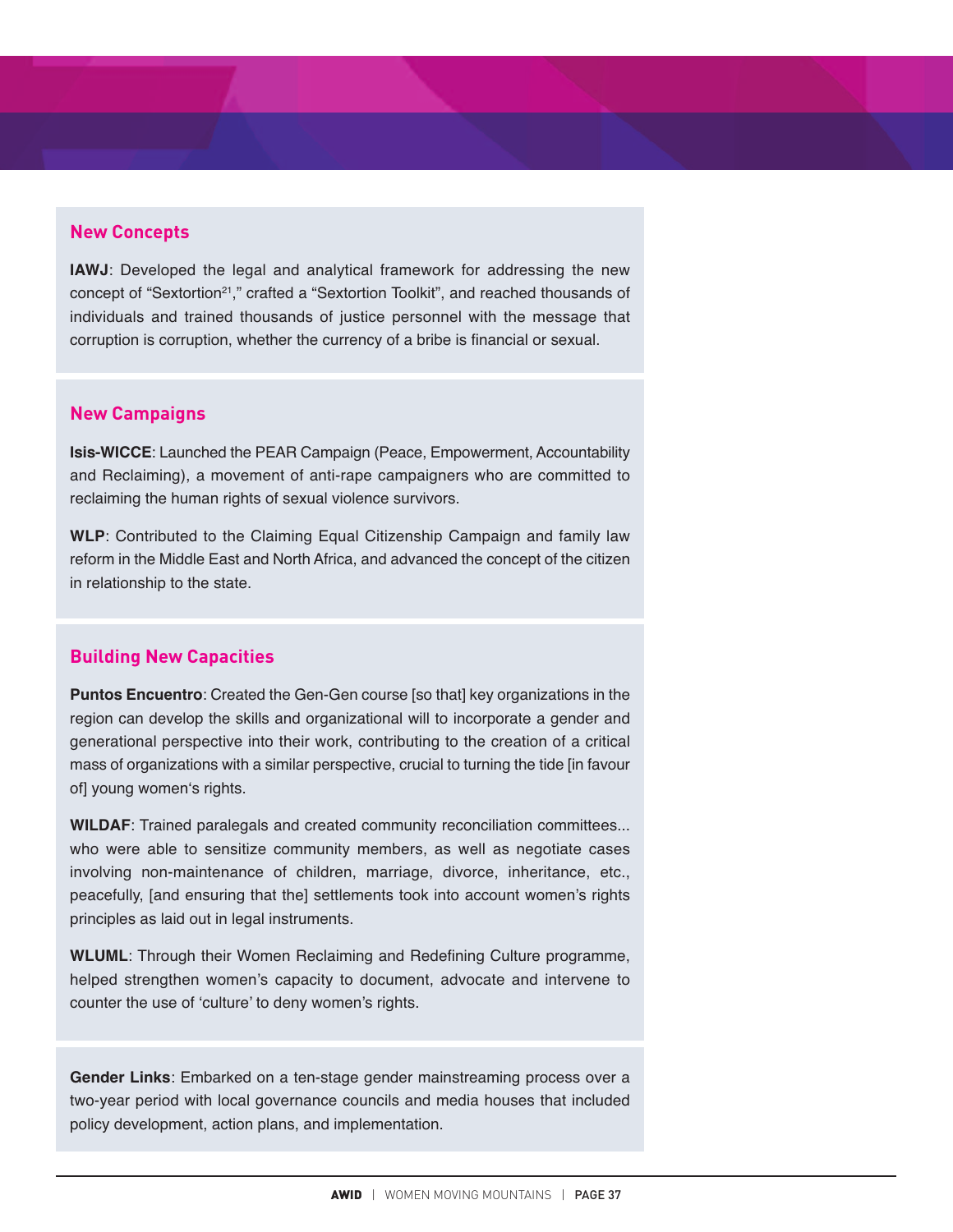## New Concepts

**IAWJ**: Developed the legal and analytical framework for addressing the new concept of "Sextortion[21]," crafted a "Sextortion Toolkit", and reached thousands of individuals and trained thousands of justice personnel with the message that corruption is corruption, whether the currency of a bribe is financial or sexual.

## New Campaigns

**Isis-WICCE**: Launched the PEAR Campaign (Peace, Empowerment, Accountability and Reclaiming), a movement of anti-rape campaigners who are committed to reclaiming the human rights of sexual violence survivors.

**WLP**: Contributed to the Claiming Equal Citizenship Campaign and family law reform in the Middle East and North Africa, and advanced the concept of the citizen in relationship to the state.

## Building New Capacities

**Puntos Encuentro**: Created the Gen-Gen course [so that] key organizations in the region can develop the skills and organizational will to incorporate a gender and generational perspective into their work, contributing to the creation of a critical mass of organizations with a similar perspective, crucial to turning the tide [in favour of] young women's rights.

**WILDAF**: Trained paralegals and created community reconciliation committees... who were able to sensitize community members, as well as negotiate cases involving non-maintenance of children, marriage, divorce, inheritance, etc., peacefully, [and ensuring that the] settlements took into account women's rights principles as laid out in legal instruments.

**WLUML**: Through their Women Reclaiming and Redefining Culture programme, helped strengthen women's capacity to document, advocate and intervene to counter the use of 'culture' to deny women's rights.

**Gender Links**: Embarked on a ten-stage gender mainstreaming process over a two-year period with local governance councils and media houses that included policy development, action plans, and implementation.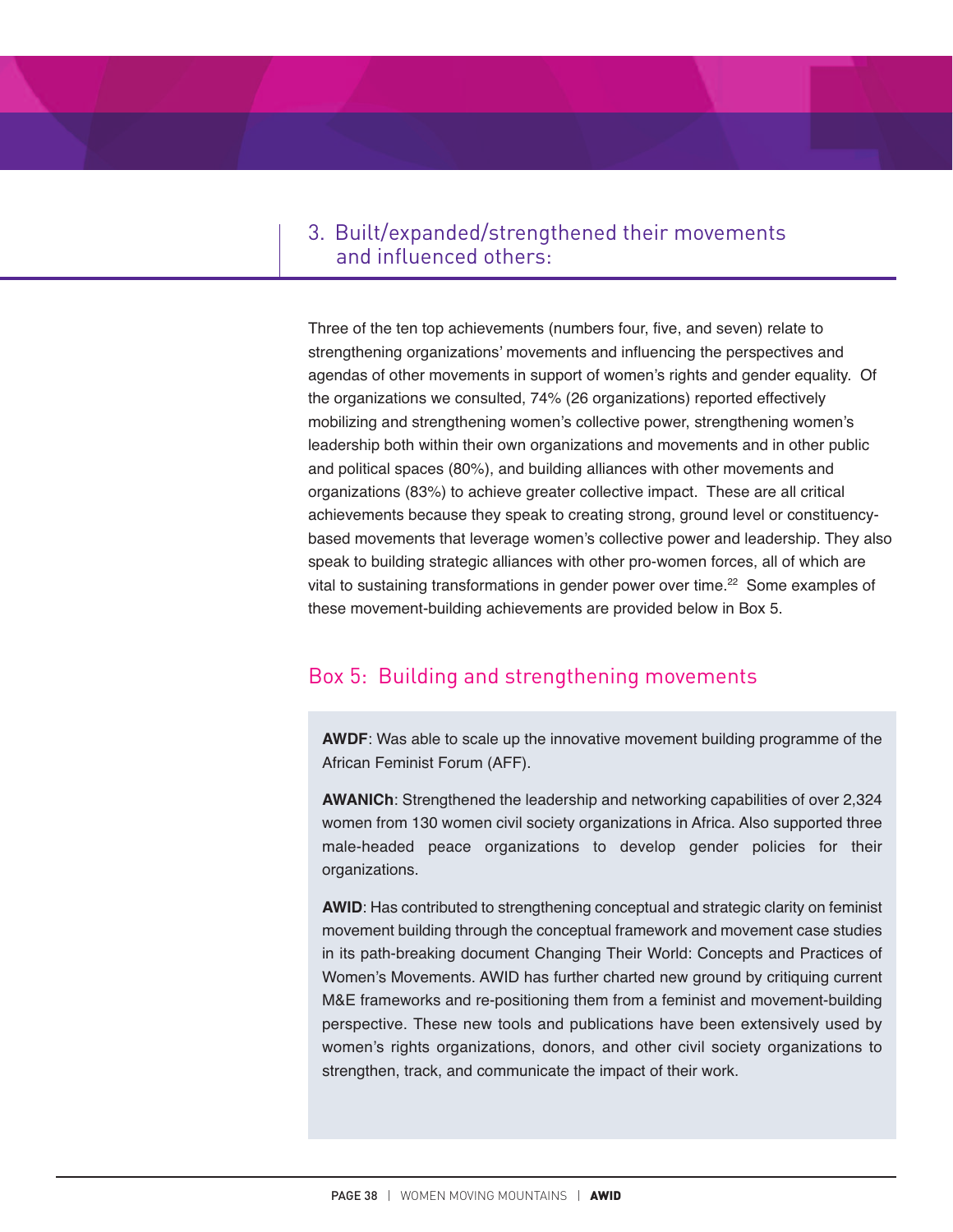## 3. Built/expanded/strengthened their movements and influenced others:

Three of the ten top achievements (numbers four, five, and seven) relate to strengthening organizations' movements and influencing the perspectives and agendas of other movements in support of women's rights and gender equality. Of the organizations we consulted, 74% (26 organizations) reported effectively mobilizing and strengthening women's collective power, strengthening women's leadership both within their own organizations and movements and in other public and political spaces (80%), and building alliances with other movements and organizations (83%) to achieve greater collective impact. These are all critical achievements because they speak to creating strong, ground level or constituency-based movements that leverage women's collective power and leadership. They also speak to building strategic alliances with other pro-women forces, all of which are vital to sustaining transformations in gender power over time.[22] Some examples of these movement-building achievements are provided below in Box 5.

### Box 5: Building and strengthening movements

**AWDF**: Was able to scale up the innovative movement building programme of the African Feminist Forum (AFF).

**AWANICh**: Strengthened the leadership and networking capabilities of over 2,324 women from 130 women civil society organizations in Africa. Also supported three male-headed peace organizations to develop gender policies for their organizations.

**AWID**: Has contributed to strengthening conceptual and strategic clarity on feminist movement building through the conceptual framework and movement case studies in its path-breaking document Changing Their World: Concepts and Practices of Women's Movements. AWID has further charted new ground by critiquing current M&E frameworks and re-positioning them from a feminist and movement-building perspective. These new tools and publications have been extensively used by women's rights organizations, donors, and other civil society organizations to strengthen, track, and communicate the impact of their work.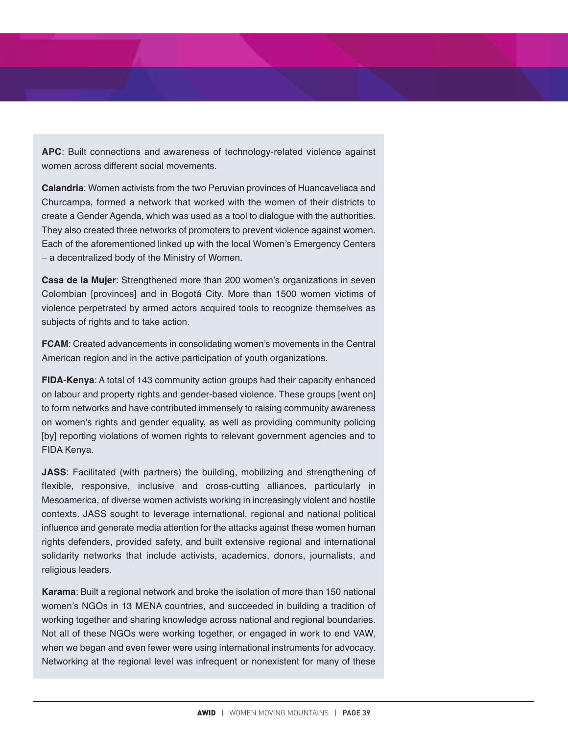**APC**: Built connections and awareness of technology-related violence against women across different social movements.

**Calandria**: Women activists from the two Peruvian provinces of Huancaveliaca and Churcampa, formed a network that worked with the women of their districts to create a Gender Agenda, which was used as a tool to dialogue with the authorities. They also created three networks of promoters to prevent violence against women. Each of the aforementioned linked up with the local Women's Emergency Centers – a decentralized body of the Ministry of Women.

**Casa de la Mujer**: Strengthened more than 200 women's organizations in seven Colombian [provinces] and in Bogotá City. More than 1500 women victims of violence perpetrated by armed actors acquired tools to recognize themselves as subjects of rights and to take action.

**FCAM**: Created advancements in consolidating women's movements in the Central American region and in the active participation of youth organizations.

**FIDA-Kenya**: A total of 143 community action groups had their capacity enhanced on labour and property rights and gender-based violence. These groups [went on] to form networks and have contributed immensely to raising community awareness on women's rights and gender equality, as well as providing community policing [by] reporting violations of women rights to relevant government agencies and to FIDA Kenya.

**JASS**: Facilitated (with partners) the building, mobilizing and strengthening of flexible, responsive, inclusive and cross-cutting alliances, particularly in Mesoamerica, of diverse women activists working in increasingly violent and hostile contexts. JASS sought to leverage international, regional and national political influence and generate media attention for the attacks against these women human rights defenders, provided safety, and built extensive regional and international solidarity networks that include activists, academics, donors, journalists, and religious leaders.

**Karama**: Built a regional network and broke the isolation of more than 150 national women's NGOs in 13 MENA countries, and succeeded in building a tradition of working together and sharing knowledge across national and regional boundaries. Not all of these NGOs were working together, or engaged in work to end VAW, when we began and even fewer were using international instruments for advocacy. Networking at the regional level was infrequent or nonexistent for many of these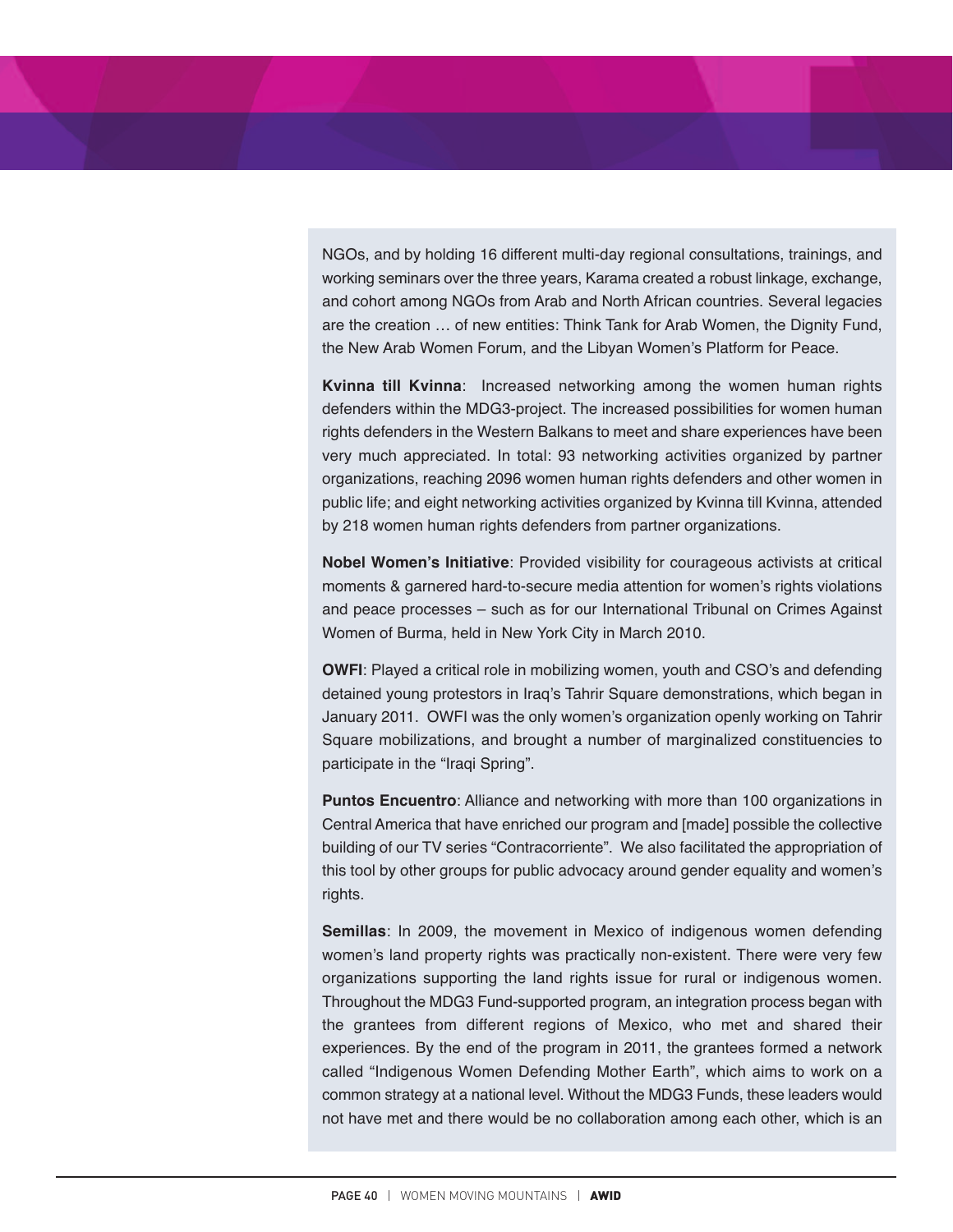NGOs, and by holding 16 different multi-day regional consultations, trainings, and working seminars over the three years, Karama created a robust linkage, exchange, and cohort among NGOs from Arab and North African countries. Several legacies are the creation … of new entities: Think Tank for Arab Women, the Dignity Fund, the New Arab Women Forum, and the Libyan Women's Platform for Peace.

**Kvinna till Kvinna**: Increased networking among the women human rights defenders within the MDG3-project. The increased possibilities for women human rights defenders in the Western Balkans to meet and share experiences have been very much appreciated. In total: 93 networking activities organized by partner organizations, reaching 2096 women human rights defenders and other women in public life; and eight networking activities organized by Kvinna till Kvinna, attended by 218 women human rights defenders from partner organizations.

**Nobel Women's Initiative**: Provided visibility for courageous activists at critical moments & garnered hard-to-secure media attention for women's rights violations and peace processes – such as for our International Tribunal on Crimes Against Women of Burma, held in New York City in March 2010.

**OWFI**: Played a critical role in mobilizing women, youth and CSO's and defending detained young protestors in Iraq's Tahrir Square demonstrations, which began in January 2011. OWFI was the only women's organization openly working on Tahrir Square mobilizations, and brought a number of marginalized constituencies to participate in the "Iraqi Spring".

**Puntos Encuentro**: Alliance and networking with more than 100 organizations in Central America that have enriched our program and [made] possible the collective building of our TV series "Contracorriente". We also facilitated the appropriation of this tool by other groups for public advocacy around gender equality and women's rights.

**Semillas**: In 2009, the movement in Mexico of indigenous women defending women's land property rights was practically non-existent. There were very few organizations supporting the land rights issue for rural or indigenous women. Throughout the MDG3 Fund-supported program, an integration process began with the grantees from different regions of Mexico, who met and shared their experiences. By the end of the program in 2011, the grantees formed a network called "Indigenous Women Defending Mother Earth", which aims to work on a common strategy at a national level. Without the MDG3 Funds, these leaders would not have met and there would be no collaboration among each other, which is an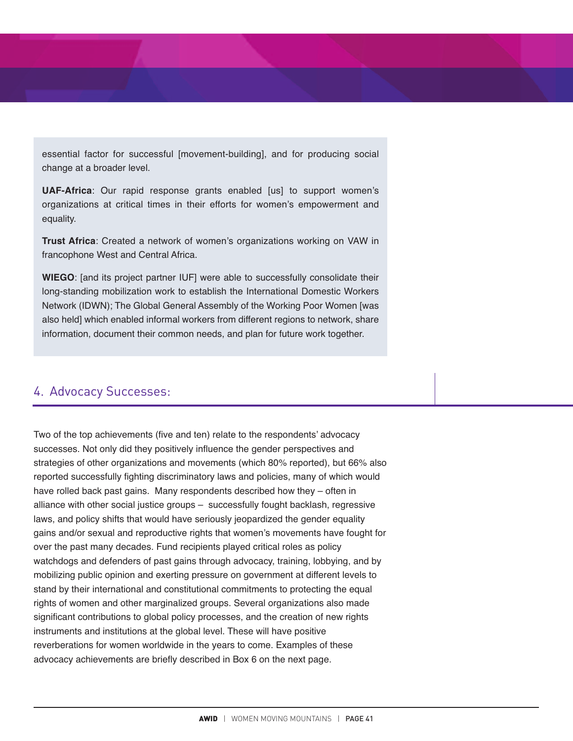essential factor for successful [movement-building], and for producing social change at a broader level.

**UAF-Africa**: Our rapid response grants enabled [us] to support women's organizations at critical times in their efforts for women's empowerment and equality.

**Trust Africa**: Created a network of women's organizations working on VAW in francophone West and Central Africa.

**WIEGO**: [and its project partner IUF] were able to successfully consolidate their long-standing mobilization work to establish the International Domestic Workers Network (IDWN); The Global General Assembly of the Working Poor Women [was also held] which enabled informal workers from different regions to network, share information, document their common needs, and plan for future work together.

## 4. Advocacy Successes:

Two of the top achievements (five and ten) relate to the respondents' advocacy successes. Not only did they positively influence the gender perspectives and strategies of other organizations and movements (which 80% reported), but 66% also reported successfully fighting discriminatory laws and policies, many of which would have rolled back past gains. Many respondents described how they – often in alliance with other social justice groups – successfully fought backlash, regressive laws, and policy shifts that would have seriously jeopardized the gender equality gains and/or sexual and reproductive rights that women's movements have fought for over the past many decades. Fund recipients played critical roles as policy watchdogs and defenders of past gains through advocacy, training, lobbying, and by mobilizing public opinion and exerting pressure on government at different levels to stand by their international and constitutional commitments to protecting the equal rights of women and other marginalized groups. Several organizations also made significant contributions to global policy processes, and the creation of new rights instruments and institutions at the global level. These will have positive reverberations for women worldwide in the years to come. Examples of these advocacy achievements are briefly described in Box 6 on the next page.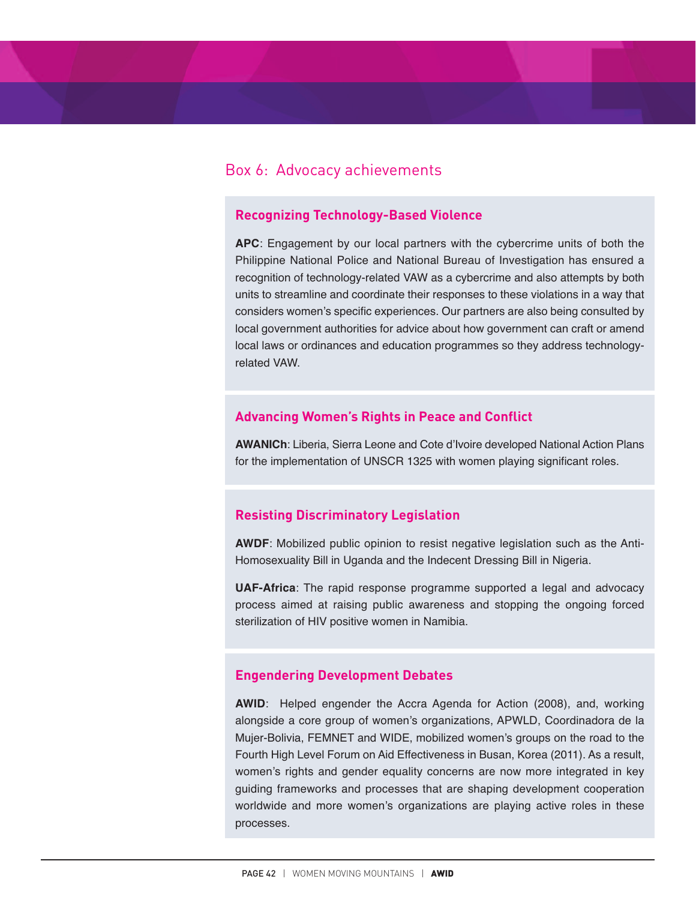## Box 6: Advocacy achievements

### Recognizing Technology-Based Violence

**APC**: Engagement by our local partners with the cybercrime units of both the Philippine National Police and National Bureau of Investigation has ensured a recognition of technology-related VAW as a cybercrime and also attempts by both units to streamline and coordinate their responses to these violations in a way that considers women's specific experiences. Our partners are also being consulted by local government authorities for advice about how government can craft or amend local laws or ordinances and education programmes so they address technology-related VAW.

### Advancing Women's Rights in Peace and Conflict

**AWANICh**: Liberia, Sierra Leone and Cote d'Ivoire developed National Action Plans for the implementation of UNSCR 1325 with women playing significant roles.

### Resisting Discriminatory Legislation

**AWDF**: Mobilized public opinion to resist negative legislation such as the Anti-Homosexuality Bill in Uganda and the Indecent Dressing Bill in Nigeria.

**UAF-Africa**: The rapid response programme supported a legal and advocacy process aimed at raising public awareness and stopping the ongoing forced sterilization of HIV positive women in Namibia.

### Engendering Development Debates

**AWID**: Helped engender the Accra Agenda for Action (2008), and, working alongside a core group of women's organizations, APWLD, Coordinadora de la Mujer-Bolivia, FEMNET and WIDE, mobilized women's groups on the road to the Fourth High Level Forum on Aid Effectiveness in Busan, Korea (2011). As a result, women's rights and gender equality concerns are now more integrated in key guiding frameworks and processes that are shaping development cooperation worldwide and more women's organizations are playing active roles in these processes.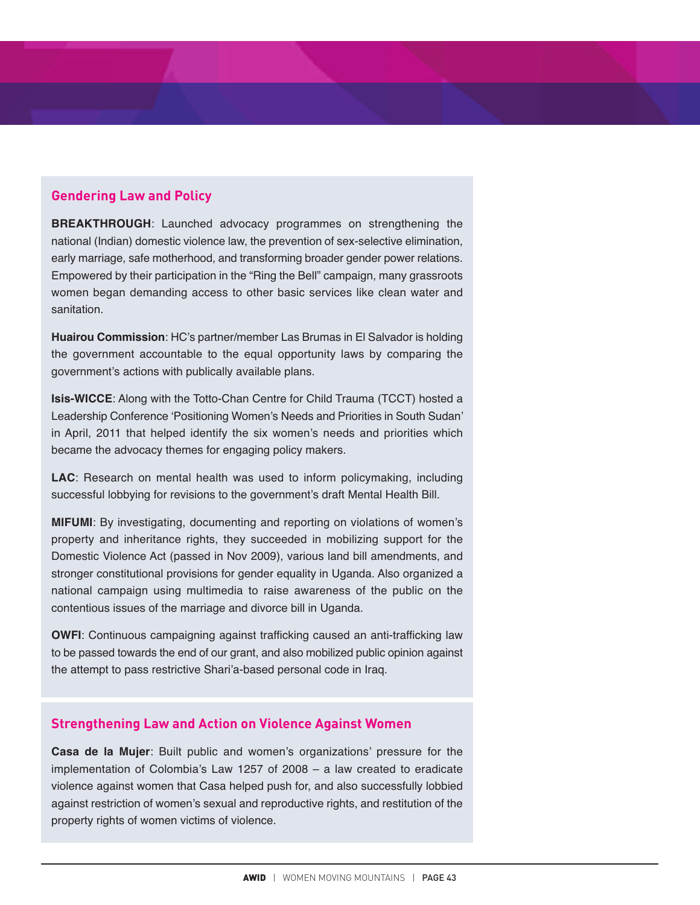## Gendering Law and Policy

**BREAKTHROUGH**: Launched advocacy programmes on strengthening the national (Indian) domestic violence law, the prevention of sex-selective elimination, early marriage, safe motherhood, and transforming broader gender power relations. Empowered by their participation in the "Ring the Bell" campaign, many grassroots women began demanding access to other basic services like clean water and sanitation.

**Huairou Commission**: HC's partner/member Las Brumas in El Salvador is holding the government accountable to the equal opportunity laws by comparing the government's actions with publically available plans.

**Isis-WICCE**: Along with the Totto-Chan Centre for Child Trauma (TCCT) hosted a Leadership Conference 'Positioning Women's Needs and Priorities in South Sudan' in April, 2011 that helped identify the six women's needs and priorities which became the advocacy themes for engaging policy makers.

**LAC**: Research on mental health was used to inform policymaking, including successful lobbying for revisions to the government's draft Mental Health Bill.

**MIFUMI**: By investigating, documenting and reporting on violations of women's property and inheritance rights, they succeeded in mobilizing support for the Domestic Violence Act (passed in Nov 2009), various land bill amendments, and stronger constitutional provisions for gender equality in Uganda. Also organized a national campaign using multimedia to raise awareness of the public on the contentious issues of the marriage and divorce bill in Uganda.

**OWFI**: Continuous campaigning against trafficking caused an anti-trafficking law to be passed towards the end of our grant, and also mobilized public opinion against the attempt to pass restrictive Shari'a-based personal code in Iraq.

## Strengthening Law and Action on Violence Against Women

**Casa de la Mujer**: Built public and women's organizations' pressure for the implementation of Colombia's Law 1257 of 2008 – a law created to eradicate violence against women that Casa helped push for, and also successfully lobbied against restriction of women's sexual and reproductive rights, and restitution of the property rights of women victims of violence.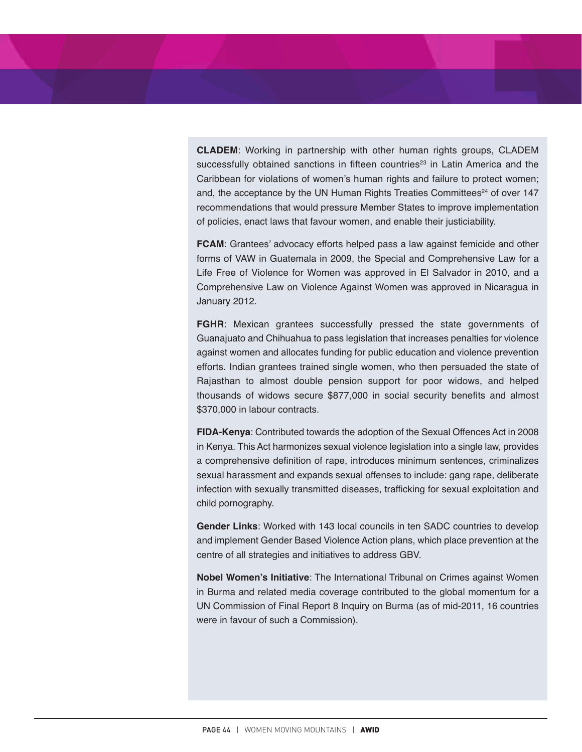**CLADEM**: Working in partnership with other human rights groups, CLADEM successfully obtained sanctions in fifteen countries[23] in Latin America and the Caribbean for violations of women's human rights and failure to protect women; and, the acceptance by the UN Human Rights Treaties Committees[24] of over 147 recommendations that would pressure Member States to improve implementation of policies, enact laws that favour women, and enable their justiciability.

**FCAM**: Grantees' advocacy efforts helped pass a law against femicide and other forms of VAW in Guatemala in 2009, the Special and Comprehensive Law for a Life Free of Violence for Women was approved in El Salvador in 2010, and a Comprehensive Law on Violence Against Women was approved in Nicaragua in January 2012.

**FGHR**: Mexican grantees successfully pressed the state governments of Guanajuato and Chihuahua to pass legislation that increases penalties for violence against women and allocates funding for public education and violence prevention efforts. Indian grantees trained single women, who then persuaded the state of Rajasthan to almost double pension support for poor widows, and helped thousands of widows secure $877,000 in social security benefits and almost $370,000 in labour contracts.

**FIDA-Kenya**: Contributed towards the adoption of the Sexual Offences Act in 2008 in Kenya. This Act harmonizes sexual violence legislation into a single law, provides a comprehensive definition of rape, introduces minimum sentences, criminalizes sexual harassment and expands sexual offenses to include: gang rape, deliberate infection with sexually transmitted diseases, trafficking for sexual exploitation and child pornography.

**Gender Links**: Worked with 143 local councils in ten SADC countries to develop and implement Gender Based Violence Action plans, which place prevention at the centre of all strategies and initiatives to address GBV.

**Nobel Women's Initiative**: The International Tribunal on Crimes against Women in Burma and related media coverage contributed to the global momentum for a UN Commission of Final Report 8 Inquiry on Burma (as of mid-2011, 16 countries were in favour of such a Commission).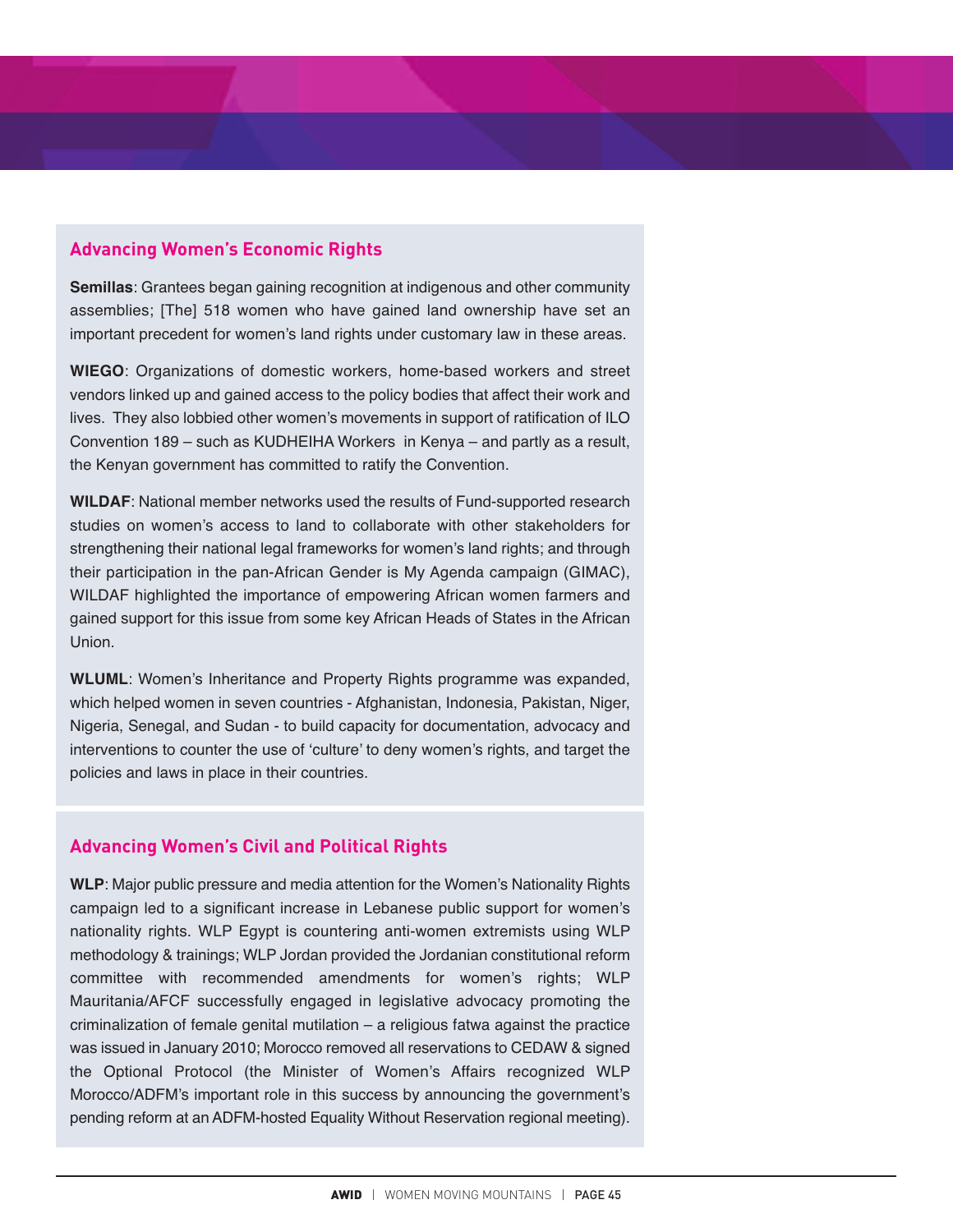## Advancing Women's Economic Rights

**Semillas**: Grantees began gaining recognition at indigenous and other community assemblies; [The] 518 women who have gained land ownership have set an important precedent for women's land rights under customary law in these areas.

**WIEGO**: Organizations of domestic workers, home-based workers and street vendors linked up and gained access to the policy bodies that affect their work and lives. They also lobbied other women's movements in support of ratification of ILO Convention 189 – such as KUDHEIHA Workers in Kenya – and partly as a result, the Kenyan government has committed to ratify the Convention.

**WILDAF**: National member networks used the results of Fund-supported research studies on women's access to land to collaborate with other stakeholders for strengthening their national legal frameworks for women's land rights; and through their participation in the pan-African Gender is My Agenda campaign (GIMAC), WILDAF highlighted the importance of empowering African women farmers and gained support for this issue from some key African Heads of States in the African Union.

**WLUML**: Women's Inheritance and Property Rights programme was expanded, which helped women in seven countries - Afghanistan, Indonesia, Pakistan, Niger, Nigeria, Senegal, and Sudan - to build capacity for documentation, advocacy and interventions to counter the use of 'culture' to deny women's rights, and target the policies and laws in place in their countries.

## Advancing Women's Civil and Political Rights

**WLP**: Major public pressure and media attention for the Women's Nationality Rights campaign led to a significant increase in Lebanese public support for women's nationality rights. WLP Egypt is countering anti-women extremists using WLP methodology & trainings; WLP Jordan provided the Jordanian constitutional reform committee with recommended amendments for women's rights; WLP Mauritania/AFCF successfully engaged in legislative advocacy promoting the criminalization of female genital mutilation – a religious fatwa against the practice was issued in January 2010; Morocco removed all reservations to CEDAW & signed the Optional Protocol (the Minister of Women's Affairs recognized WLP Morocco/ADFM's important role in this success by announcing the government's pending reform at an ADFM-hosted Equality Without Reservation regional meeting).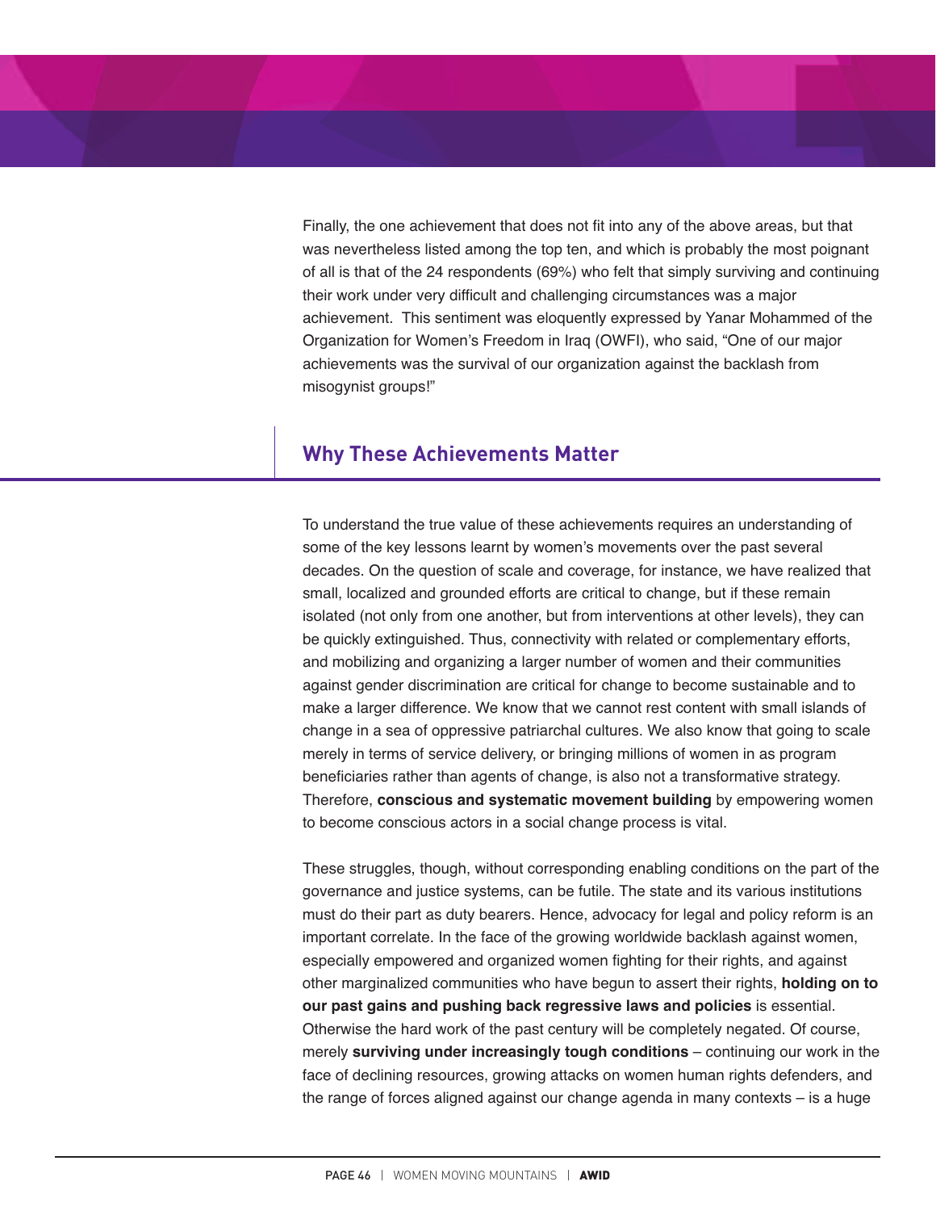Finally, the one achievement that does not fit into any of the above areas, but that was nevertheless listed among the top ten, and which is probably the most poignant of all is that of the 24 respondents (69%) who felt that simply surviving and continuing their work under very difficult and challenging circumstances was a major achievement. This sentiment was eloquently expressed by Yanar Mohammed of the Organization for Women's Freedom in Iraq (OWFI), who said, "One of our major achievements was the survival of our organization against the backlash from misogynist groups!"

## Why These Achievements Matter

To understand the true value of these achievements requires an understanding of some of the key lessons learnt by women's movements over the past several decades. On the question of scale and coverage, for instance, we have realized that small, localized and grounded efforts are critical to change, but if these remain isolated (not only from one another, but from interventions at other levels), they can be quickly extinguished. Thus, connectivity with related or complementary efforts, and mobilizing and organizing a larger number of women and their communities against gender discrimination are critical for change to become sustainable and to make a larger difference. We know that we cannot rest content with small islands of change in a sea of oppressive patriarchal cultures. We also know that going to scale merely in terms of service delivery, or bringing millions of women in as program beneficiaries rather than agents of change, is also not a transformative strategy. Therefore, **conscious and systematic movement building** by empowering women to become conscious actors in a social change process is vital.

These struggles, though, without corresponding enabling conditions on the part of the governance and justice systems, can be futile. The state and its various institutions must do their part as duty bearers. Hence, advocacy for legal and policy reform is an important correlate. In the face of the growing worldwide backlash against women, especially empowered and organized women fighting for their rights, and against other marginalized communities who have begun to assert their rights, **holding on to our past gains and pushing back regressive laws and policies** is essential. Otherwise the hard work of the past century will be completely negated. Of course, merely **surviving under increasingly tough conditions** – continuing our work in the face of declining resources, growing attacks on women human rights defenders, and the range of forces aligned against our change agenda in many contexts – is a huge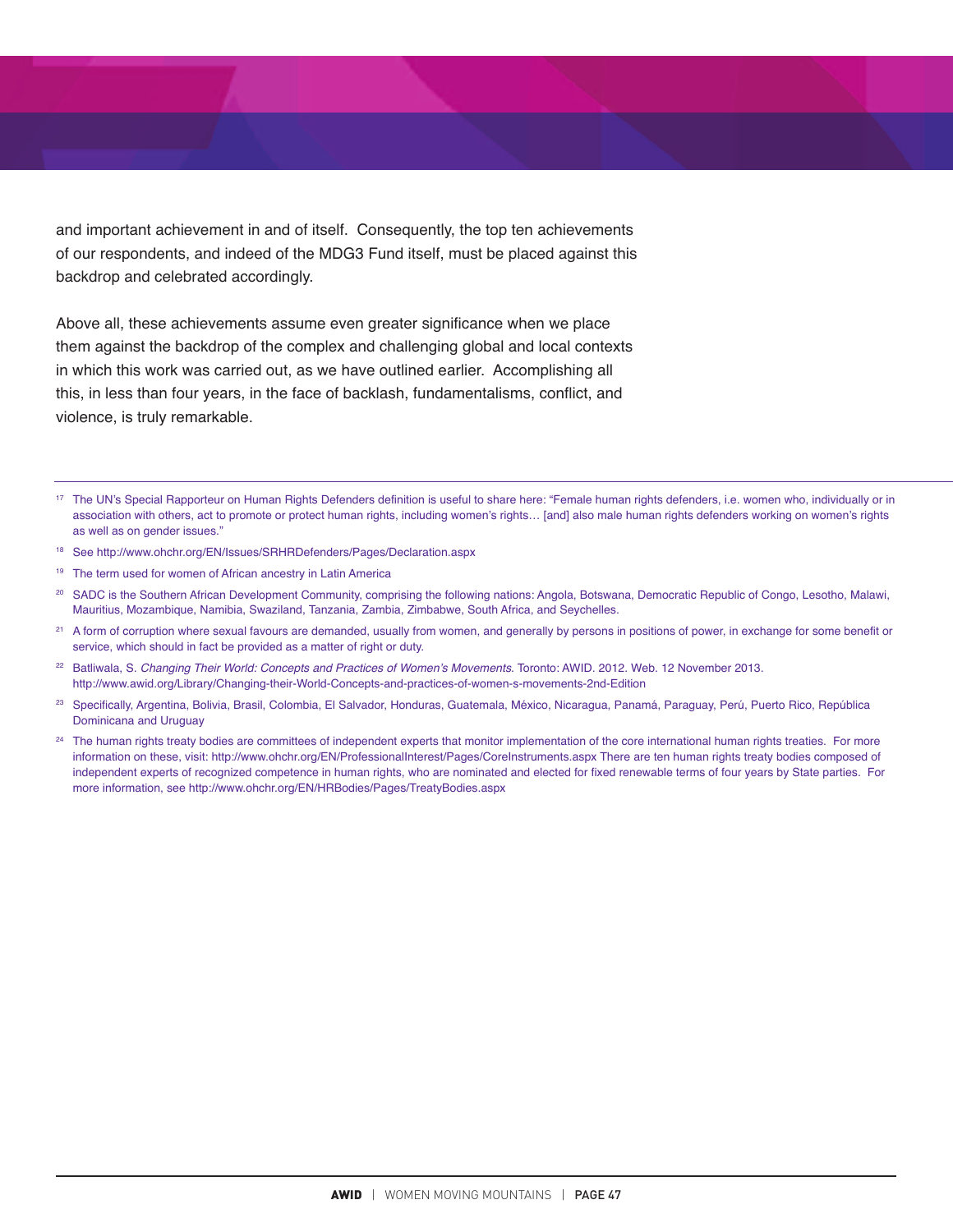and important achievement in and of itself. Consequently, the top ten achievements of our respondents, and indeed of the MDG3 Fund itself, must be placed against this backdrop and celebrated accordingly.

Above all, these achievements assume even greater significance when we place them against the backdrop of the complex and challenging global and local contexts in which this work was carried out, as we have outlined earlier. Accomplishing all this, in less than four years, in the face of backlash, fundamentalisms, conflict, and violence, is truly remarkable.

---

[17] The UN's Special Rapporteur on Human Rights Defenders definition is useful to share here: "Female human rights defenders, i.e. women who, individually or in association with others, act to promote or protect human rights, including women's rights… [and] also male human rights defenders working on women's rights as well as on gender issues."

[18] See http://www.ohchr.org/EN/Issues/SRHRDefenders/Pages/Declaration.aspx

[19] The term used for women of African ancestry in Latin America

[20] SADC is the Southern African Development Community, comprising the following nations: Angola, Botswana, Democratic Republic of Congo, Lesotho, Malawi, Mauritius, Mozambique, Namibia, Swaziland, Tanzania, Zambia, Zimbabwe, South Africa, and Seychelles.

[21] A form of corruption where sexual favours are demanded, usually from women, and generally by persons in positions of power, in exchange for some benefit or service, which should in fact be provided as a matter of right or duty.

[22] Batliwala, S. *Changing Their World: Concepts and Practices of Women's Movements.* Toronto: AWID. 2012. Web. 12 November 2013. http://www.awid.org/Library/Changing-their-World-Concepts-and-practices-of-women-s-movements-2nd-Edition

[23] Specifically, Argentina, Bolivia, Brasil, Colombia, El Salvador, Honduras, Guatemala, México, Nicaragua, Panamá, Paraguay, Perú, Puerto Rico, República Dominicana and Uruguay

[24] The human rights treaty bodies are committees of independent experts that monitor implementation of the core international human rights treaties. For more information on these, visit: http://www.ohchr.org/EN/ProfessionalInterest/Pages/CoreInstruments.aspx There are ten human rights treaty bodies composed of independent experts of recognized competence in human rights, who are nominated and elected for fixed renewable terms of four years by State parties. For more information, see http://www.ohchr.org/EN/HRBodies/Pages/TreatyBodies.aspx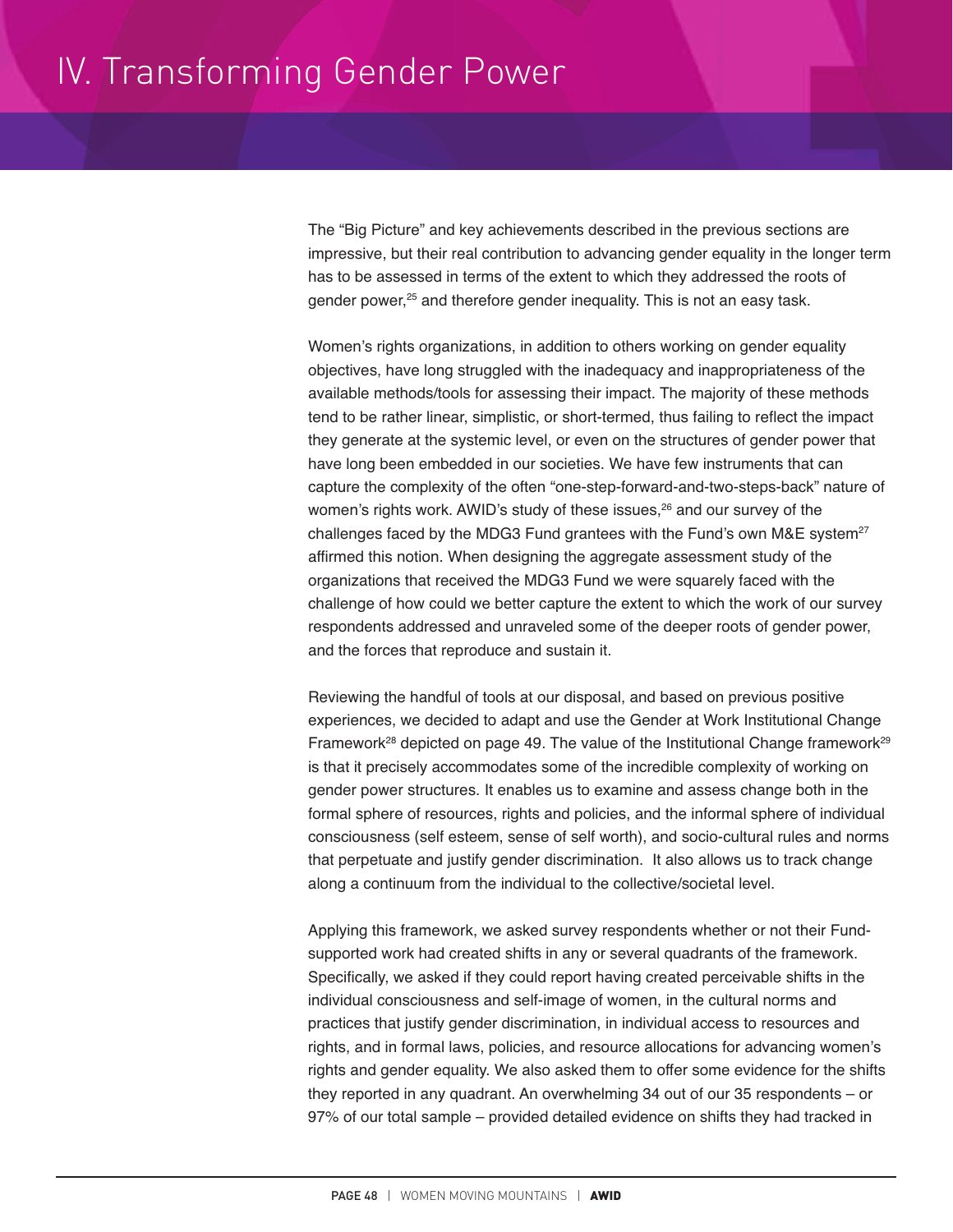# IV. Transforming Gender Power

The "Big Picture" and key achievements described in the previous sections are impressive, but their real contribution to advancing gender equality in the longer term has to be assessed in terms of the extent to which they addressed the roots of gender power,[25] and therefore gender inequality. This is not an easy task.

Women's rights organizations, in addition to others working on gender equality objectives, have long struggled with the inadequacy and inappropriateness of the available methods/tools for assessing their impact. The majority of these methods tend to be rather linear, simplistic, or short-termed, thus failing to reflect the impact they generate at the systemic level, or even on the structures of gender power that have long been embedded in our societies. We have few instruments that can capture the complexity of the often "one-step-forward-and-two-steps-back" nature of women's rights work. AWID's study of these issues,[26] and our survey of the challenges faced by the MDG3 Fund grantees with the Fund's own M&E system[27] affirmed this notion. When designing the aggregate assessment study of the organizations that received the MDG3 Fund we were squarely faced with the challenge of how could we better capture the extent to which the work of our survey respondents addressed and unraveled some of the deeper roots of gender power, and the forces that reproduce and sustain it.

Reviewing the handful of tools at our disposal, and based on previous positive experiences, we decided to adapt and use the Gender at Work Institutional Change Framework[28] depicted on page 49. The value of the Institutional Change framework[29] is that it precisely accommodates some of the incredible complexity of working on gender power structures. It enables us to examine and assess change both in the formal sphere of resources, rights and policies, and the informal sphere of individual consciousness (self esteem, sense of self worth), and socio-cultural rules and norms that perpetuate and justify gender discrimination. It also allows us to track change along a continuum from the individual to the collective/societal level.

Applying this framework, we asked survey respondents whether or not their Fund-supported work had created shifts in any or several quadrants of the framework. Specifically, we asked if they could report having created perceivable shifts in the individual consciousness and self-image of women, in the cultural norms and practices that justify gender discrimination, in individual access to resources and rights, and in formal laws, policies, and resource allocations for advancing women's rights and gender equality. We also asked them to offer some evidence for the shifts they reported in any quadrant. An overwhelming 34 out of our 35 respondents – or 97% of our total sample – provided detailed evidence on shifts they had tracked in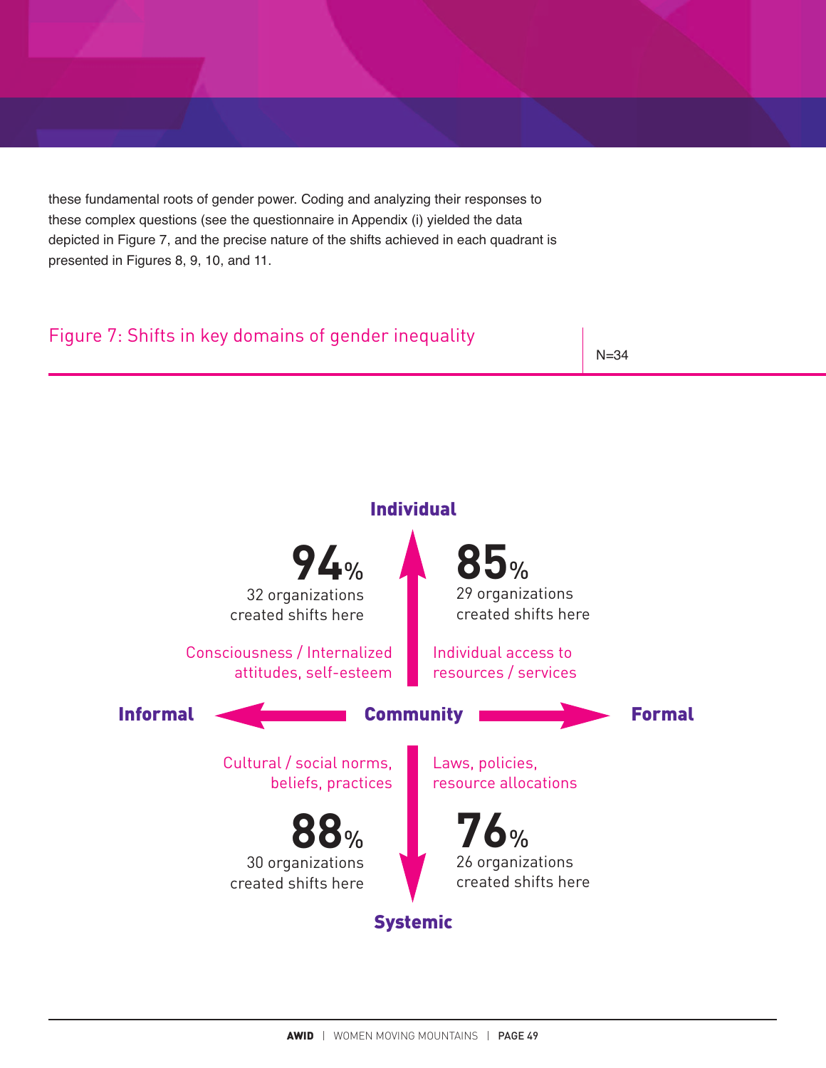these fundamental roots of gender power. Coding and analyzing their responses to these complex questions (see the questionnaire in Appendix (i) yielded the data depicted in Figure 7, and the precise nature of the shifts achieved in each quadrant is presented in Figures 8, 9, 10, and 11.

## Figure 7: Shifts in key domains of gender inequality

N=34

**Individual**

**94%**
32 organizations created shifts here

Consciousness / Internalized attitudes, self-esteem

**85%**
29 organizations created shifts here

Individual access to resources / services

**Informal** ← **Community** → **Formal**

Cultural / social norms, beliefs, practices

**88%**
30 organizations created shifts here

Laws, policies, resource allocations

**76%**
26 organizations created shifts here

**Systemic**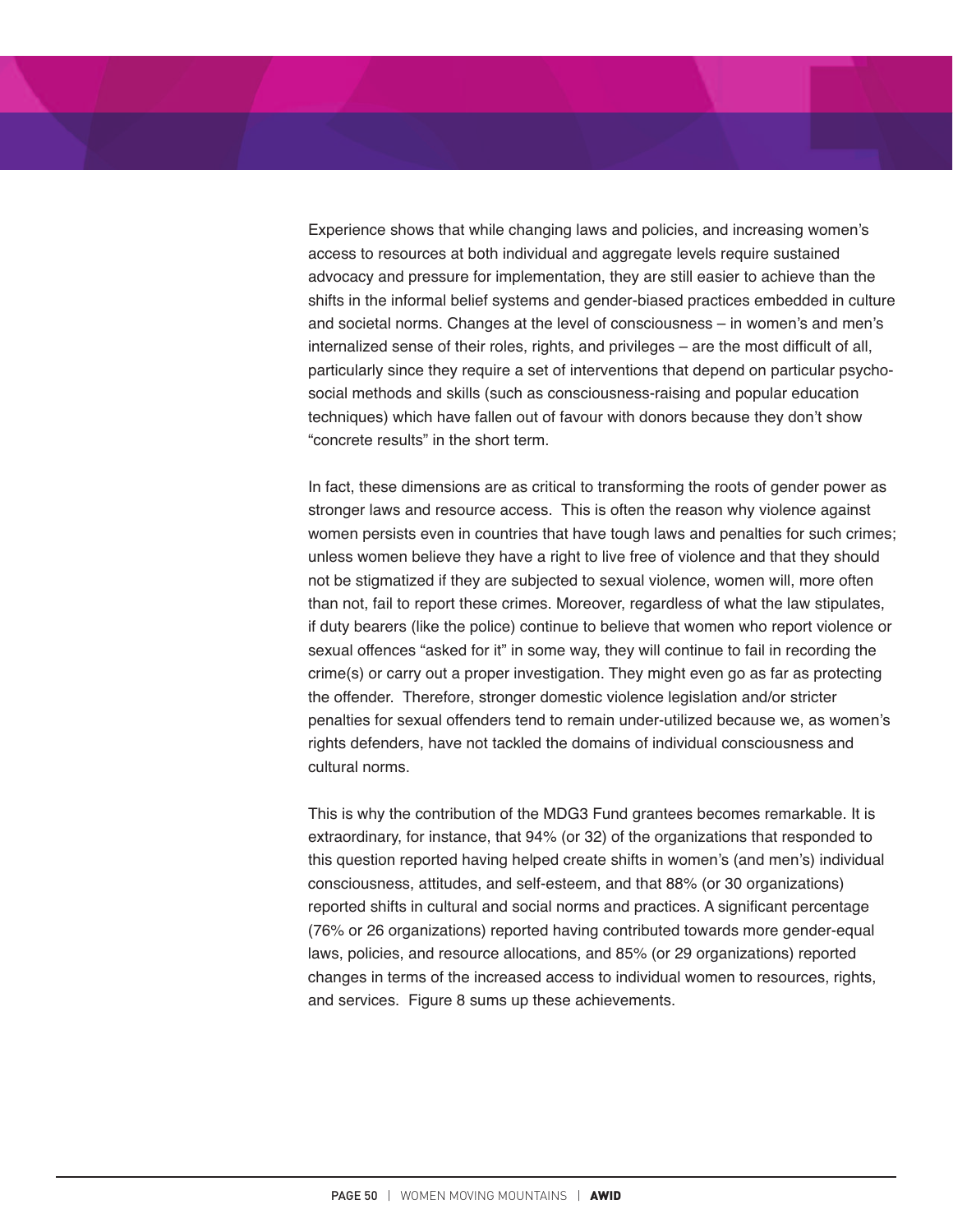Experience shows that while changing laws and policies, and increasing women's access to resources at both individual and aggregate levels require sustained advocacy and pressure for implementation, they are still easier to achieve than the shifts in the informal belief systems and gender-biased practices embedded in culture and societal norms. Changes at the level of consciousness – in women's and men's internalized sense of their roles, rights, and privileges – are the most difficult of all, particularly since they require a set of interventions that depend on particular psycho-social methods and skills (such as consciousness-raising and popular education techniques) which have fallen out of favour with donors because they don't show "concrete results" in the short term.

In fact, these dimensions are as critical to transforming the roots of gender power as stronger laws and resource access. This is often the reason why violence against women persists even in countries that have tough laws and penalties for such crimes; unless women believe they have a right to live free of violence and that they should not be stigmatized if they are subjected to sexual violence, women will, more often than not, fail to report these crimes. Moreover, regardless of what the law stipulates, if duty bearers (like the police) continue to believe that women who report violence or sexual offences "asked for it" in some way, they will continue to fail in recording the crime(s) or carry out a proper investigation. They might even go as far as protecting the offender. Therefore, stronger domestic violence legislation and/or stricter penalties for sexual offenders tend to remain under-utilized because we, as women's rights defenders, have not tackled the domains of individual consciousness and cultural norms.

This is why the contribution of the MDG3 Fund grantees becomes remarkable. It is extraordinary, for instance, that 94% (or 32) of the organizations that responded to this question reported having helped create shifts in women's (and men's) individual consciousness, attitudes, and self-esteem, and that 88% (or 30 organizations) reported shifts in cultural and social norms and practices. A significant percentage (76% or 26 organizations) reported having contributed towards more gender-equal laws, policies, and resource allocations, and 85% (or 29 organizations) reported changes in terms of the increased access to individual women to resources, rights, and services. Figure 8 sums up these achievements.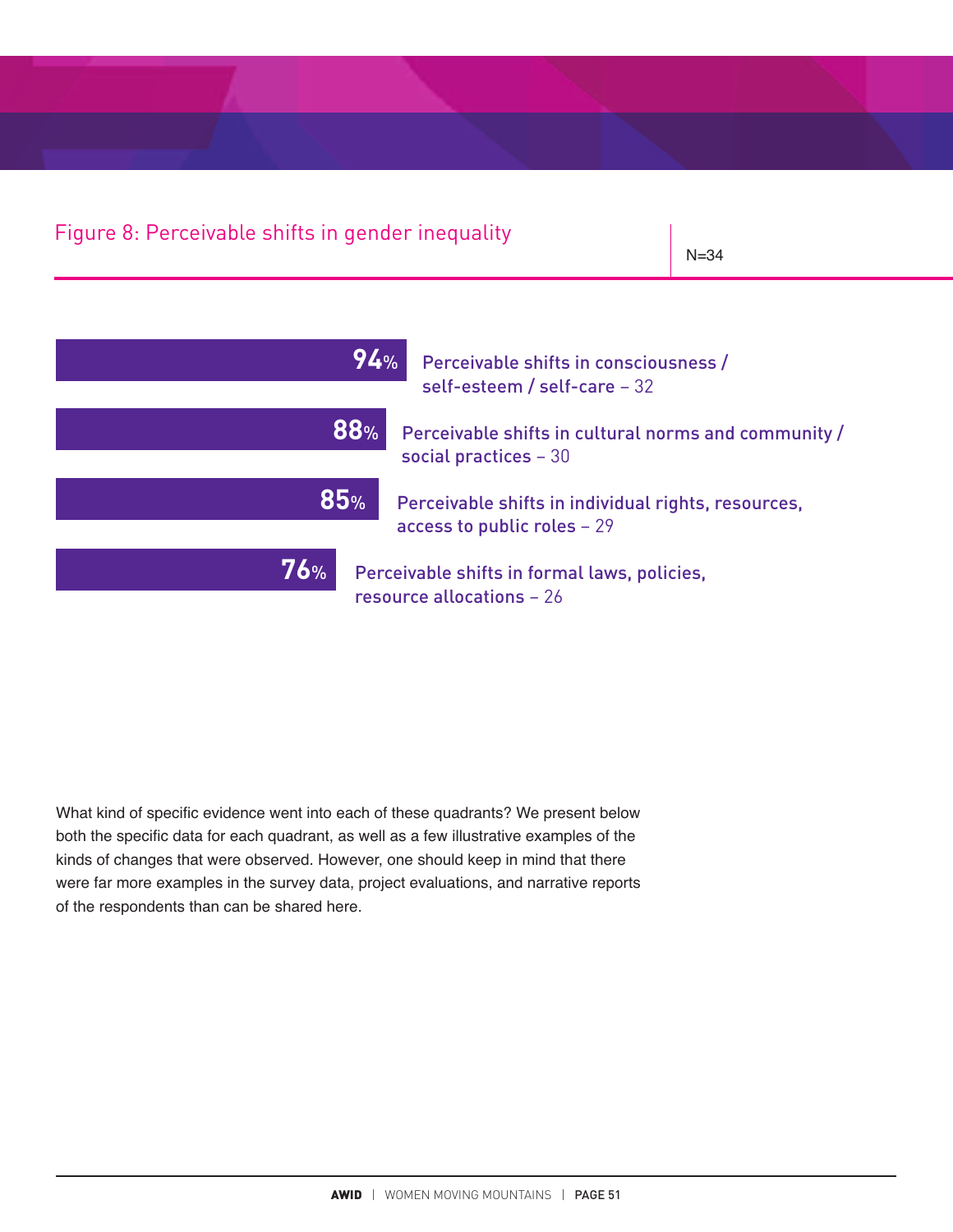## Figure 8: Perceivable shifts in gender inequality

N=34

94% Perceivable shifts in consciousness / self-esteem / self-care – 32

88% Perceivable shifts in cultural norms and community / social practices – 30

85% Perceivable shifts in individual rights, resources, access to public roles – 29

76% Perceivable shifts in formal laws, policies, resource allocations – 26

What kind of specific evidence went into each of these quadrants? We present below both the specific data for each quadrant, as well as a few illustrative examples of the kinds of changes that were observed. However, one should keep in mind that there were far more examples in the survey data, project evaluations, and narrative reports of the respondents than can be shared here.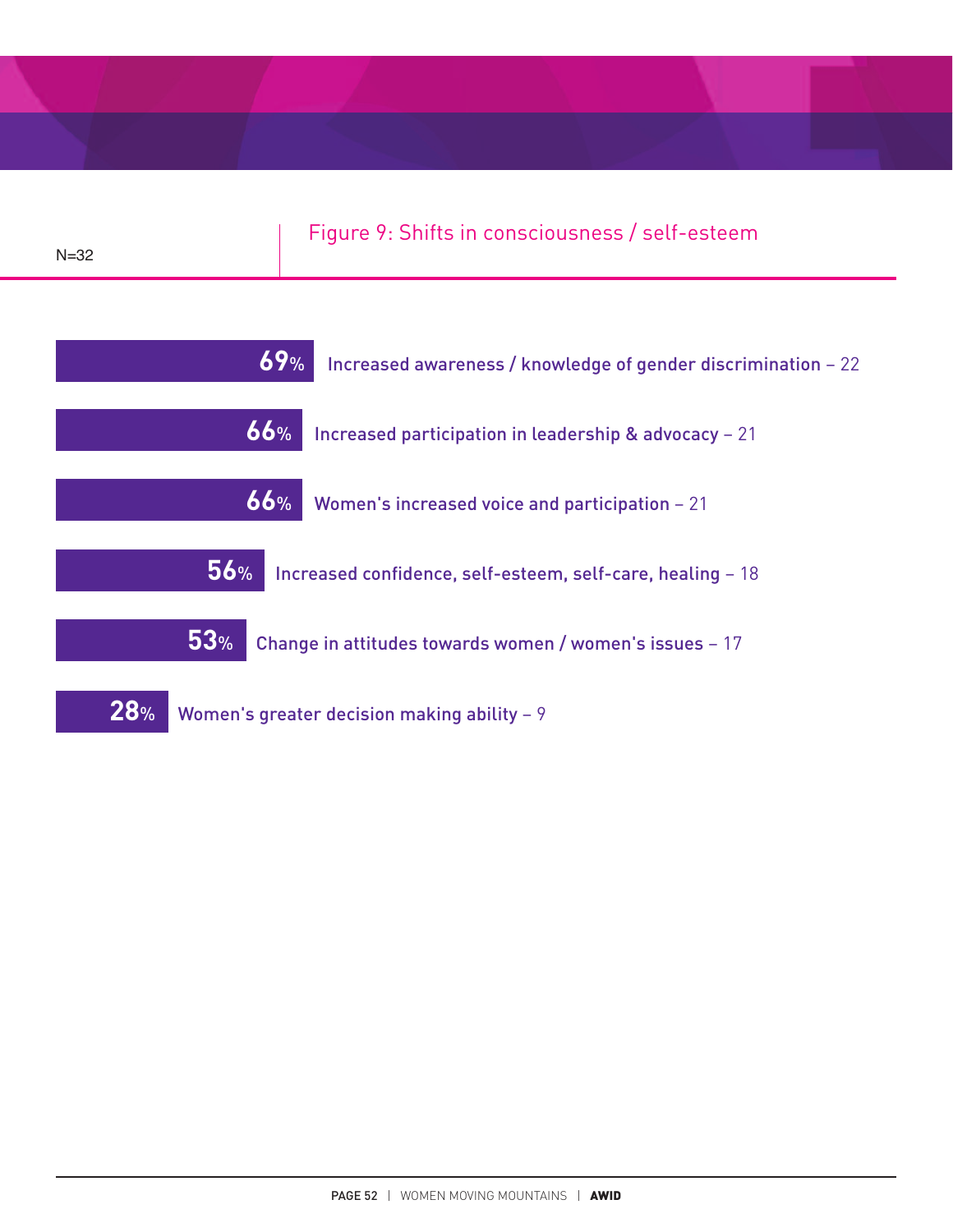Figure 9: Shifts in consciousness / self-esteem

N=32

69% Increased awareness / knowledge of gender discrimination – 22

66% Increased participation in leadership & advocacy – 21

66% Women's increased voice and participation – 21

56% Increased confidence, self-esteem, self-care, healing – 18

53% Change in attitudes towards women / women's issues – 17

28% Women's greater decision making ability – 9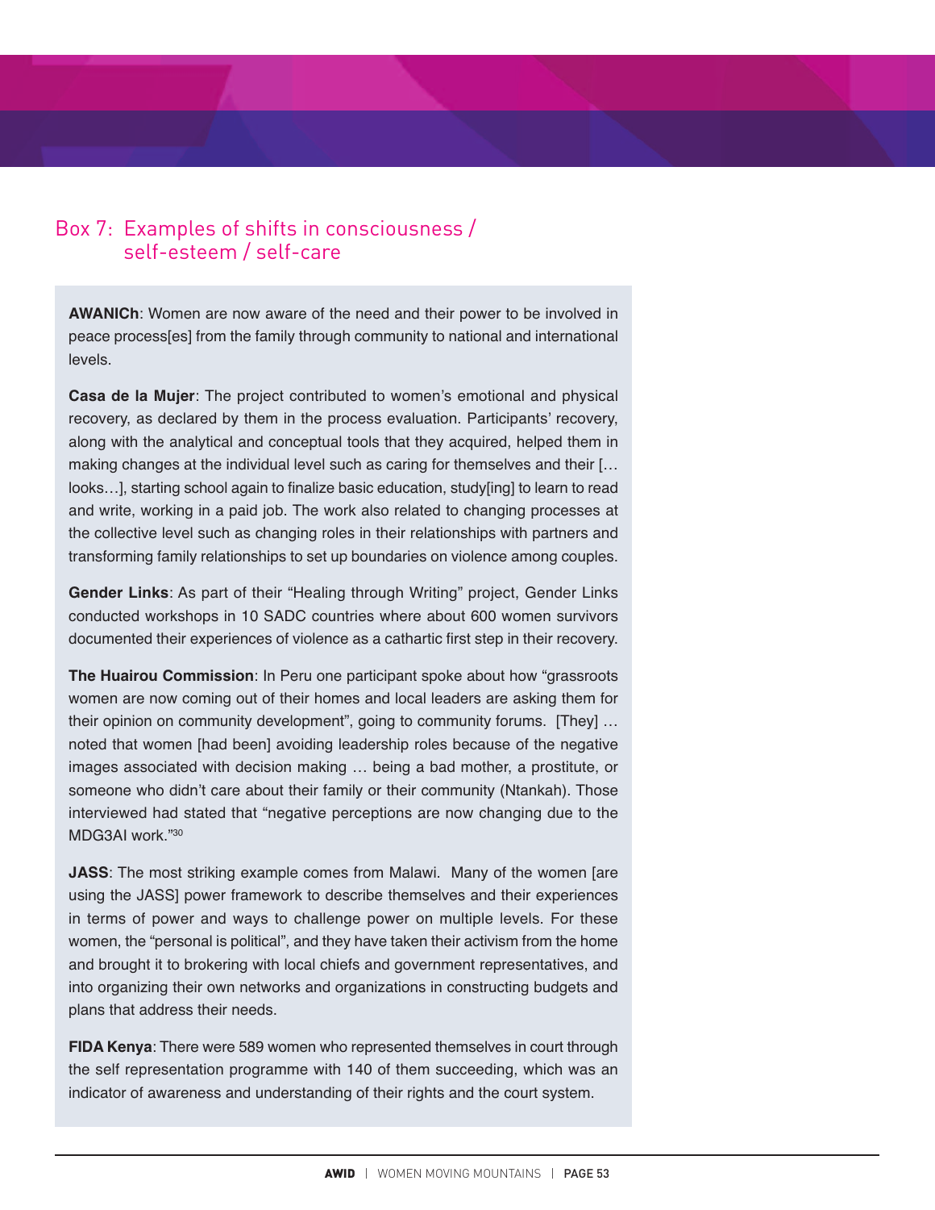## Box 7: Examples of shifts in consciousness / self-esteem / self-care

**AWANICh**: Women are now aware of the need and their power to be involved in peace process[es] from the family through community to national and international levels.

**Casa de la Mujer**: The project contributed to women's emotional and physical recovery, as declared by them in the process evaluation. Participants' recovery, along with the analytical and conceptual tools that they acquired, helped them in making changes at the individual level such as caring for themselves and their [… looks…], starting school again to finalize basic education, study[ing] to learn to read and write, working in a paid job. The work also related to changing processes at the collective level such as changing roles in their relationships with partners and transforming family relationships to set up boundaries on violence among couples.

**Gender Links**: As part of their "Healing through Writing" project, Gender Links conducted workshops in 10 SADC countries where about 600 women survivors documented their experiences of violence as a cathartic first step in their recovery.

**The Huairou Commission**: In Peru one participant spoke about how "grassroots women are now coming out of their homes and local leaders are asking them for their opinion on community development", going to community forums. [They] … noted that women [had been] avoiding leadership roles because of the negative images associated with decision making … being a bad mother, a prostitute, or someone who didn't care about their family or their community (Ntankah). Those interviewed had stated that "negative perceptions are now changing due to the MDG3AI work."[30]

**JASS**: The most striking example comes from Malawi. Many of the women [are using the JASS] power framework to describe themselves and their experiences in terms of power and ways to challenge power on multiple levels. For these women, the "personal is political", and they have taken their activism from the home and brought it to brokering with local chiefs and government representatives, and into organizing their own networks and organizations in constructing budgets and plans that address their needs.

**FIDA Kenya**: There were 589 women who represented themselves in court through the self representation programme with 140 of them succeeding, which was an indicator of awareness and understanding of their rights and the court system.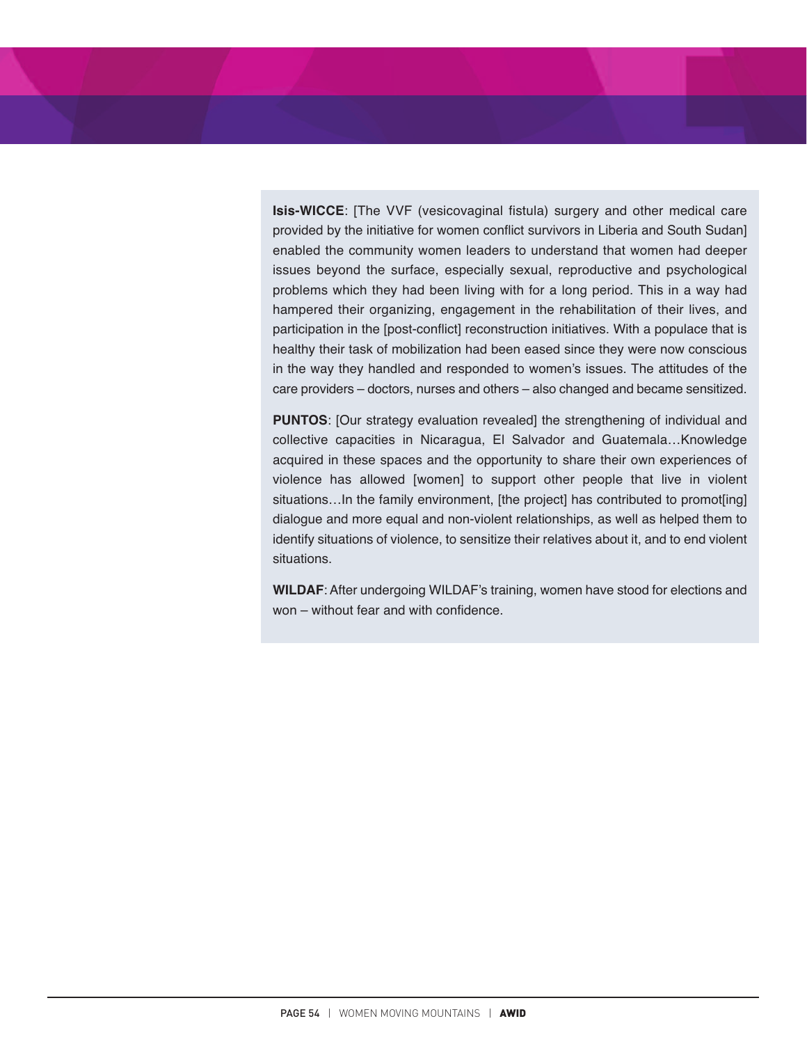**Isis-WICCE**: [The VVF (vesicovaginal fistula) surgery and other medical care provided by the initiative for women conflict survivors in Liberia and South Sudan] enabled the community women leaders to understand that women had deeper issues beyond the surface, especially sexual, reproductive and psychological problems which they had been living with for a long period. This in a way had hampered their organizing, engagement in the rehabilitation of their lives, and participation in the [post-conflict] reconstruction initiatives. With a populace that is healthy their task of mobilization had been eased since they were now conscious in the way they handled and responded to women's issues. The attitudes of the care providers – doctors, nurses and others – also changed and became sensitized.

**PUNTOS**: [Our strategy evaluation revealed] the strengthening of individual and collective capacities in Nicaragua, El Salvador and Guatemala…Knowledge acquired in these spaces and the opportunity to share their own experiences of violence has allowed [women] to support other people that live in violent situations…In the family environment, [the project] has contributed to promot[ing] dialogue and more equal and non-violent relationships, as well as helped them to identify situations of violence, to sensitize their relatives about it, and to end violent situations.

**WILDAF**: After undergoing WILDAF's training, women have stood for elections and won – without fear and with confidence.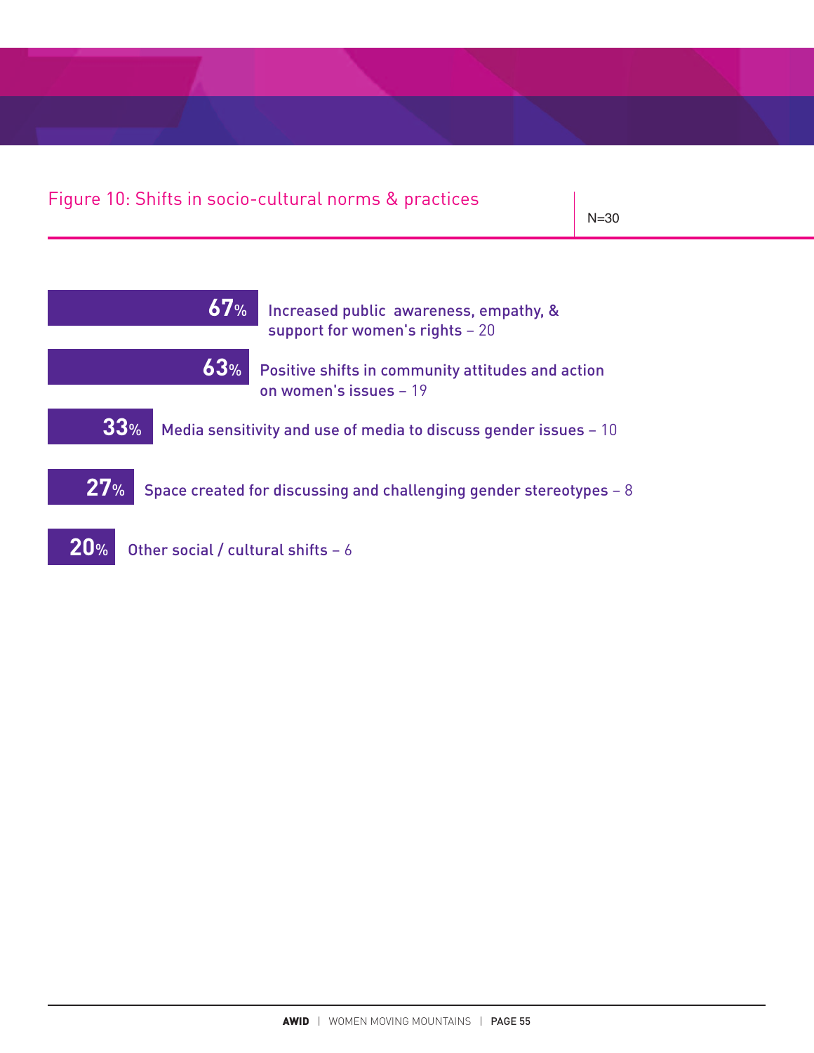Figure 10: Shifts in socio-cultural norms & practices

N=30

67% Increased public awareness, empathy, & support for women's rights – 20

63% Positive shifts in community attitudes and action on women's issues – 19

33% Media sensitivity and use of media to discuss gender issues – 10

27% Space created for discussing and challenging gender stereotypes – 8

20% Other social / cultural shifts – 6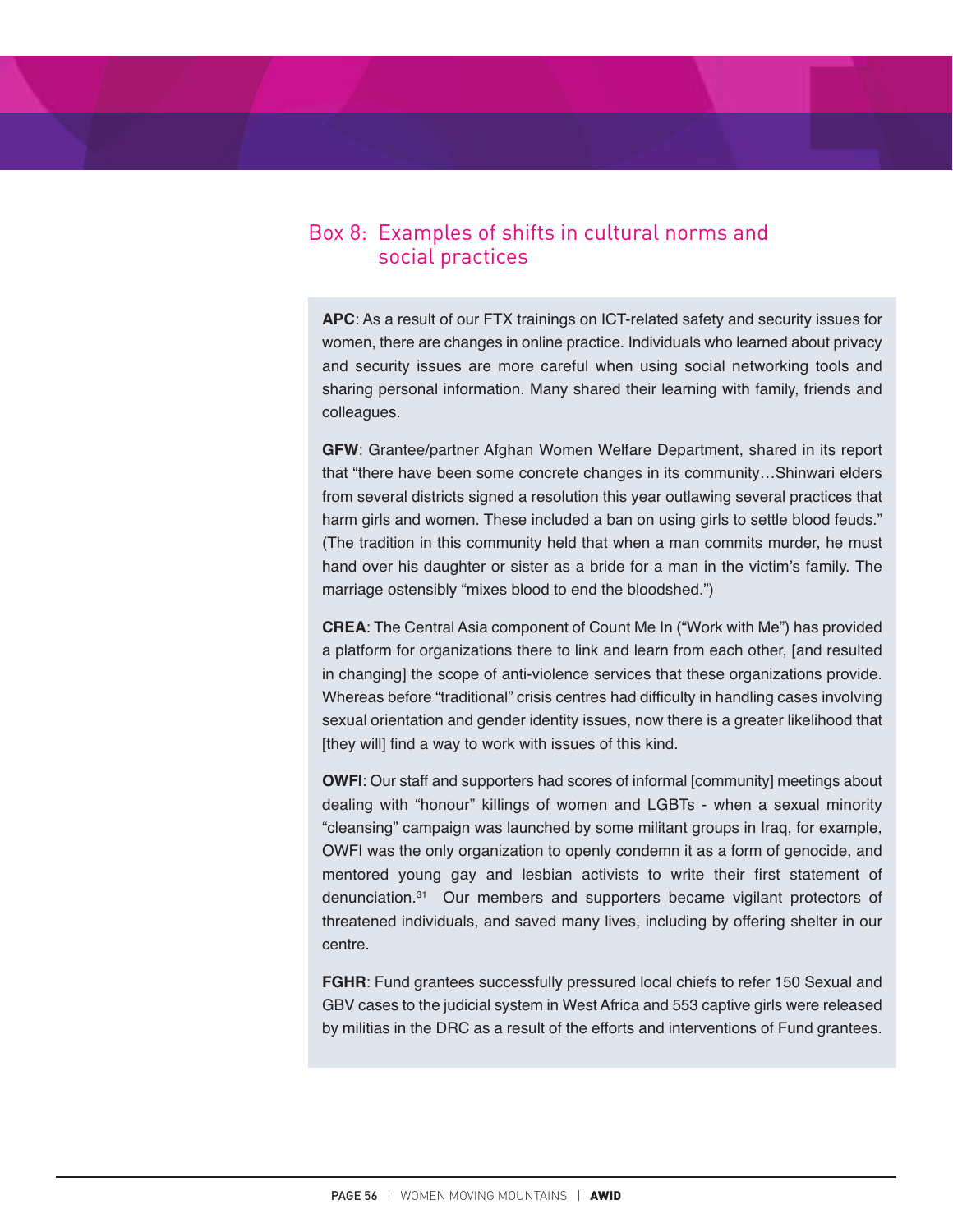## Box 8: Examples of shifts in cultural norms and social practices

**APC**: As a result of our FTX trainings on ICT-related safety and security issues for women, there are changes in online practice. Individuals who learned about privacy and security issues are more careful when using social networking tools and sharing personal information. Many shared their learning with family, friends and colleagues.

**GFW**: Grantee/partner Afghan Women Welfare Department, shared in its report that "there have been some concrete changes in its community…Shinwari elders from several districts signed a resolution this year outlawing several practices that harm girls and women. These included a ban on using girls to settle blood feuds." (The tradition in this community held that when a man commits murder, he must hand over his daughter or sister as a bride for a man in the victim's family. The marriage ostensibly "mixes blood to end the bloodshed.")

**CREA**: The Central Asia component of Count Me In ("Work with Me") has provided a platform for organizations there to link and learn from each other, [and resulted in changing] the scope of anti-violence services that these organizations provide. Whereas before "traditional" crisis centres had difficulty in handling cases involving sexual orientation and gender identity issues, now there is a greater likelihood that [they will] find a way to work with issues of this kind.

**OWFI**: Our staff and supporters had scores of informal [community] meetings about dealing with "honour" killings of women and LGBTs - when a sexual minority "cleansing" campaign was launched by some militant groups in Iraq, for example, OWFI was the only organization to openly condemn it as a form of genocide, and mentored young gay and lesbian activists to write their first statement of denunciation.[31] Our members and supporters became vigilant protectors of threatened individuals, and saved many lives, including by offering shelter in our centre.

**FGHR**: Fund grantees successfully pressured local chiefs to refer 150 Sexual and GBV cases to the judicial system in West Africa and 553 captive girls were released by militias in the DRC as a result of the efforts and interventions of Fund grantees.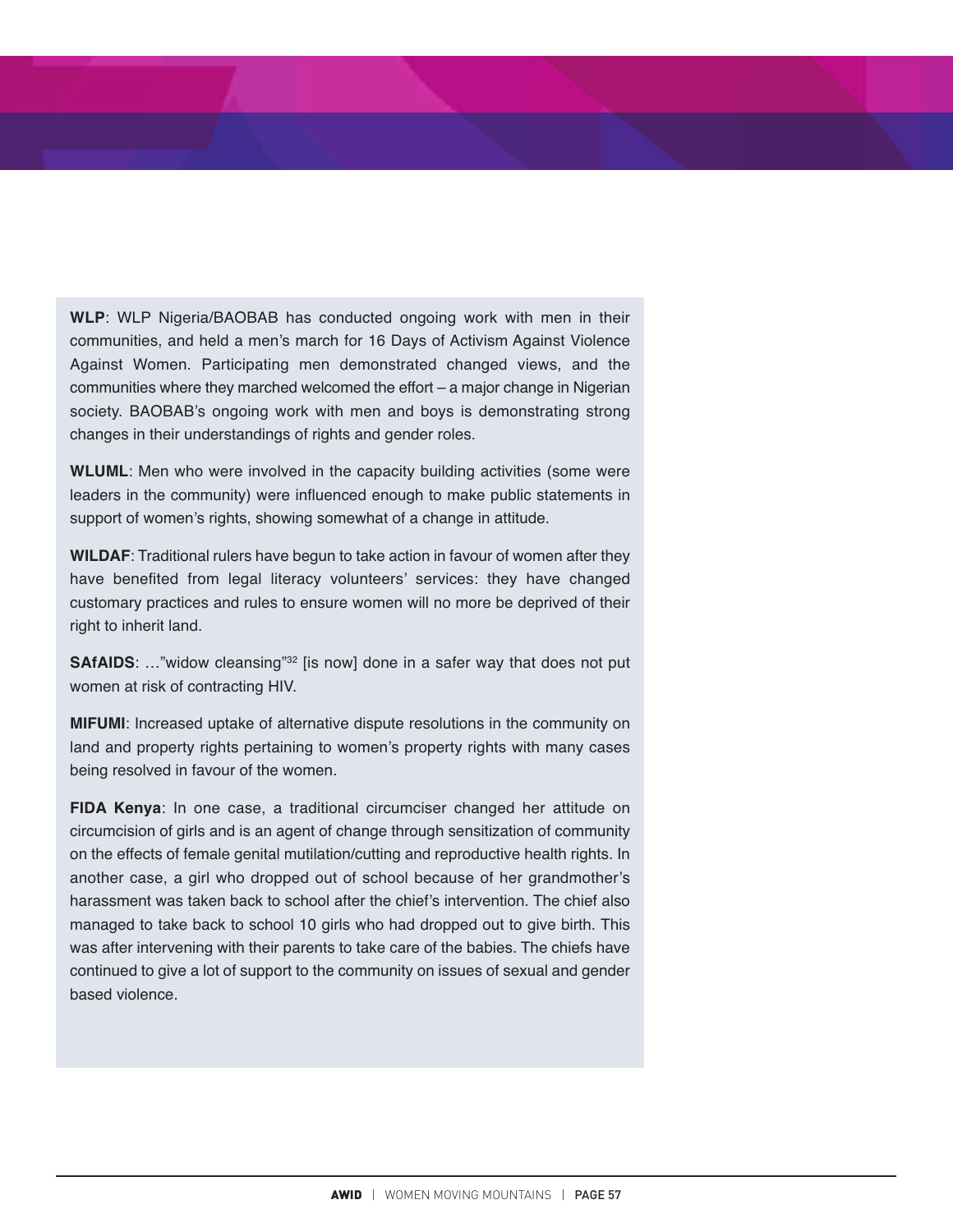**WLP**: WLP Nigeria/BAOBAB has conducted ongoing work with men in their communities, and held a men's march for 16 Days of Activism Against Violence Against Women. Participating men demonstrated changed views, and the communities where they marched welcomed the effort – a major change in Nigerian society. BAOBAB's ongoing work with men and boys is demonstrating strong changes in their understandings of rights and gender roles.

**WLUML**: Men who were involved in the capacity building activities (some were leaders in the community) were influenced enough to make public statements in support of women's rights, showing somewhat of a change in attitude.

**WILDAF**: Traditional rulers have begun to take action in favour of women after they have benefited from legal literacy volunteers' services: they have changed customary practices and rules to ensure women will no more be deprived of their right to inherit land.

**SAfAIDS**: …"widow cleansing"[32] [is now] done in a safer way that does not put women at risk of contracting HIV.

**MIFUMI**: Increased uptake of alternative dispute resolutions in the community on land and property rights pertaining to women's property rights with many cases being resolved in favour of the women.

**FIDA Kenya**: In one case, a traditional circumciser changed her attitude on circumcision of girls and is an agent of change through sensitization of community on the effects of female genital mutilation/cutting and reproductive health rights. In another case, a girl who dropped out of school because of her grandmother's harassment was taken back to school after the chief's intervention. The chief also managed to take back to school 10 girls who had dropped out to give birth. This was after intervening with their parents to take care of the babies. The chiefs have continued to give a lot of support to the community on issues of sexual and gender based violence.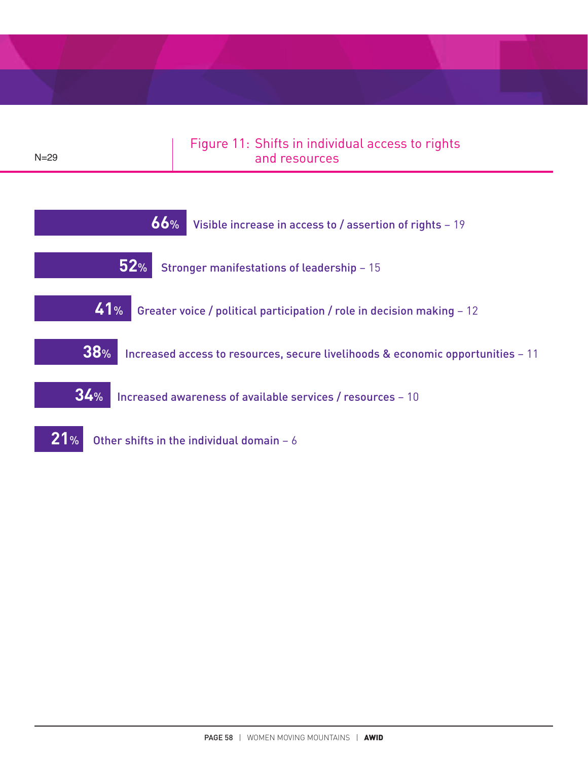N=29

Figure 11: Shifts in individual access to rights and resources

66% Visible increase in access to / assertion of rights – 19

52% Stronger manifestations of leadership – 15

41% Greater voice / political participation / role in decision making – 12

38% Increased access to resources, secure livelihoods & economic opportunities – 11

34% Increased awareness of available services / resources – 10

21% Other shifts in the individual domain – 6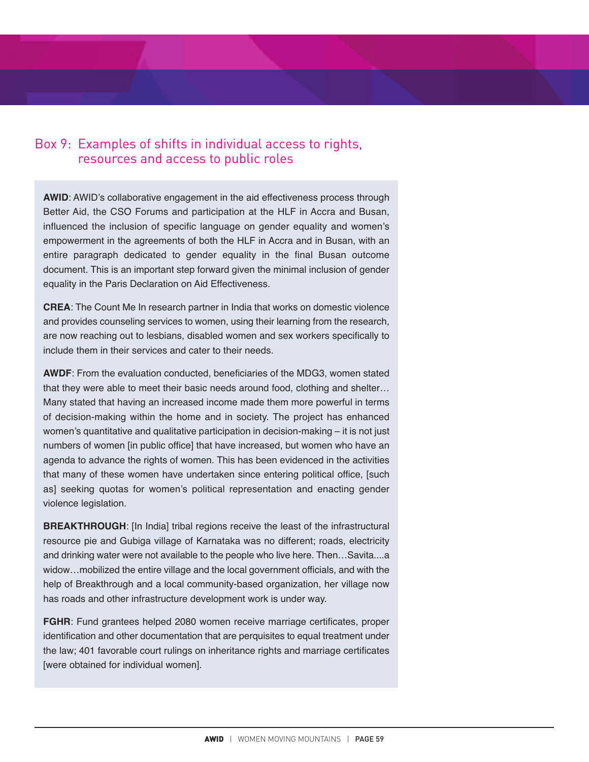## Box 9: Examples of shifts in individual access to rights, resources and access to public roles

**AWID**: AWID's collaborative engagement in the aid effectiveness process through Better Aid, the CSO Forums and participation at the HLF in Accra and Busan, influenced the inclusion of specific language on gender equality and women's empowerment in the agreements of both the HLF in Accra and in Busan, with an entire paragraph dedicated to gender equality in the final Busan outcome document. This is an important step forward given the minimal inclusion of gender equality in the Paris Declaration on Aid Effectiveness.

**CREA**: The Count Me In research partner in India that works on domestic violence and provides counseling services to women, using their learning from the research, are now reaching out to lesbians, disabled women and sex workers specifically to include them in their services and cater to their needs.

**AWDF**: From the evaluation conducted, beneficiaries of the MDG3, women stated that they were able to meet their basic needs around food, clothing and shelter… Many stated that having an increased income made them more powerful in terms of decision-making within the home and in society. The project has enhanced women's quantitative and qualitative participation in decision-making – it is not just numbers of women [in public office] that have increased, but women who have an agenda to advance the rights of women. This has been evidenced in the activities that many of these women have undertaken since entering political office, [such as] seeking quotas for women's political representation and enacting gender violence legislation.

**BREAKTHROUGH**: [In India] tribal regions receive the least of the infrastructural resource pie and Gubiga village of Karnataka was no different; roads, electricity and drinking water were not available to the people who live here. Then…Savita....a widow…mobilized the entire village and the local government officials, and with the help of Breakthrough and a local community-based organization, her village now has roads and other infrastructure development work is under way.

**FGHR**: Fund grantees helped 2080 women receive marriage certificates, proper identification and other documentation that are perquisites to equal treatment under the law; 401 favorable court rulings on inheritance rights and marriage certificates [were obtained for individual women].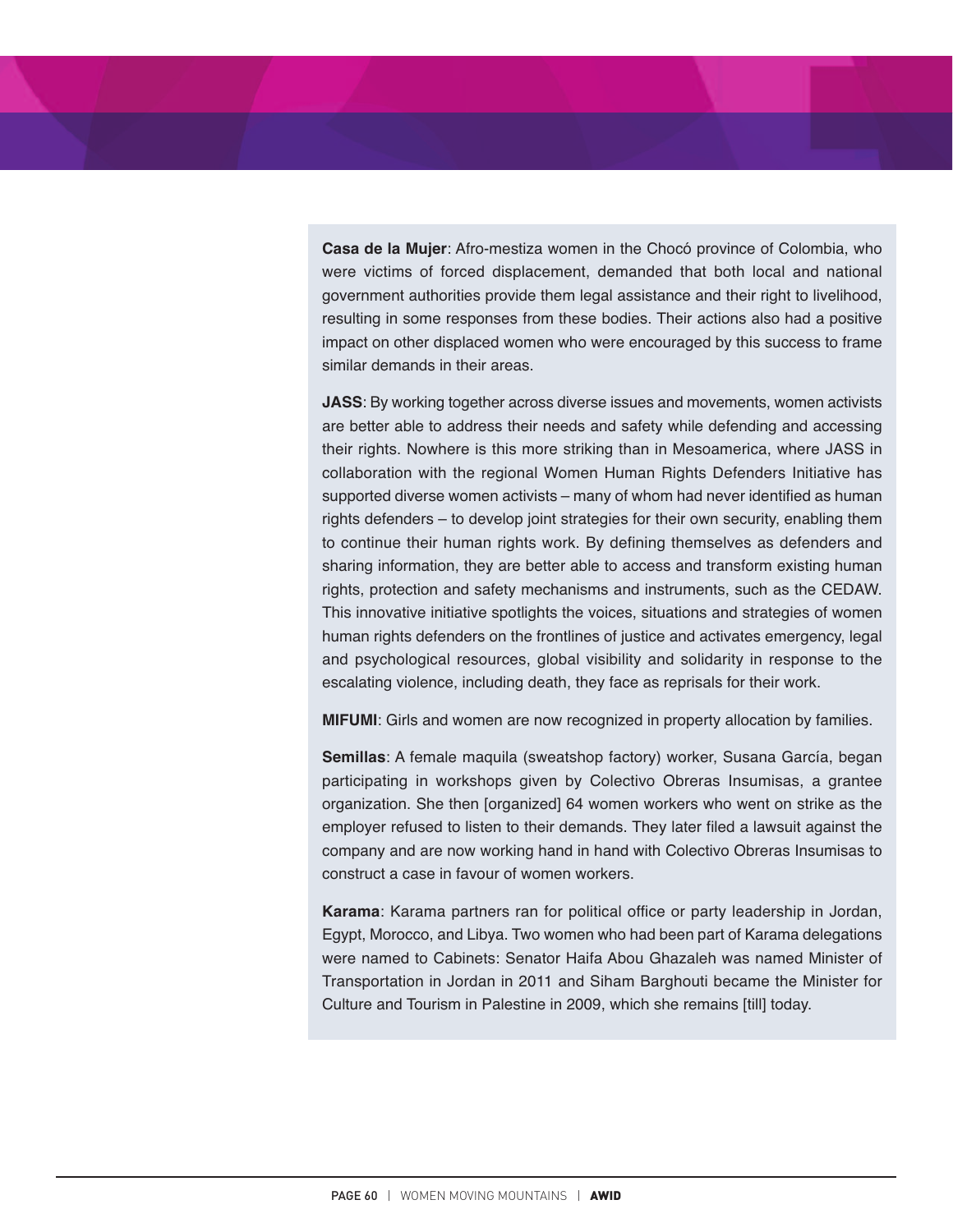**Casa de la Mujer**: Afro-mestiza women in the Chocó province of Colombia, who were victims of forced displacement, demanded that both local and national government authorities provide them legal assistance and their right to livelihood, resulting in some responses from these bodies. Their actions also had a positive impact on other displaced women who were encouraged by this success to frame similar demands in their areas.

**JASS**: By working together across diverse issues and movements, women activists are better able to address their needs and safety while defending and accessing their rights. Nowhere is this more striking than in Mesoamerica, where JASS in collaboration with the regional Women Human Rights Defenders Initiative has supported diverse women activists – many of whom had never identified as human rights defenders – to develop joint strategies for their own security, enabling them to continue their human rights work. By defining themselves as defenders and sharing information, they are better able to access and transform existing human rights, protection and safety mechanisms and instruments, such as the CEDAW. This innovative initiative spotlights the voices, situations and strategies of women human rights defenders on the frontlines of justice and activates emergency, legal and psychological resources, global visibility and solidarity in response to the escalating violence, including death, they face as reprisals for their work.

**MIFUMI**: Girls and women are now recognized in property allocation by families.

**Semillas**: A female maquila (sweatshop factory) worker, Susana García, began participating in workshops given by Colectivo Obreras Insumisas, a grantee organization. She then [organized] 64 women workers who went on strike as the employer refused to listen to their demands. They later filed a lawsuit against the company and are now working hand in hand with Colectivo Obreras Insumisas to construct a case in favour of women workers.

**Karama**: Karama partners ran for political office or party leadership in Jordan, Egypt, Morocco, and Libya. Two women who had been part of Karama delegations were named to Cabinets: Senator Haifa Abou Ghazaleh was named Minister of Transportation in Jordan in 2011 and Siham Barghouti became the Minister for Culture and Tourism in Palestine in 2009, which she remains [till] today.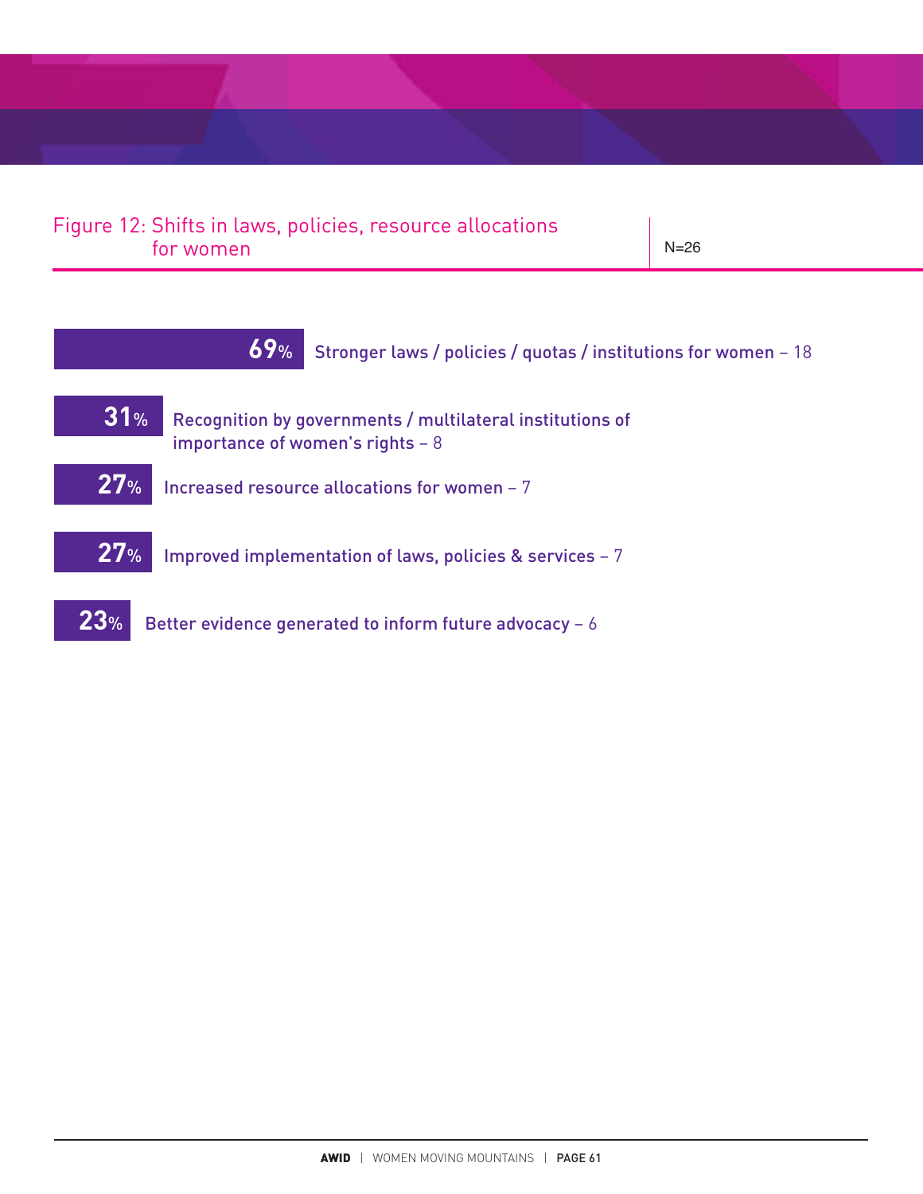Figure 12: Shifts in laws, policies, resource allocations for women

N=26

69% Stronger laws / policies / quotas / institutions for women – 18

31% Recognition by governments / multilateral institutions of importance of women's rights – 8

27% Increased resource allocations for women – 7

27% Improved implementation of laws, policies & services – 7

23% Better evidence generated to inform future advocacy – 6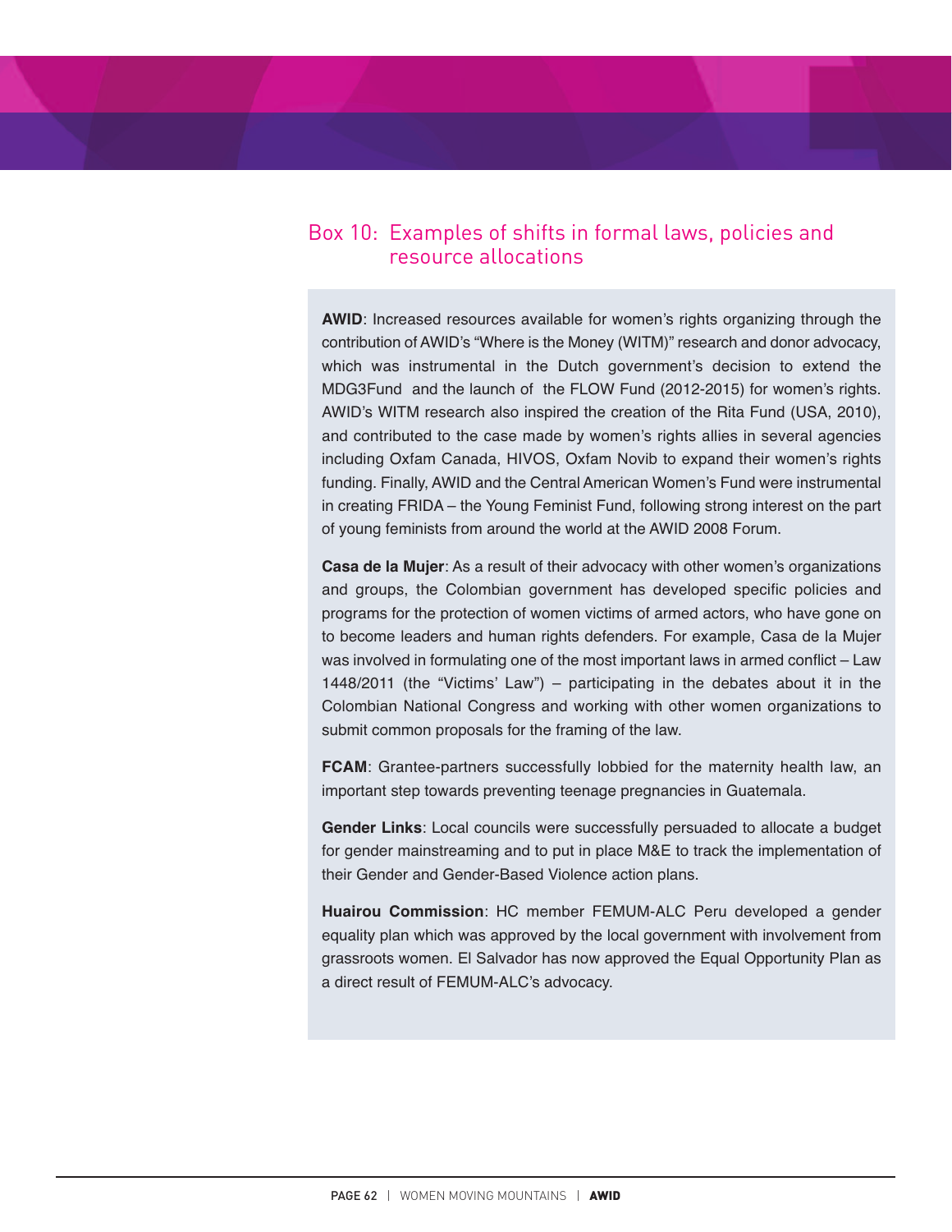## Box 10: Examples of shifts in formal laws, policies and resource allocations

**AWID**: Increased resources available for women's rights organizing through the contribution of AWID's "Where is the Money (WITM)" research and donor advocacy, which was instrumental in the Dutch government's decision to extend the MDG3Fund and the launch of the FLOW Fund (2012-2015) for women's rights. AWID's WITM research also inspired the creation of the Rita Fund (USA, 2010), and contributed to the case made by women's rights allies in several agencies including Oxfam Canada, HIVOS, Oxfam Novib to expand their women's rights funding. Finally, AWID and the Central American Women's Fund were instrumental in creating FRIDA – the Young Feminist Fund, following strong interest on the part of young feminists from around the world at the AWID 2008 Forum.

**Casa de la Mujer**: As a result of their advocacy with other women's organizations and groups, the Colombian government has developed specific policies and programs for the protection of women victims of armed actors, who have gone on to become leaders and human rights defenders. For example, Casa de la Mujer was involved in formulating one of the most important laws in armed conflict – Law 1448/2011 (the "Victims' Law") – participating in the debates about it in the Colombian National Congress and working with other women organizations to submit common proposals for the framing of the law.

**FCAM**: Grantee-partners successfully lobbied for the maternity health law, an important step towards preventing teenage pregnancies in Guatemala.

**Gender Links**: Local councils were successfully persuaded to allocate a budget for gender mainstreaming and to put in place M&E to track the implementation of their Gender and Gender-Based Violence action plans.

**Huairou Commission**: HC member FEMUM-ALC Peru developed a gender equality plan which was approved by the local government with involvement from grassroots women. El Salvador has now approved the Equal Opportunity Plan as a direct result of FEMUM-ALC's advocacy.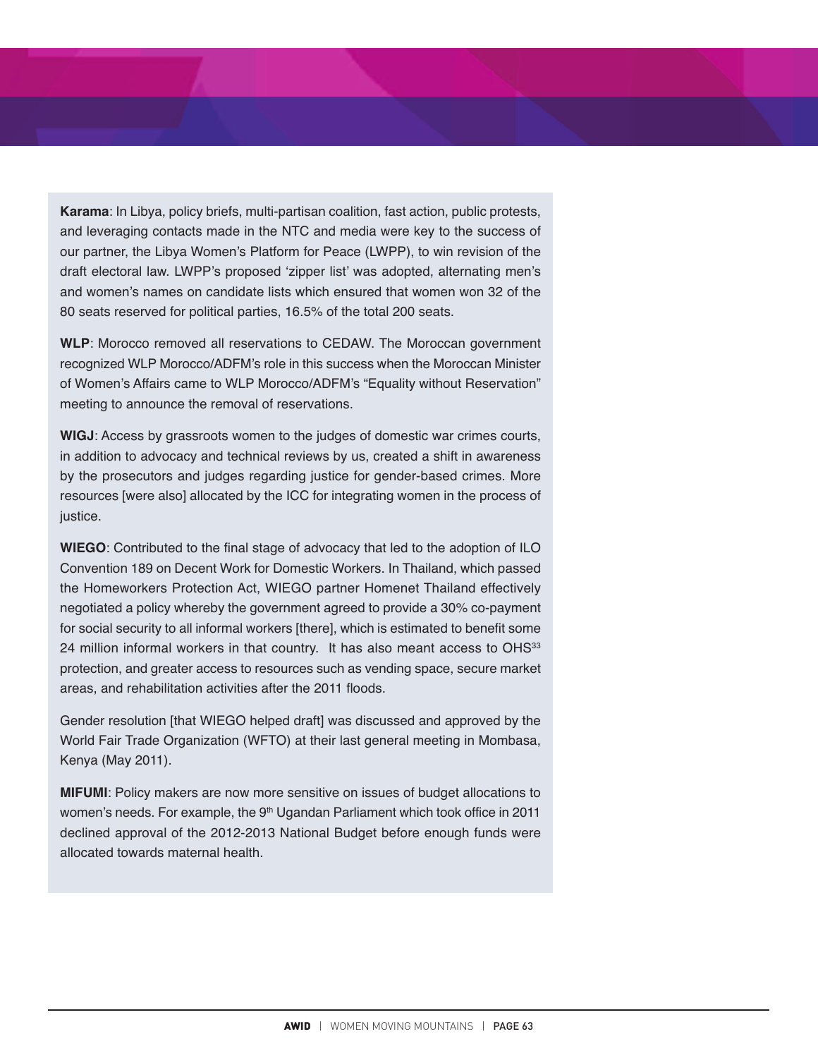**Karama**: In Libya, policy briefs, multi-partisan coalition, fast action, public protests, and leveraging contacts made in the NTC and media were key to the success of our partner, the Libya Women's Platform for Peace (LWPP), to win revision of the draft electoral law. LWPP's proposed 'zipper list' was adopted, alternating men's and women's names on candidate lists which ensured that women won 32 of the 80 seats reserved for political parties, 16.5% of the total 200 seats.

**WLP**: Morocco removed all reservations to CEDAW. The Moroccan government recognized WLP Morocco/ADFM's role in this success when the Moroccan Minister of Women's Affairs came to WLP Morocco/ADFM's "Equality without Reservation" meeting to announce the removal of reservations.

**WIGJ**: Access by grassroots women to the judges of domestic war crimes courts, in addition to advocacy and technical reviews by us, created a shift in awareness by the prosecutors and judges regarding justice for gender-based crimes. More resources [were also] allocated by the ICC for integrating women in the process of justice.

**WIEGO**: Contributed to the final stage of advocacy that led to the adoption of ILO Convention 189 on Decent Work for Domestic Workers. In Thailand, which passed the Homeworkers Protection Act, WIEGO partner Homenet Thailand effectively negotiated a policy whereby the government agreed to provide a 30% co-payment for social security to all informal workers [there], which is estimated to benefit some 24 million informal workers in that country. It has also meant access to OHS[33] protection, and greater access to resources such as vending space, secure market areas, and rehabilitation activities after the 2011 floods.

Gender resolution [that WIEGO helped draft] was discussed and approved by the World Fair Trade Organization (WFTO) at their last general meeting in Mombasa, Kenya (May 2011).

**MIFUMI**: Policy makers are now more sensitive on issues of budget allocations to women's needs. For example, the 9th Ugandan Parliament which took office in 2011 declined approval of the 2012-2013 National Budget before enough funds were allocated towards maternal health.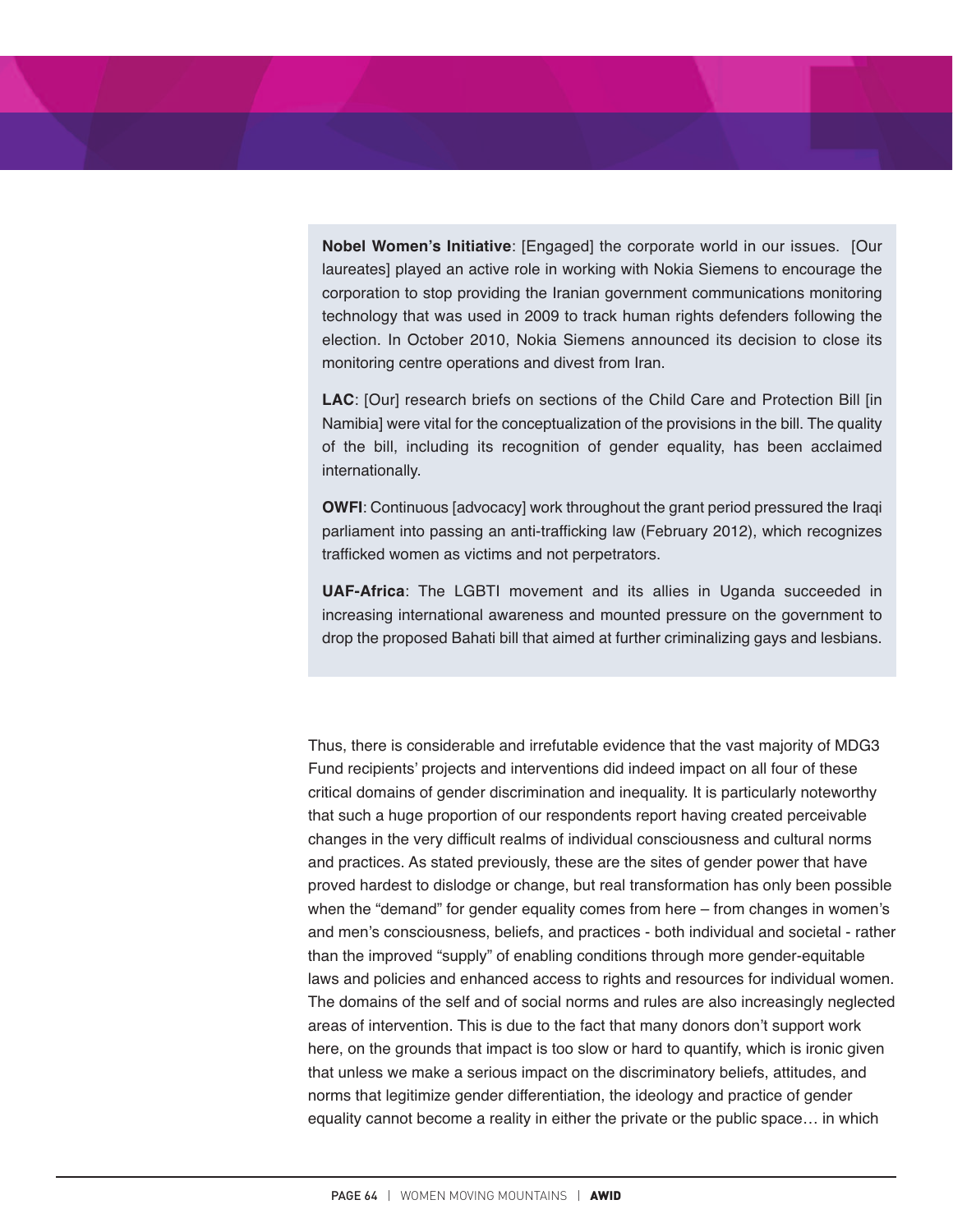**Nobel Women's Initiative**: [Engaged] the corporate world in our issues. [Our laureates] played an active role in working with Nokia Siemens to encourage the corporation to stop providing the Iranian government communications monitoring technology that was used in 2009 to track human rights defenders following the election. In October 2010, Nokia Siemens announced its decision to close its monitoring centre operations and divest from Iran.

**LAC**: [Our] research briefs on sections of the Child Care and Protection Bill [in Namibia] were vital for the conceptualization of the provisions in the bill. The quality of the bill, including its recognition of gender equality, has been acclaimed internationally.

**OWFI**: Continuous [advocacy] work throughout the grant period pressured the Iraqi parliament into passing an anti-trafficking law (February 2012), which recognizes trafficked women as victims and not perpetrators.

**UAF-Africa**: The LGBTI movement and its allies in Uganda succeeded in increasing international awareness and mounted pressure on the government to drop the proposed Bahati bill that aimed at further criminalizing gays and lesbians.

Thus, there is considerable and irrefutable evidence that the vast majority of MDG3 Fund recipients' projects and interventions did indeed impact on all four of these critical domains of gender discrimination and inequality. It is particularly noteworthy that such a huge proportion of our respondents report having created perceivable changes in the very difficult realms of individual consciousness and cultural norms and practices. As stated previously, these are the sites of gender power that have proved hardest to dislodge or change, but real transformation has only been possible when the "demand" for gender equality comes from here – from changes in women's and men's consciousness, beliefs, and practices - both individual and societal - rather than the improved "supply" of enabling conditions through more gender-equitable laws and policies and enhanced access to rights and resources for individual women. The domains of the self and of social norms and rules are also increasingly neglected areas of intervention. This is due to the fact that many donors don't support work here, on the grounds that impact is too slow or hard to quantify, which is ironic given that unless we make a serious impact on the discriminatory beliefs, attitudes, and norms that legitimize gender differentiation, the ideology and practice of gender equality cannot become a reality in either the private or the public space… in which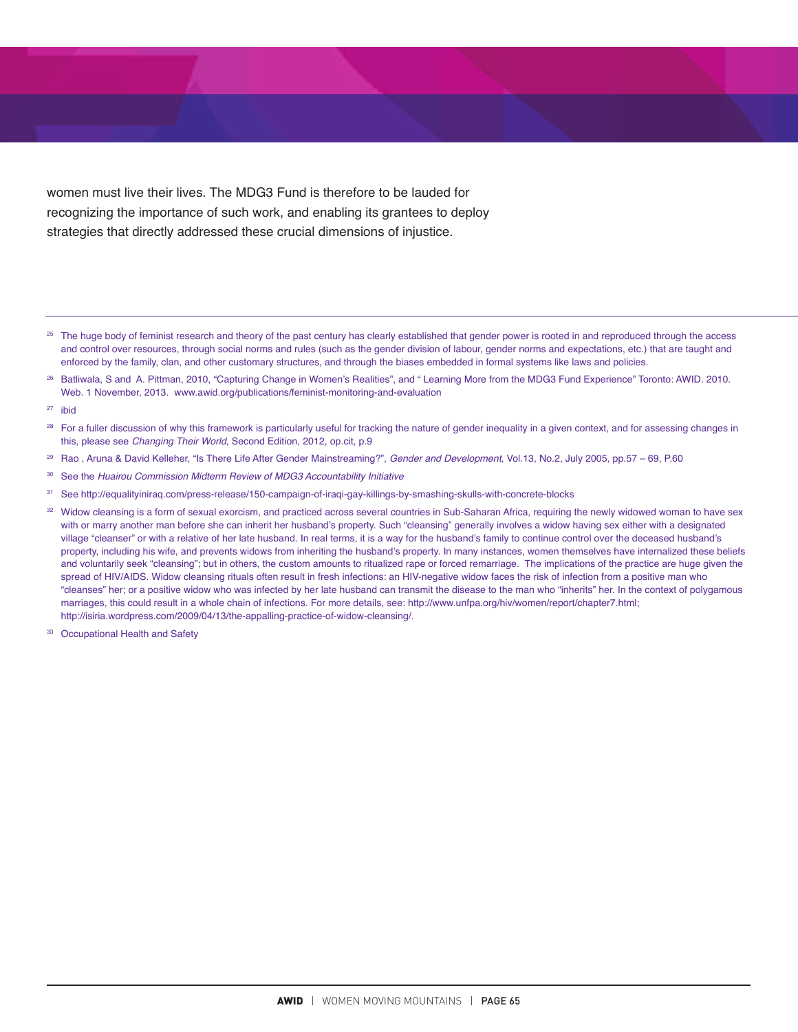women must live their lives. The MDG3 Fund is therefore to be lauded for recognizing the importance of such work, and enabling its grantees to deploy strategies that directly addressed these crucial dimensions of injustice.

---

[25] The huge body of feminist research and theory of the past century has clearly established that gender power is rooted in and reproduced through the access and control over resources, through social norms and rules (such as the gender division of labour, gender norms and expectations, etc.) that are taught and enforced by the family, clan, and other customary structures, and through the biases embedded in formal systems like laws and policies.

[26] Batliwala, S and A. Pittman, 2010, "Capturing Change in Women's Realities", and " Learning More from the MDG3 Fund Experience" Toronto: AWID. 2010. Web. 1 November, 2013. www.awid.org/publications/feminist-monitoring-and-evaluation

[27] ibid

[28] For a fuller discussion of why this framework is particularly useful for tracking the nature of gender inequality in a given context, and for assessing changes in this, please see *Changing Their World*, Second Edition, 2012, op.cit, p.9

[29] Rao , Aruna & David Kelleher, "Is There Life After Gender Mainstreaming?", *Gender and Development*, Vol.13, No.2, July 2005, pp.57 – 69, P.60

[30] See the *Huairou Commission Midterm Review of MDG3 Accountability Initiative*

[31] See http://equalityiniraq.com/press-release/150-campaign-of-iraqi-gay-killings-by-smashing-skulls-with-concrete-blocks

[32] Widow cleansing is a form of sexual exorcism, and practiced across several countries in Sub-Saharan Africa, requiring the newly widowed woman to have sex with or marry another man before she can inherit her husband's property. Such "cleansing" generally involves a widow having sex either with a designated village "cleanser" or with a relative of her late husband. In real terms, it is a way for the husband's family to continue control over the deceased husband's property, including his wife, and prevents widows from inheriting the husband's property. In many instances, women themselves have internalized these beliefs and voluntarily seek "cleansing"; but in others, the custom amounts to ritualized rape or forced remarriage. The implications of the practice are huge given the spread of HIV/AIDS. Widow cleansing rituals often result in fresh infections: an HIV-negative widow faces the risk of infection from a positive man who "cleanses" her; or a positive widow who was infected by her late husband can transmit the disease to the man who "inherits" her. In the context of polygamous marriages, this could result in a whole chain of infections. For more details, see: http://www.unfpa.org/hiv/women/report/chapter7.html; http://isiria.wordpress.com/2009/04/13/the-appalling-practice-of-widow-cleansing/.

[33] Occupational Health and Safety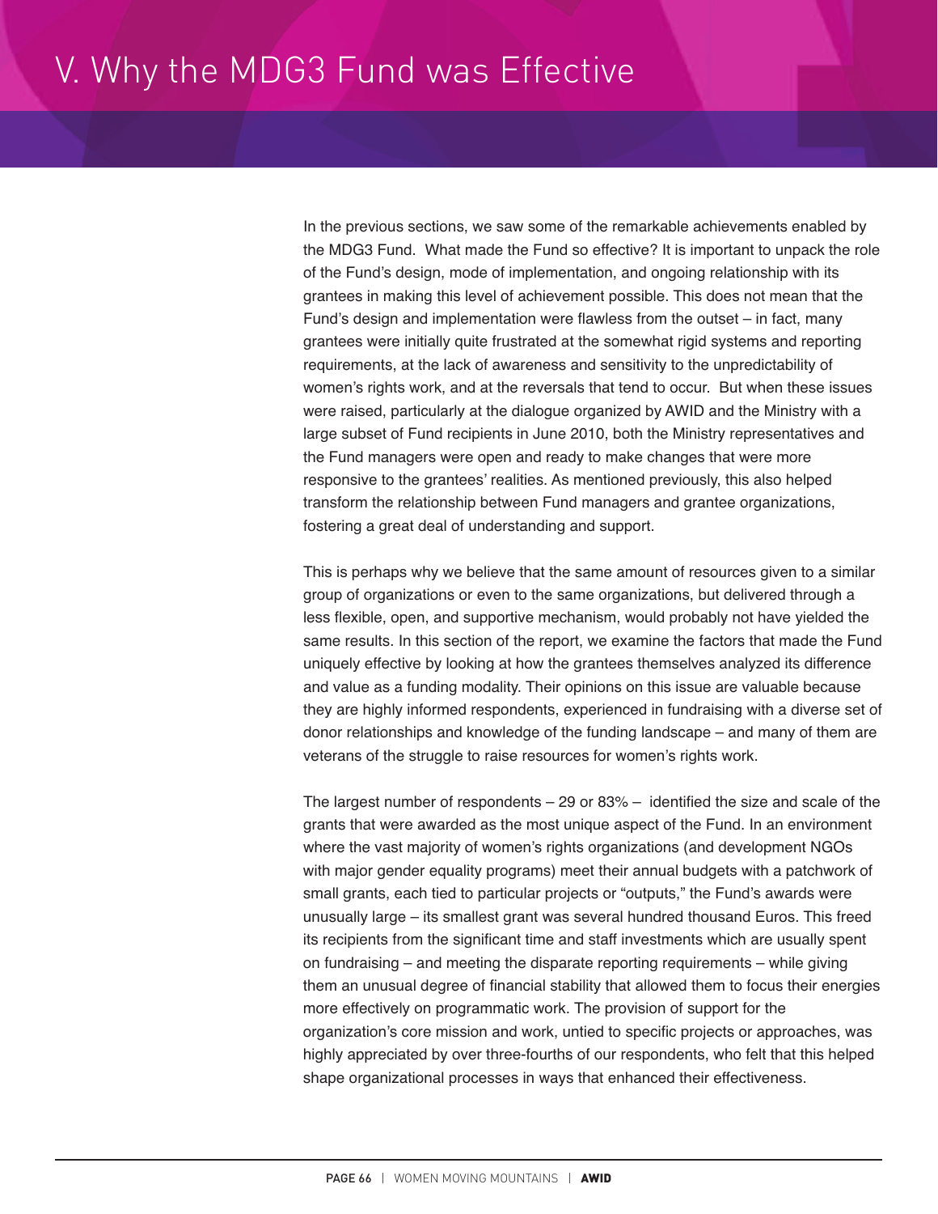# V. Why the MDG3 Fund was Effective

In the previous sections, we saw some of the remarkable achievements enabled by the MDG3 Fund. What made the Fund so effective? It is important to unpack the role of the Fund's design, mode of implementation, and ongoing relationship with its grantees in making this level of achievement possible. This does not mean that the Fund's design and implementation were flawless from the outset – in fact, many grantees were initially quite frustrated at the somewhat rigid systems and reporting requirements, at the lack of awareness and sensitivity to the unpredictability of women's rights work, and at the reversals that tend to occur. But when these issues were raised, particularly at the dialogue organized by AWID and the Ministry with a large subset of Fund recipients in June 2010, both the Ministry representatives and the Fund managers were open and ready to make changes that were more responsive to the grantees' realities. As mentioned previously, this also helped transform the relationship between Fund managers and grantee organizations, fostering a great deal of understanding and support.

This is perhaps why we believe that the same amount of resources given to a similar group of organizations or even to the same organizations, but delivered through a less flexible, open, and supportive mechanism, would probably not have yielded the same results. In this section of the report, we examine the factors that made the Fund uniquely effective by looking at how the grantees themselves analyzed its difference and value as a funding modality. Their opinions on this issue are valuable because they are highly informed respondents, experienced in fundraising with a diverse set of donor relationships and knowledge of the funding landscape – and many of them are veterans of the struggle to raise resources for women's rights work.

The largest number of respondents – 29 or 83% – identified the size and scale of the grants that were awarded as the most unique aspect of the Fund. In an environment where the vast majority of women's rights organizations (and development NGOs with major gender equality programs) meet their annual budgets with a patchwork of small grants, each tied to particular projects or "outputs," the Fund's awards were unusually large – its smallest grant was several hundred thousand Euros. This freed its recipients from the significant time and staff investments which are usually spent on fundraising – and meeting the disparate reporting requirements – while giving them an unusual degree of financial stability that allowed them to focus their energies more effectively on programmatic work. The provision of support for the organization's core mission and work, untied to specific projects or approaches, was highly appreciated by over three-fourths of our respondents, who felt that this helped shape organizational processes in ways that enhanced their effectiveness.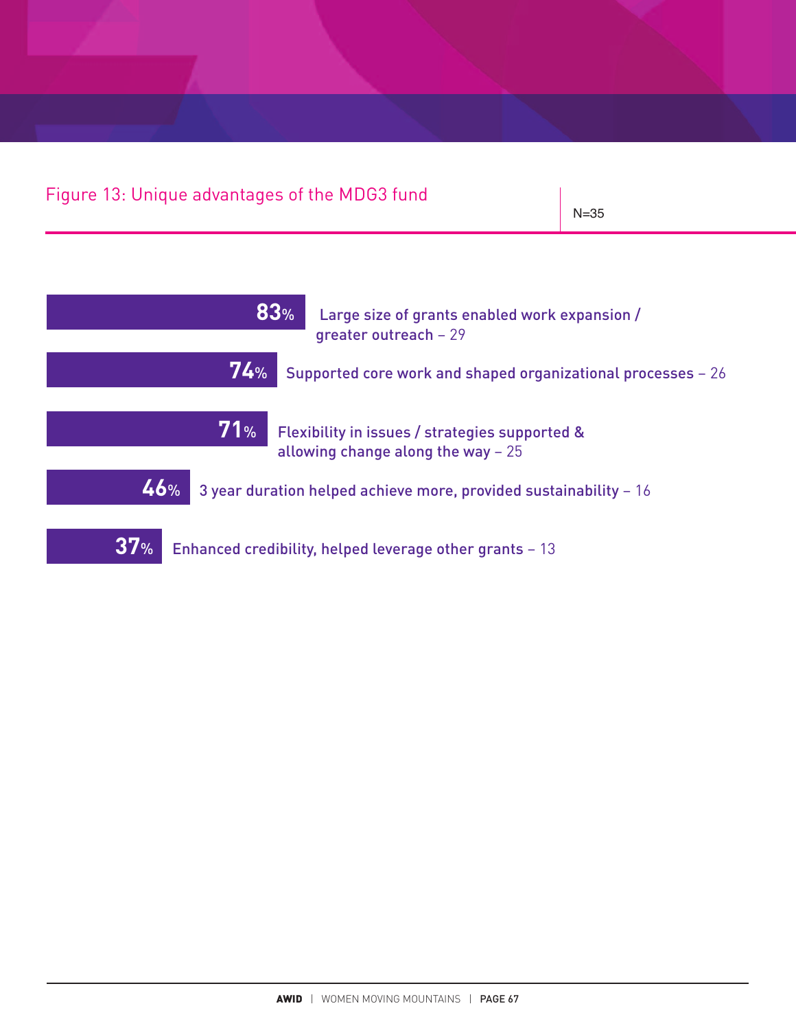Figure 13: Unique advantages of the MDG3 fund

N=35

83% Large size of grants enabled work expansion / greater outreach – 29

74% Supported core work and shaped organizational processes – 26

71% Flexibility in issues / strategies supported & allowing change along the way – 25

46% 3 year duration helped achieve more, provided sustainability – 16

37% Enhanced credibility, helped leverage other grants – 13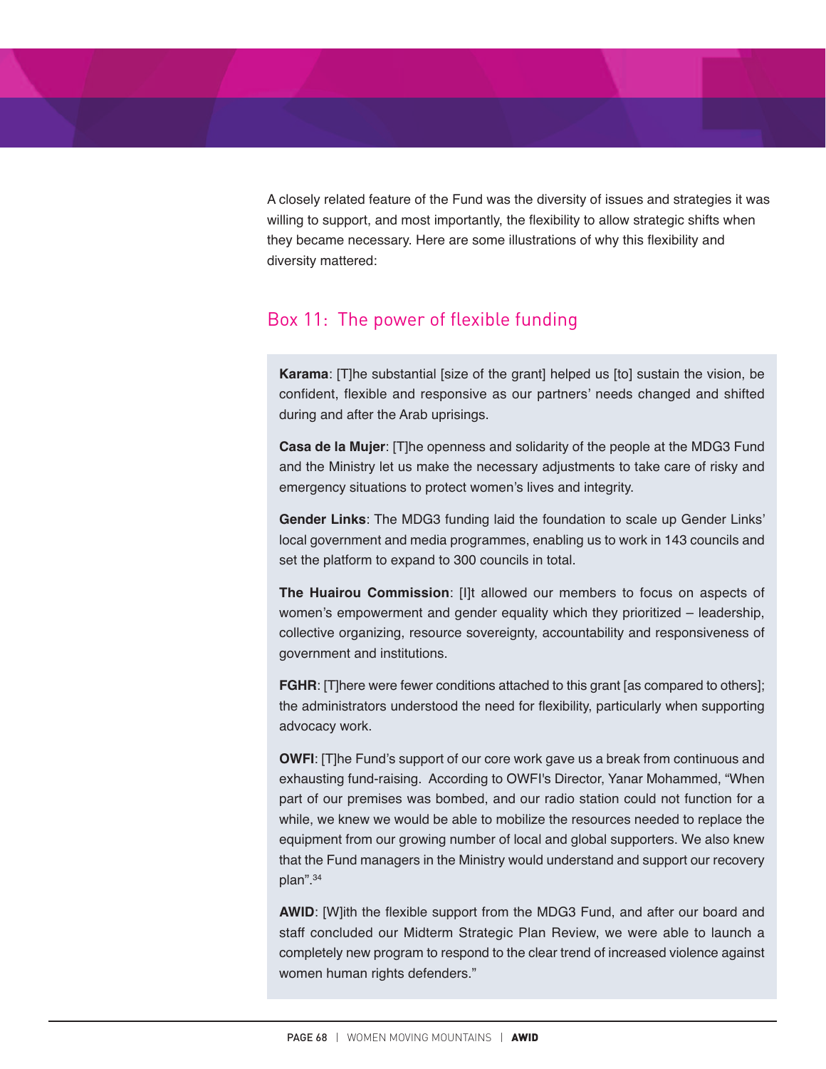A closely related feature of the Fund was the diversity of issues and strategies it was willing to support, and most importantly, the flexibility to allow strategic shifts when they became necessary. Here are some illustrations of why this flexibility and diversity mattered:

## Box 11: The power of flexible funding

**Karama**: [T]he substantial [size of the grant] helped us [to] sustain the vision, be confident, flexible and responsive as our partners' needs changed and shifted during and after the Arab uprisings.

**Casa de la Mujer**: [T]he openness and solidarity of the people at the MDG3 Fund and the Ministry let us make the necessary adjustments to take care of risky and emergency situations to protect women's lives and integrity.

**Gender Links**: The MDG3 funding laid the foundation to scale up Gender Links' local government and media programmes, enabling us to work in 143 councils and set the platform to expand to 300 councils in total.

**The Huairou Commission**: [I]t allowed our members to focus on aspects of women's empowerment and gender equality which they prioritized – leadership, collective organizing, resource sovereignty, accountability and responsiveness of government and institutions.

**FGHR**: [T]here were fewer conditions attached to this grant [as compared to others]; the administrators understood the need for flexibility, particularly when supporting advocacy work.

**OWFI**: [T]he Fund's support of our core work gave us a break from continuous and exhausting fund-raising. According to OWFI's Director, Yanar Mohammed, "When part of our premises was bombed, and our radio station could not function for a while, we knew we would be able to mobilize the resources needed to replace the equipment from our growing number of local and global supporters. We also knew that the Fund managers in the Ministry would understand and support our recovery plan".[34]

**AWID**: [W]ith the flexible support from the MDG3 Fund, and after our board and staff concluded our Midterm Strategic Plan Review, we were able to launch a completely new program to respond to the clear trend of increased violence against women human rights defenders."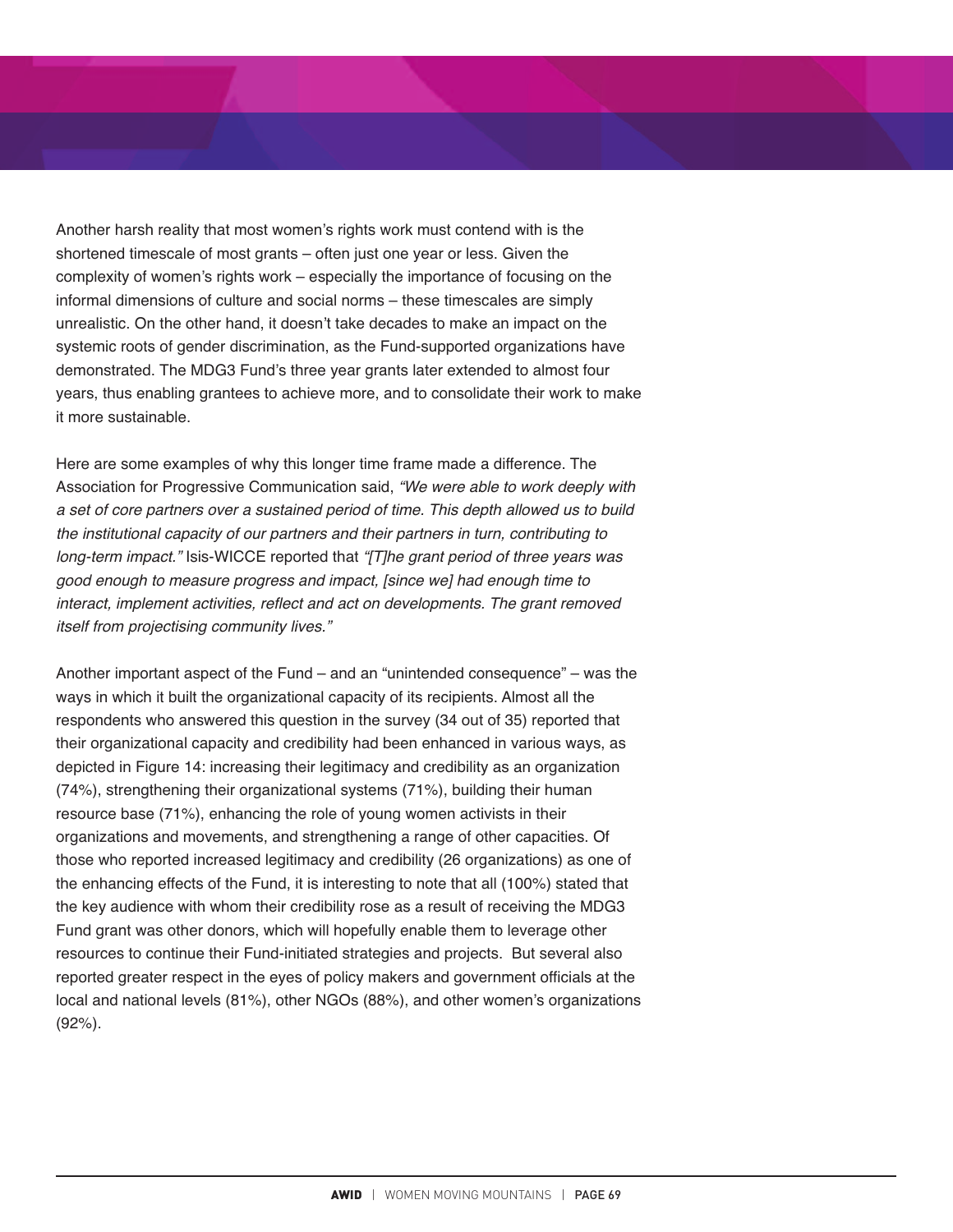Another harsh reality that most women's rights work must contend with is the shortened timescale of most grants – often just one year or less. Given the complexity of women's rights work – especially the importance of focusing on the informal dimensions of culture and social norms – these timescales are simply unrealistic. On the other hand, it doesn't take decades to make an impact on the systemic roots of gender discrimination, as the Fund-supported organizations have demonstrated. The MDG3 Fund's three year grants later extended to almost four years, thus enabling grantees to achieve more, and to consolidate their work to make it more sustainable.

Here are some examples of why this longer time frame made a difference. The Association for Progressive Communication said, *"We were able to work deeply with a set of core partners over a sustained period of time. This depth allowed us to build the institutional capacity of our partners and their partners in turn, contributing to long-term impact."* Isis-WICCE reported that *"[T]he grant period of three years was good enough to measure progress and impact, [since we] had enough time to interact, implement activities, reflect and act on developments. The grant removed itself from projectising community lives."*

Another important aspect of the Fund – and an "unintended consequence" – was the ways in which it built the organizational capacity of its recipients. Almost all the respondents who answered this question in the survey (34 out of 35) reported that their organizational capacity and credibility had been enhanced in various ways, as depicted in Figure 14: increasing their legitimacy and credibility as an organization (74%), strengthening their organizational systems (71%), building their human resource base (71%), enhancing the role of young women activists in their organizations and movements, and strengthening a range of other capacities. Of those who reported increased legitimacy and credibility (26 organizations) as one of the enhancing effects of the Fund, it is interesting to note that all (100%) stated that the key audience with whom their credibility rose as a result of receiving the MDG3 Fund grant was other donors, which will hopefully enable them to leverage other resources to continue their Fund-initiated strategies and projects. But several also reported greater respect in the eyes of policy makers and government officials at the local and national levels (81%), other NGOs (88%), and other women's organizations (92%).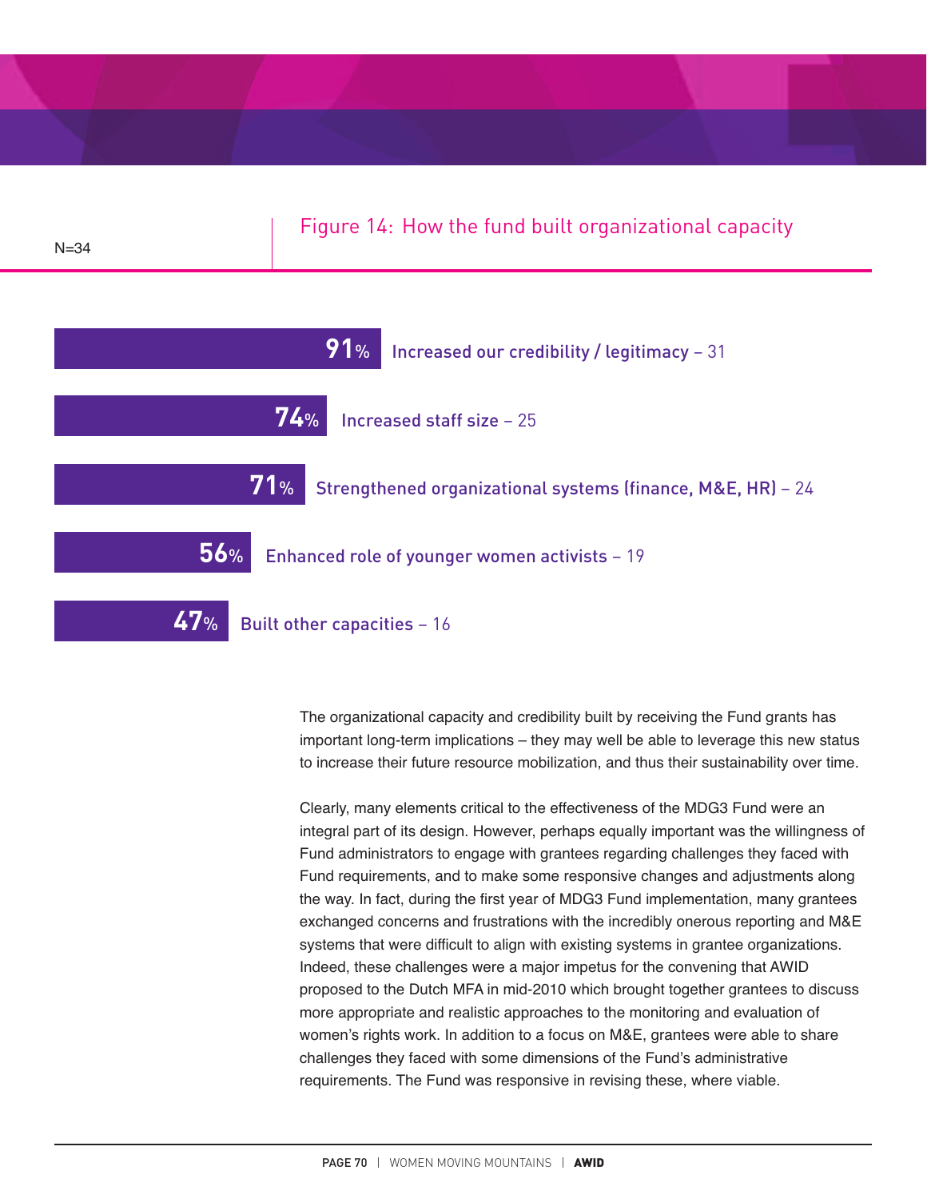## Figure 14: How the fund built organizational capacity

N=34

91% Increased our credibility / legitimacy – 31

74% Increased staff size – 25

71% Strengthened organizational systems (finance, M&E, HR) – 24

56% Enhanced role of younger women activists – 19

47% Built other capacities – 16

The organizational capacity and credibility built by receiving the Fund grants has important long-term implications – they may well be able to leverage this new status to increase their future resource mobilization, and thus their sustainability over time.

Clearly, many elements critical to the effectiveness of the MDG3 Fund were an integral part of its design. However, perhaps equally important was the willingness of Fund administrators to engage with grantees regarding challenges they faced with Fund requirements, and to make some responsive changes and adjustments along the way. In fact, during the first year of MDG3 Fund implementation, many grantees exchanged concerns and frustrations with the incredibly onerous reporting and M&E systems that were difficult to align with existing systems in grantee organizations. Indeed, these challenges were a major impetus for the convening that AWID proposed to the Dutch MFA in mid-2010 which brought together grantees to discuss more appropriate and realistic approaches to the monitoring and evaluation of women's rights work. In addition to a focus on M&E, grantees were able to share challenges they faced with some dimensions of the Fund's administrative requirements. The Fund was responsive in revising these, where viable.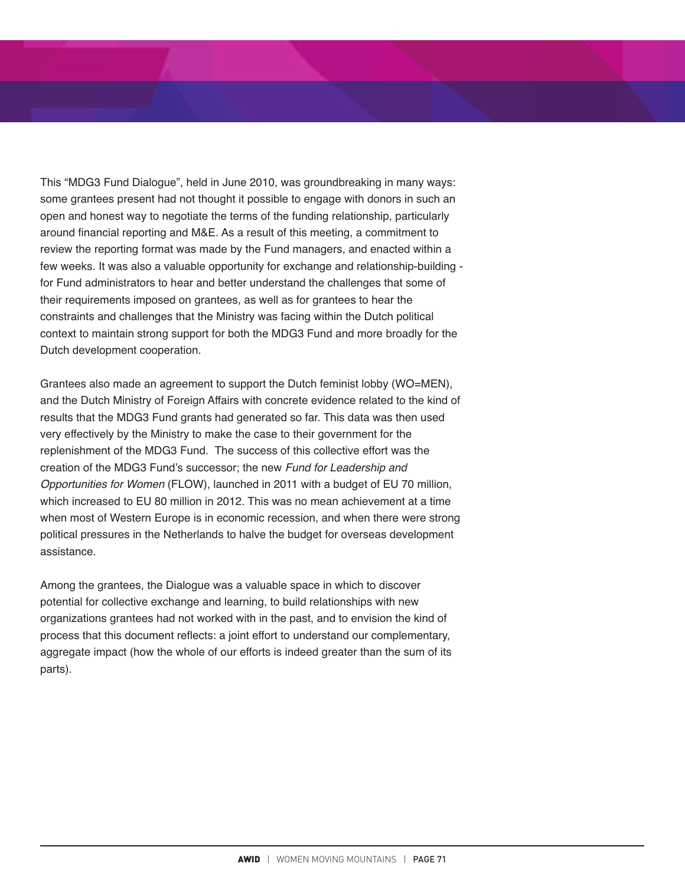This "MDG3 Fund Dialogue", held in June 2010, was groundbreaking in many ways: some grantees present had not thought it possible to engage with donors in such an open and honest way to negotiate the terms of the funding relationship, particularly around financial reporting and M&E. As a result of this meeting, a commitment to review the reporting format was made by the Fund managers, and enacted within a few weeks. It was also a valuable opportunity for exchange and relationship-building - for Fund administrators to hear and better understand the challenges that some of their requirements imposed on grantees, as well as for grantees to hear the constraints and challenges that the Ministry was facing within the Dutch political context to maintain strong support for both the MDG3 Fund and more broadly for the Dutch development cooperation.

Grantees also made an agreement to support the Dutch feminist lobby (WO=MEN), and the Dutch Ministry of Foreign Affairs with concrete evidence related to the kind of results that the MDG3 Fund grants had generated so far. This data was then used very effectively by the Ministry to make the case to their government for the replenishment of the MDG3 Fund. The success of this collective effort was the creation of the MDG3 Fund's successor; the new *Fund for Leadership and Opportunities for Women* (FLOW), launched in 2011 with a budget of EU 70 million, which increased to EU 80 million in 2012. This was no mean achievement at a time when most of Western Europe is in economic recession, and when there were strong political pressures in the Netherlands to halve the budget for overseas development assistance.

Among the grantees, the Dialogue was a valuable space in which to discover potential for collective exchange and learning, to build relationships with new organizations grantees had not worked with in the past, and to envision the kind of process that this document reflects: a joint effort to understand our complementary, aggregate impact (how the whole of our efforts is indeed greater than the sum of its parts).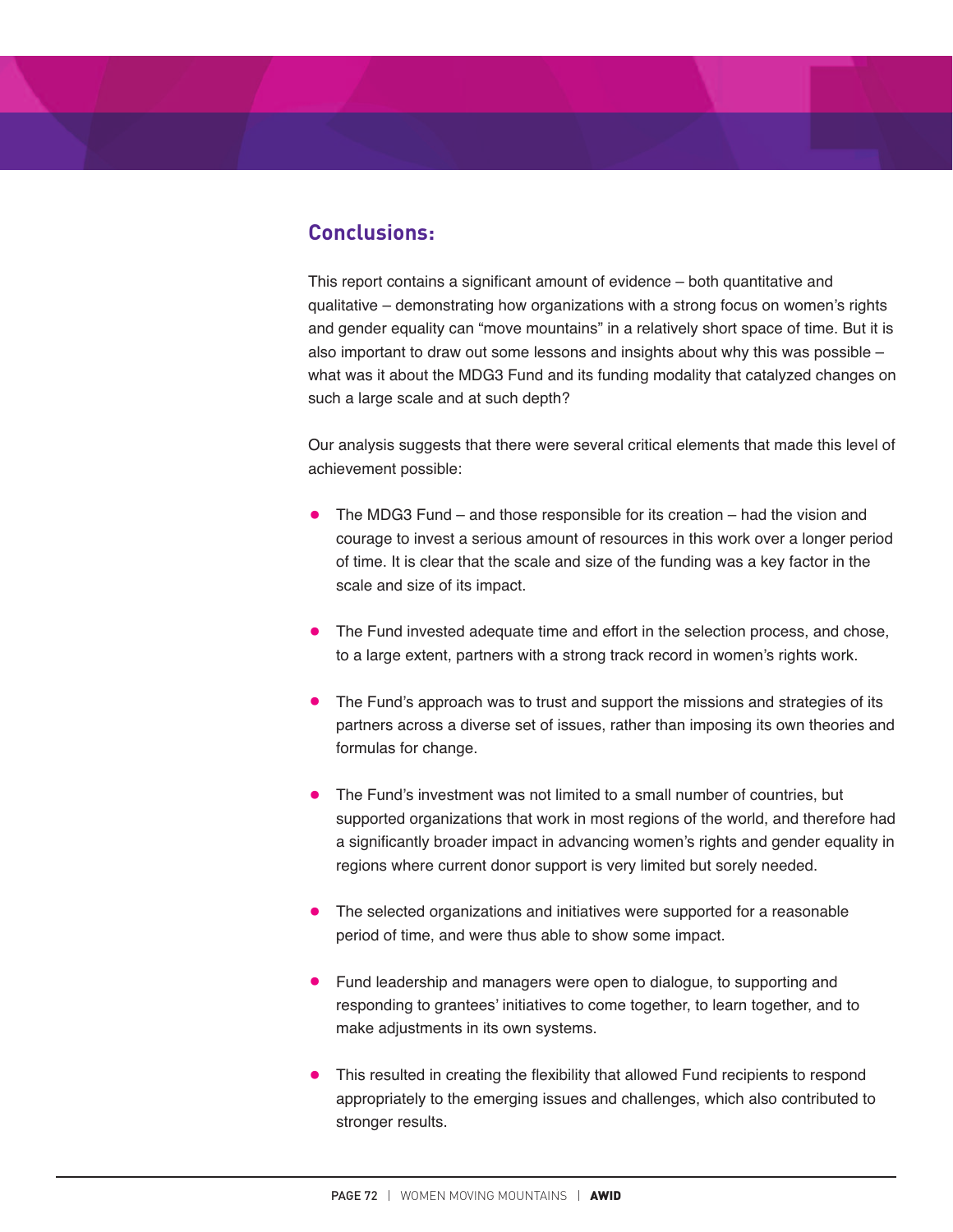## Conclusions:

This report contains a significant amount of evidence – both quantitative and qualitative – demonstrating how organizations with a strong focus on women's rights and gender equality can "move mountains" in a relatively short space of time. But it is also important to draw out some lessons and insights about why this was possible – what was it about the MDG3 Fund and its funding modality that catalyzed changes on such a large scale and at such depth?

Our analysis suggests that there were several critical elements that made this level of achievement possible:

- The MDG3 Fund – and those responsible for its creation – had the vision and courage to invest a serious amount of resources in this work over a longer period of time. It is clear that the scale and size of the funding was a key factor in the scale and size of its impact.
- The Fund invested adequate time and effort in the selection process, and chose, to a large extent, partners with a strong track record in women's rights work.
- The Fund's approach was to trust and support the missions and strategies of its partners across a diverse set of issues, rather than imposing its own theories and formulas for change.
- The Fund's investment was not limited to a small number of countries, but supported organizations that work in most regions of the world, and therefore had a significantly broader impact in advancing women's rights and gender equality in regions where current donor support is very limited but sorely needed.
- The selected organizations and initiatives were supported for a reasonable period of time, and were thus able to show some impact.
- Fund leadership and managers were open to dialogue, to supporting and responding to grantees' initiatives to come together, to learn together, and to make adjustments in its own systems.
- This resulted in creating the flexibility that allowed Fund recipients to respond appropriately to the emerging issues and challenges, which also contributed to stronger results.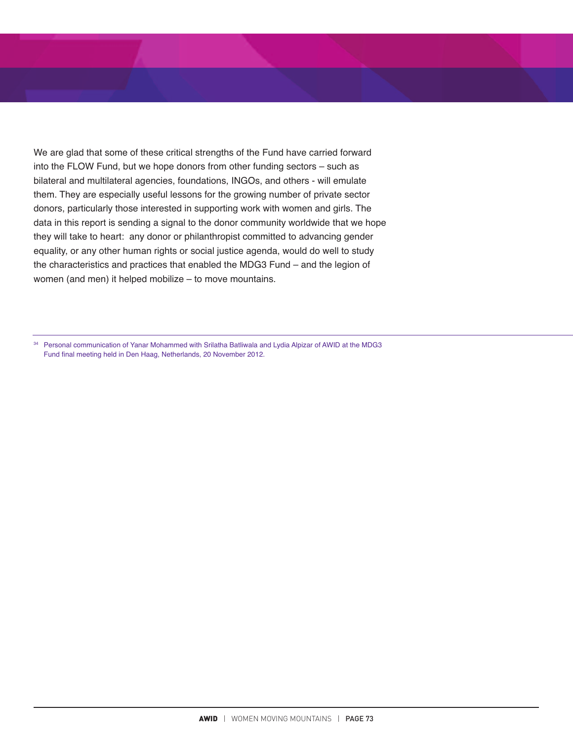We are glad that some of these critical strengths of the Fund have carried forward into the FLOW Fund, but we hope donors from other funding sectors – such as bilateral and multilateral agencies, foundations, INGOs, and others - will emulate them. They are especially useful lessons for the growing number of private sector donors, particularly those interested in supporting work with women and girls. The data in this report is sending a signal to the donor community worldwide that we hope they will take to heart: any donor or philanthropist committed to advancing gender equality, or any other human rights or social justice agenda, would do well to study the characteristics and practices that enabled the MDG3 Fund – and the legion of women (and men) it helped mobilize – to move mountains.

---

[34] Personal communication of Yanar Mohammed with Srilatha Batliwala and Lydia Alpizar of AWID at the MDG3 Fund final meeting held in Den Haag, Netherlands, 20 November 2012.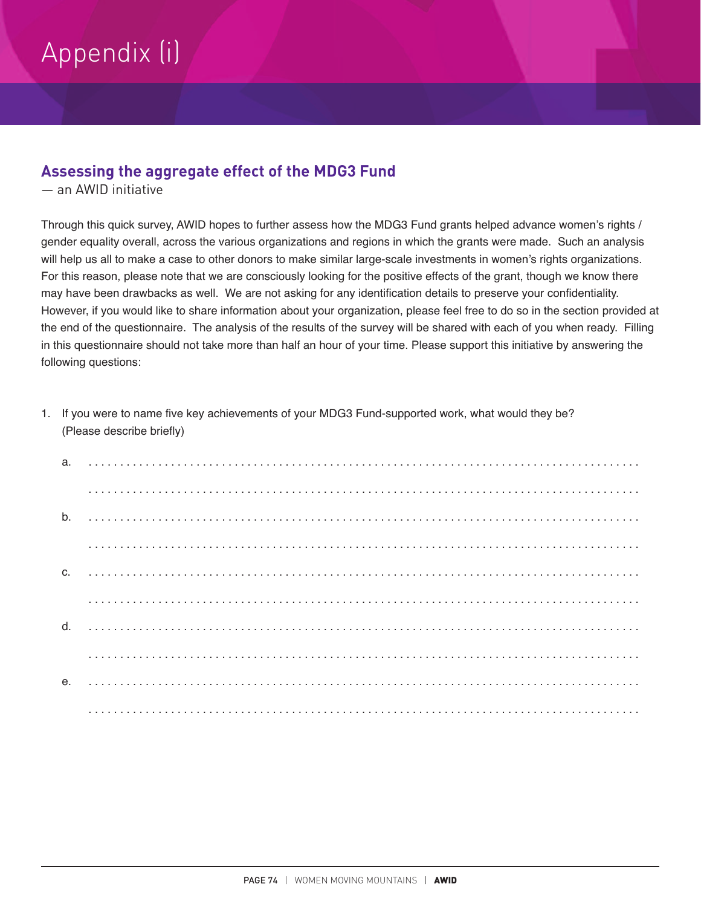# Appendix (i)

## Assessing the aggregate effect of the MDG3 Fund

— an AWID initiative

Through this quick survey, AWID hopes to further assess how the MDG3 Fund grants helped advance women's rights / gender equality overall, across the various organizations and regions in which the grants were made. Such an analysis will help us all to make a case to other donors to make similar large-scale investments in women's rights organizations. For this reason, please note that we are consciously looking for the positive effects of the grant, though we know there may have been drawbacks as well. We are not asking for any identification details to preserve your confidentiality. However, if you would like to share information about your organization, please feel free to do so in the section provided at the end of the questionnaire. The analysis of the results of the survey will be shared with each of you when ready. Filling in this questionnaire should not take more than half an hour of your time. Please support this initiative by answering the following questions:

1. If you were to name five key achievements of your MDG3 Fund-supported work, what would they be? (Please describe briefly)

   a. . . . . . . . . . . . . . . . . . . . . . . . . . . . . . . . . . . . . . . . . . . . . . . . . . . . . . . . . . . . . . . . . . . . . . . . . . . . . . . . . . . . . . . . . . .

   . . . . . . . . . . . . . . . . . . . . . . . . . . . . . . . . . . . . . . . . . . . . . . . . . . . . . . . . . . . . . . . . . . . . . . . . . . . . . . . . . . . . . . . . . . .

   b. . . . . . . . . . . . . . . . . . . . . . . . . . . . . . . . . . . . . . . . . . . . . . . . . . . . . . . . . . . . . . . . . . . . . . . . . . . . . . . . . . . . . . . . . . .

   . . . . . . . . . . . . . . . . . . . . . . . . . . . . . . . . . . . . . . . . . . . . . . . . . . . . . . . . . . . . . . . . . . . . . . . . . . . . . . . . . . . . . . . . . . .

   c. . . . . . . . . . . . . . . . . . . . . . . . . . . . . . . . . . . . . . . . . . . . . . . . . . . . . . . . . . . . . . . . . . . . . . . . . . . . . . . . . . . . . . . . . . .

   . . . . . . . . . . . . . . . . . . . . . . . . . . . . . . . . . . . . . . . . . . . . . . . . . . . . . . . . . . . . . . . . . . . . . . . . . . . . . . . . . . . . . . . . . . .

   d. . . . . . . . . . . . . . . . . . . . . . . . . . . . . . . . . . . . . . . . . . . . . . . . . . . . . . . . . . . . . . . . . . . . . . . . . . . . . . . . . . . . . . . . . . .

   . . . . . . . . . . . . . . . . . . . . . . . . . . . . . . . . . . . . . . . . . . . . . . . . . . . . . . . . . . . . . . . . . . . . . . . . . . . . . . . . . . . . . . . . . . .

   e. . . . . . . . . . . . . . . . . . . . . . . . . . . . . . . . . . . . . . . . . . . . . . . . . . . . . . . . . . . . . . . . . . . . . . . . . . . . . . . . . . . . . . . . . . .

   . . . . . . . . . . . . . . . . . . . . . . . . . . . . . . . . . . . . . . . . . . . . . . . . . . . . . . . . . . . . . . . . . . . . . . . . . . . . . . . . . . . . . . . . . . .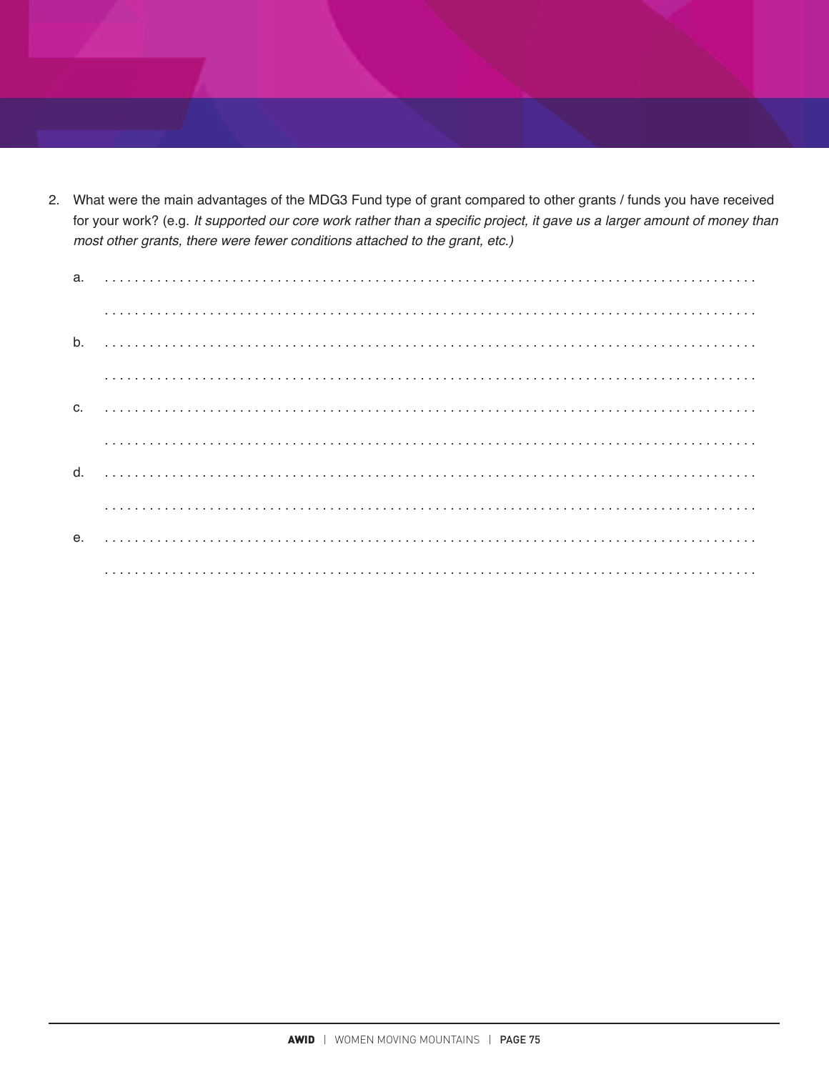2. What were the main advantages of the MDG3 Fund type of grant compared to other grants / funds you have received for your work? (e.g. *It supported our core work rather than a specific project, it gave us a larger amount of money than most other grants, there were fewer conditions attached to the grant, etc.)*

   a. . . . . . . . . . . . . . . . . . . . . . . . . . . . . . . . . . . . . . . . . . . . . . . . . . . . . . . . . . . . . . . . . . . . . . . . . . . . . . . . . . . . . .

   . . . . . . . . . . . . . . . . . . . . . . . . . . . . . . . . . . . . . . . . . . . . . . . . . . . . . . . . . . . . . . . . . . . . . . . . . . . . . . . . . . . . . .

   b. . . . . . . . . . . . . . . . . . . . . . . . . . . . . . . . . . . . . . . . . . . . . . . . . . . . . . . . . . . . . . . . . . . . . . . . . . . . . . . . . . . . . . .

   . . . . . . . . . . . . . . . . . . . . . . . . . . . . . . . . . . . . . . . . . . . . . . . . . . . . . . . . . . . . . . . . . . . . . . . . . . . . . . . . . . . . . .

   c. . . . . . . . . . . . . . . . . . . . . . . . . . . . . . . . . . . . . . . . . . . . . . . . . . . . . . . . . . . . . . . . . . . . . . . . . . . . . . . . . . . . . . .

   . . . . . . . . . . . . . . . . . . . . . . . . . . . . . . . . . . . . . . . . . . . . . . . . . . . . . . . . . . . . . . . . . . . . . . . . . . . . . . . . . . . . . .

   d. . . . . . . . . . . . . . . . . . . . . . . . . . . . . . . . . . . . . . . . . . . . . . . . . . . . . . . . . . . . . . . . . . . . . . . . . . . . . . . . . . . . . . .

   . . . . . . . . . . . . . . . . . . . . . . . . . . . . . . . . . . . . . . . . . . . . . . . . . . . . . . . . . . . . . . . . . . . . . . . . . . . . . . . . . . . . . .

   e. . . . . . . . . . . . . . . . . . . . . . . . . . . . . . . . . . . . . . . . . . . . . . . . . . . . . . . . . . . . . . . . . . . . . . . . . . . . . . . . . . . . . . .

   . . . . . . . . . . . . . . . . . . . . . . . . . . . . . . . . . . . . . . . . . . . . . . . . . . . . . . . . . . . . . . . . . . . . . . . . . . . . . . . . . . . . . .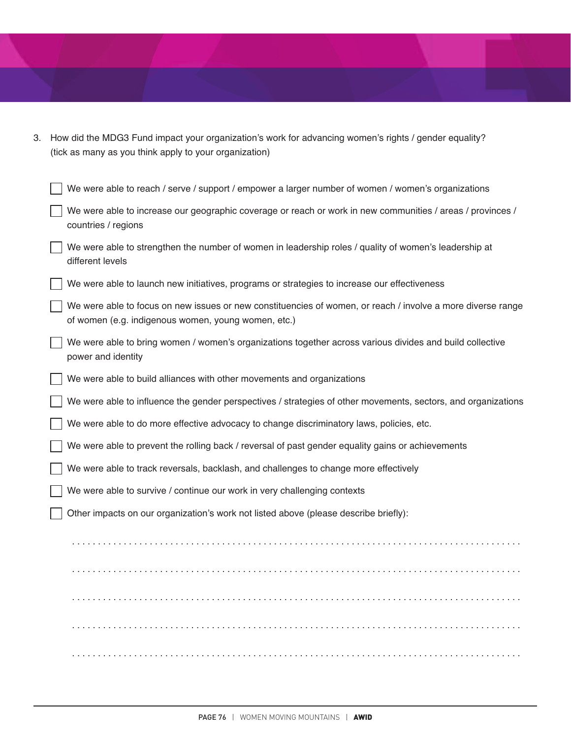3. How did the MDG3 Fund impact your organization's work for advancing women's rights / gender equality? (tick as many as you think apply to your organization)

- [ ] We were able to reach / serve / support / empower a larger number of women / women's organizations
- [ ] We were able to increase our geographic coverage or reach or work in new communities / areas / provinces / countries / regions
- [ ] We were able to strengthen the number of women in leadership roles / quality of women's leadership at different levels
- [ ] We were able to launch new initiatives, programs or strategies to increase our effectiveness
- [ ] We were able to focus on new issues or new constituencies of women, or reach / involve a more diverse range of women (e.g. indigenous women, young women, etc.)
- [ ] We were able to bring women / women's organizations together across various divides and build collective power and identity
- [ ] We were able to build alliances with other movements and organizations
- [ ] We were able to influence the gender perspectives / strategies of other movements, sectors, and organizations
- [ ] We were able to do more effective advocacy to change discriminatory laws, policies, etc.
- [ ] We were able to prevent the rolling back / reversal of past gender equality gains or achievements
- [ ] We were able to track reversals, backlash, and challenges to change more effectively
- [ ] We were able to survive / continue our work in very challenging contexts
- [ ] Other impacts on our organization's work not listed above (please describe briefly):

. . . . . . . . . . . . . . . . . . . . . . . . . . . . . . . . . . . . . . . . . . . . . . . . . . . . . . . . . . . . . . . . . . . . . . . . . . . . . . . . . . . . . . .

. . . . . . . . . . . . . . . . . . . . . . . . . . . . . . . . . . . . . . . . . . . . . . . . . . . . . . . . . . . . . . . . . . . . . . . . . . . . . . . . . . . . . . .

. . . . . . . . . . . . . . . . . . . . . . . . . . . . . . . . . . . . . . . . . . . . . . . . . . . . . . . . . . . . . . . . . . . . . . . . . . . . . . . . . . . . . . .

. . . . . . . . . . . . . . . . . . . . . . . . . . . . . . . . . . . . . . . . . . . . . . . . . . . . . . . . . . . . . . . . . . . . . . . . . . . . . . . . . . . . . . .

. . . . . . . . . . . . . . . . . . . . . . . . . . . . . . . . . . . . . . . . . . . . . . . . . . . . . . . . . . . . . . . . . . . . . . . . . . . . . . . . . . . . . . .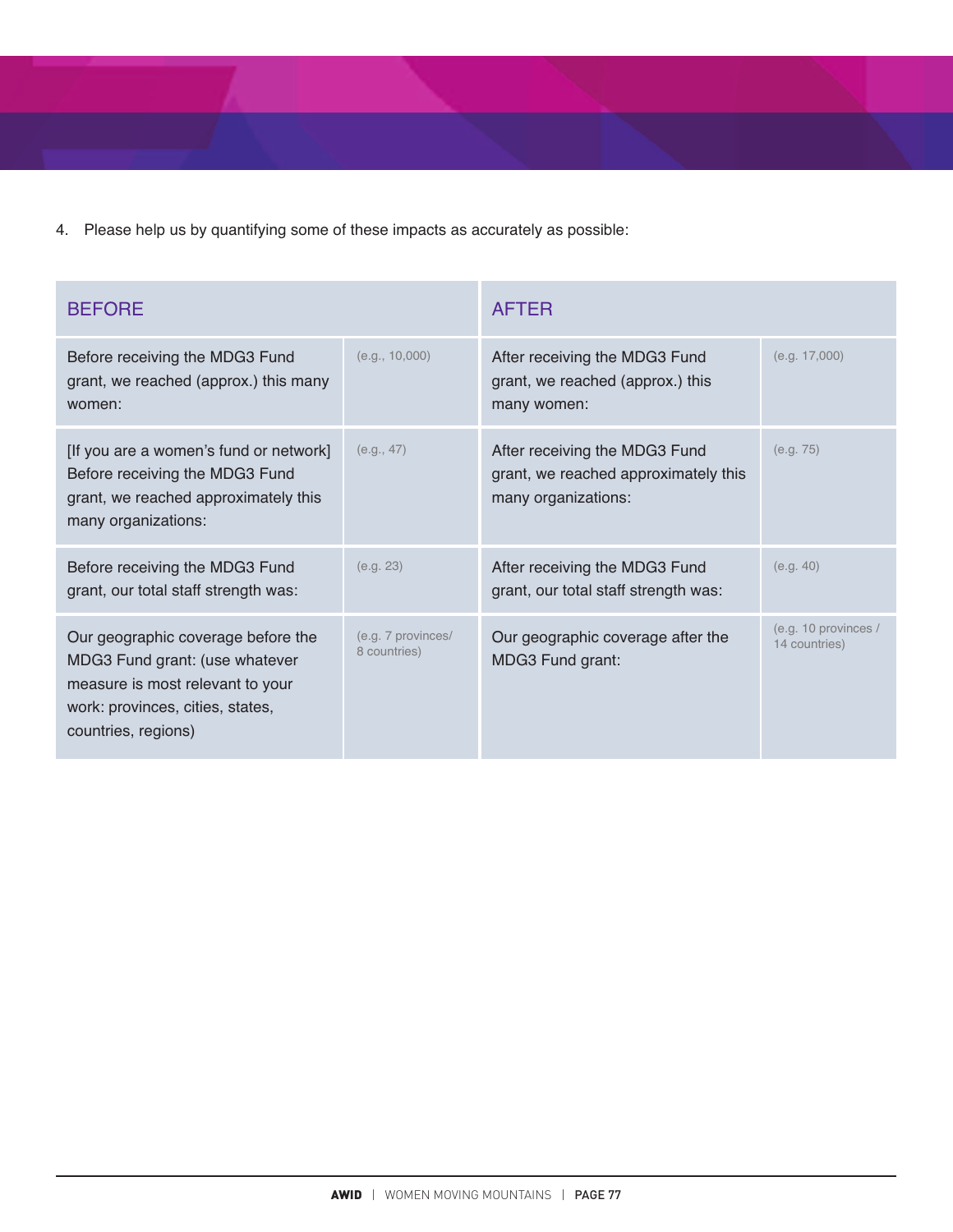4. Please help us by quantifying some of these impacts as accurately as possible:

| BEFORE | | AFTER | |
|---|---|---|---|
| Before receiving the MDG3 Fund grant, we reached (approx.) this many women: | (e.g., 10,000) | After receiving the MDG3 Fund grant, we reached (approx.) this many women: | (e.g. 17,000) |
| [If you are a women's fund or network] Before receiving the MDG3 Fund grant, we reached approximately this many organizations: | (e.g., 47) | After receiving the MDG3 Fund grant, we reached approximately this many organizations: | (e.g. 75) |
| Before receiving the MDG3 Fund grant, our total staff strength was: | (e.g. 23) | After receiving the MDG3 Fund grant, our total staff strength was: | (e.g. 40) |
| Our geographic coverage before the MDG3 Fund grant: (use whatever measure is most relevant to your work: provinces, cities, states, countries, regions) | (e.g. 7 provinces/ 8 countries) | Our geographic coverage after the MDG3 Fund grant: | (e.g. 10 provinces / 14 countries) |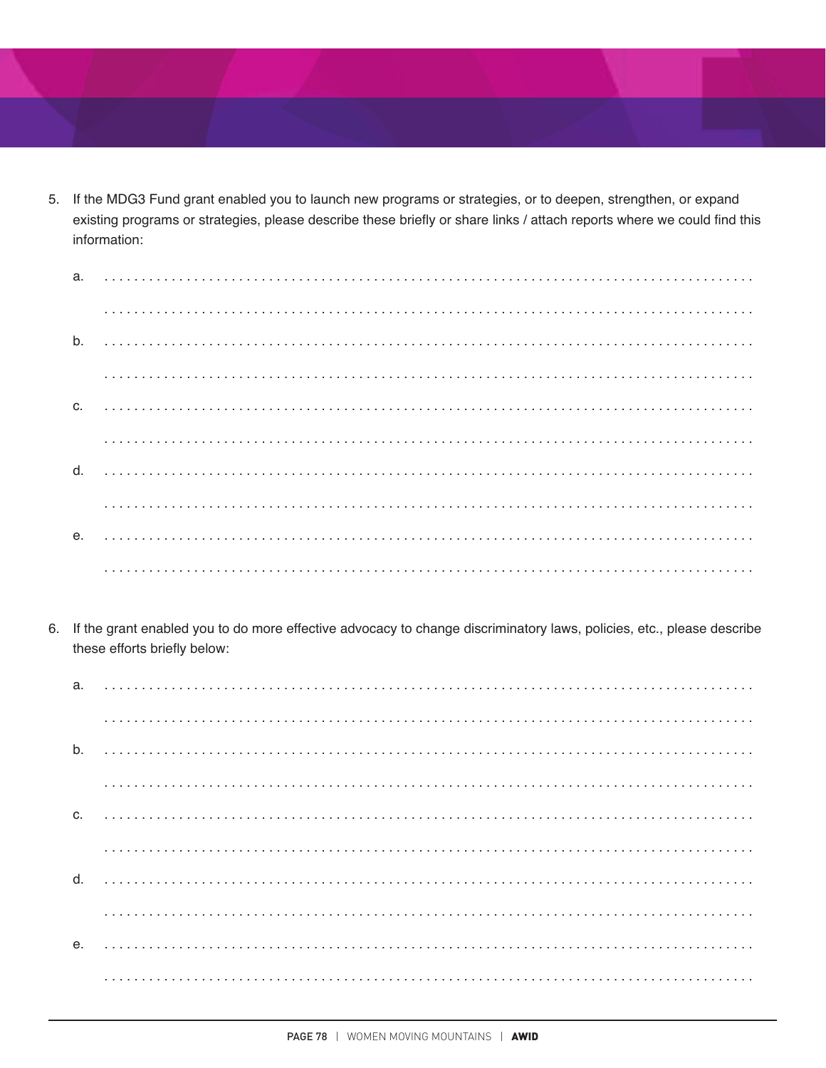5. If the MDG3 Fund grant enabled you to launch new programs or strategies, or to deepen, strengthen, or expand existing programs or strategies, please describe these briefly or share links / attach reports where we could find this information:

   a. . . . . . . . . . . . . . . . . . . . . . . . . . . . . . . . . . . . . . . . . . . . . . . . . . . . . . . . . . . . . . . . . . . . . . . . . . . . . . . .

   . . . . . . . . . . . . . . . . . . . . . . . . . . . . . . . . . . . . . . . . . . . . . . . . . . . . . . . . . . . . . . . . . . . . . . . . . . . . . . . .

   b. . . . . . . . . . . . . . . . . . . . . . . . . . . . . . . . . . . . . . . . . . . . . . . . . . . . . . . . . . . . . . . . . . . . . . . . . . . . . . . .

   . . . . . . . . . . . . . . . . . . . . . . . . . . . . . . . . . . . . . . . . . . . . . . . . . . . . . . . . . . . . . . . . . . . . . . . . . . . . . . .

   c. . . . . . . . . . . . . . . . . . . . . . . . . . . . . . . . . . . . . . . . . . . . . . . . . . . . . . . . . . . . . . . . . . . . . . . . . . . . . . . .

   . . . . . . . . . . . . . . . . . . . . . . . . . . . . . . . . . . . . . . . . . . . . . . . . . . . . . . . . . . . . . . . . . . . . . . . . . . . . . . .

   d. . . . . . . . . . . . . . . . . . . . . . . . . . . . . . . . . . . . . . . . . . . . . . . . . . . . . . . . . . . . . . . . . . . . . . . . . . . . . . . .

   . . . . . . . . . . . . . . . . . . . . . . . . . . . . . . . . . . . . . . . . . . . . . . . . . . . . . . . . . . . . . . . . . . . . . . . . . . . . . . .

   e. . . . . . . . . . . . . . . . . . . . . . . . . . . . . . . . . . . . . . . . . . . . . . . . . . . . . . . . . . . . . . . . . . . . . . . . . . . . . . . .

   . . . . . . . . . . . . . . . . . . . . . . . . . . . . . . . . . . . . . . . . . . . . . . . . . . . . . . . . . . . . . . . . . . . . . . . . . . . . . . .

6. If the grant enabled you to do more effective advocacy to change discriminatory laws, policies, etc., please describe these efforts briefly below:

   a. . . . . . . . . . . . . . . . . . . . . . . . . . . . . . . . . . . . . . . . . . . . . . . . . . . . . . . . . . . . . . . . . . . . . . . . . . . . . . . .

   . . . . . . . . . . . . . . . . . . . . . . . . . . . . . . . . . . . . . . . . . . . . . . . . . . . . . . . . . . . . . . . . . . . . . . . . . . . . . . .

   b. . . . . . . . . . . . . . . . . . . . . . . . . . . . . . . . . . . . . . . . . . . . . . . . . . . . . . . . . . . . . . . . . . . . . . . . . . . . . . . .

   . . . . . . . . . . . . . . . . . . . . . . . . . . . . . . . . . . . . . . . . . . . . . . . . . . . . . . . . . . . . . . . . . . . . . . . . . . . . . . .

   c. . . . . . . . . . . . . . . . . . . . . . . . . . . . . . . . . . . . . . . . . . . . . . . . . . . . . . . . . . . . . . . . . . . . . . . . . . . . . . . .

   . . . . . . . . . . . . . . . . . . . . . . . . . . . . . . . . . . . . . . . . . . . . . . . . . . . . . . . . . . . . . . . . . . . . . . . . . . . . . . .

   d. . . . . . . . . . . . . . . . . . . . . . . . . . . . . . . . . . . . . . . . . . . . . . . . . . . . . . . . . . . . . . . . . . . . . . . . . . . . . . . .

   . . . . . . . . . . . . . . . . . . . . . . . . . . . . . . . . . . . . . . . . . . . . . . . . . . . . . . . . . . . . . . . . . . . . . . . . . . . . . . .

   e. . . . . . . . . . . . . . . . . . . . . . . . . . . . . . . . . . . . . . . . . . . . . . . . . . . . . . . . . . . . . . . . . . . . . . . . . . . . . . . .

   . . . . . . . . . . . . . . . . . . . . . . . . . . . . . . . . . . . . . . . . . . . . . . . . . . . . . . . . . . . . . . . . . . . . . . . . . . . . . . .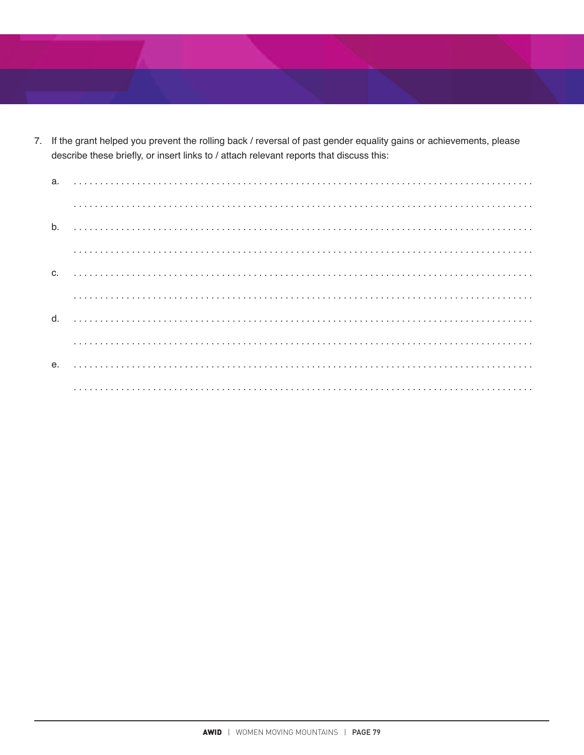7. If the grant helped you prevent the rolling back / reversal of past gender equality gains or achievements, please describe these briefly, or insert links to / attach relevant reports that discuss this:

   a. . . . . . . . . . . . . . . . . . . . . . . . . . . . . . . . . . . . . . . . . . . . . . . . . . . . . . . . . . . . . . . . . . . . . . . . . . . . . . . . . .

   . . . . . . . . . . . . . . . . . . . . . . . . . . . . . . . . . . . . . . . . . . . . . . . . . . . . . . . . . . . . . . . . . . . . . . . . . . . . . . . . . .

   b. . . . . . . . . . . . . . . . . . . . . . . . . . . . . . . . . . . . . . . . . . . . . . . . . . . . . . . . . . . . . . . . . . . . . . . . . . . . . . . . . . .

   . . . . . . . . . . . . . . . . . . . . . . . . . . . . . . . . . . . . . . . . . . . . . . . . . . . . . . . . . . . . . . . . . . . . . . . . . . . . . . . . . .

   c. . . . . . . . . . . . . . . . . . . . . . . . . . . . . . . . . . . . . . . . . . . . . . . . . . . . . . . . . . . . . . . . . . . . . . . . . . . . . . . . . . .

   . . . . . . . . . . . . . . . . . . . . . . . . . . . . . . . . . . . . . . . . . . . . . . . . . . . . . . . . . . . . . . . . . . . . . . . . . . . . . . . . . .

   d. . . . . . . . . . . . . . . . . . . . . . . . . . . . . . . . . . . . . . . . . . . . . . . . . . . . . . . . . . . . . . . . . . . . . . . . . . . . . . . . . . .

   . . . . . . . . . . . . . . . . . . . . . . . . . . . . . . . . . . . . . . . . . . . . . . . . . . . . . . . . . . . . . . . . . . . . . . . . . . . . . . . . . .

   e. . . . . . . . . . . . . . . . . . . . . . . . . . . . . . . . . . . . . . . . . . . . . . . . . . . . . . . . . . . . . . . . . . . . . . . . . . . . . . . . . . .

   . . . . . . . . . . . . . . . . . . . . . . . . . . . . . . . . . . . . . . . . . . . . . . . . . . . . . . . . . . . . . . . . . . . . . . . . . . . . . . . . . .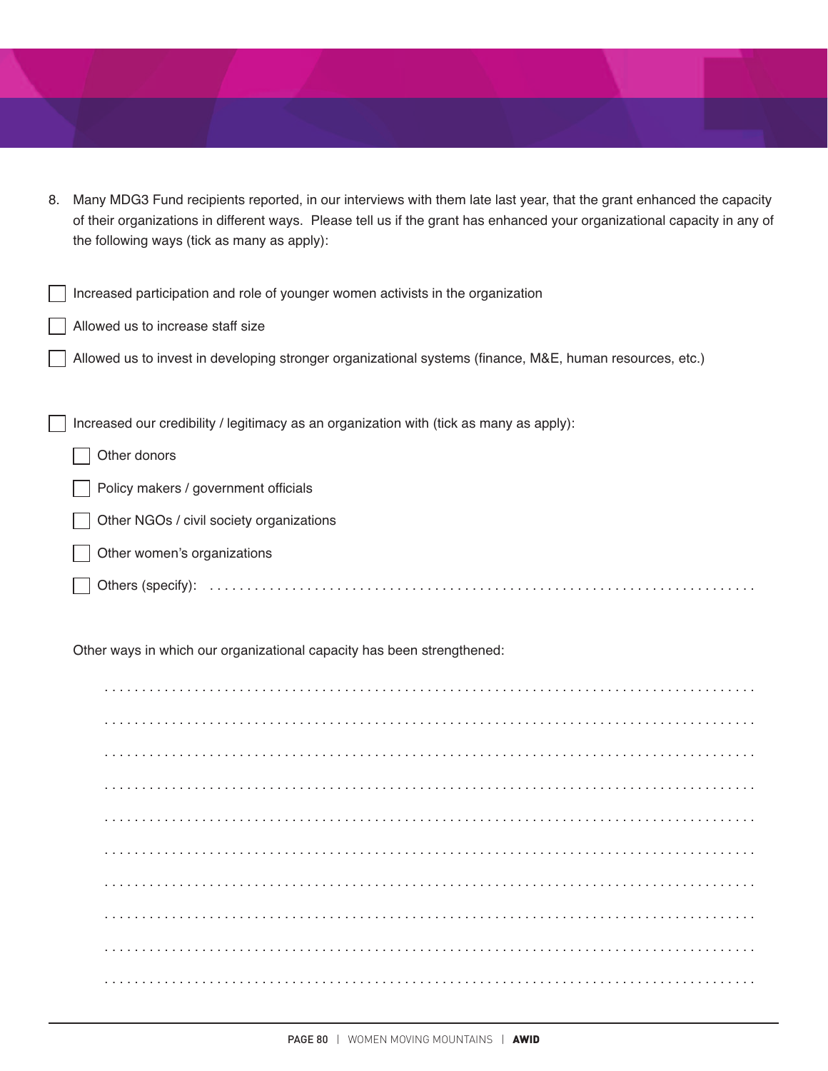8. Many MDG3 Fund recipients reported, in our interviews with them late last year, that the grant enhanced the capacity of their organizations in different ways. Please tell us if the grant has enhanced your organizational capacity in any of the following ways (tick as many as apply):

- [ ] Increased participation and role of younger women activists in the organization
- [ ] Allowed us to increase staff size
- [ ] Allowed us to invest in developing stronger organizational systems (finance, M&E, human resources, etc.)

- [ ] Increased our credibility / legitimacy as an organization with (tick as many as apply):
  - [ ] Other donors
  - [ ] Policy makers / government officials
  - [ ] Other NGOs / civil society organizations
  - [ ] Other women's organizations
  - [ ] Others (specify): . . . . . . . . . . . . . . . . . . . . . . . . . . . . . . . . . . . . . . . . . . . . . . . . . . . . . . . . . . . . . . . . . . .

Other ways in which our organizational capacity has been strengthened:

. . . . . . . . . . . . . . . . . . . . . . . . . . . . . . . . . . . . . . . . . . . . . . . . . . . . . . . . . . . . . . . . . . . . . . . . . . . . . . . . .

. . . . . . . . . . . . . . . . . . . . . . . . . . . . . . . . . . . . . . . . . . . . . . . . . . . . . . . . . . . . . . . . . . . . . . . . . . . . . . . . .

. . . . . . . . . . . . . . . . . . . . . . . . . . . . . . . . . . . . . . . . . . . . . . . . . . . . . . . . . . . . . . . . . . . . . . . . . . . . . . . . .

. . . . . . . . . . . . . . . . . . . . . . . . . . . . . . . . . . . . . . . . . . . . . . . . . . . . . . . . . . . . . . . . . . . . . . . . . . . . . . . . .

. . . . . . . . . . . . . . . . . . . . . . . . . . . . . . . . . . . . . . . . . . . . . . . . . . . . . . . . . . . . . . . . . . . . . . . . . . . . . . . . .

. . . . . . . . . . . . . . . . . . . . . . . . . . . . . . . . . . . . . . . . . . . . . . . . . . . . . . . . . . . . . . . . . . . . . . . . . . . . . . . . .

. . . . . . . . . . . . . . . . . . . . . . . . . . . . . . . . . . . . . . . . . . . . . . . . . . . . . . . . . . . . . . . . . . . . . . . . . . . . . . . . .

. . . . . . . . . . . . . . . . . . . . . . . . . . . . . . . . . . . . . . . . . . . . . . . . . . . . . . . . . . . . . . . . . . . . . . . . . . . . . . . . .

. . . . . . . . . . . . . . . . . . . . . . . . . . . . . . . . . . . . . . . . . . . . . . . . . . . . . . . . . . . . . . . . . . . . . . . . . . . . . . . . .

. . . . . . . . . . . . . . . . . . . . . . . . . . . . . . . . . . . . . . . . . . . . . . . . . . . . . . . . . . . . . . . . . . . . . . . . . . . . . . . . .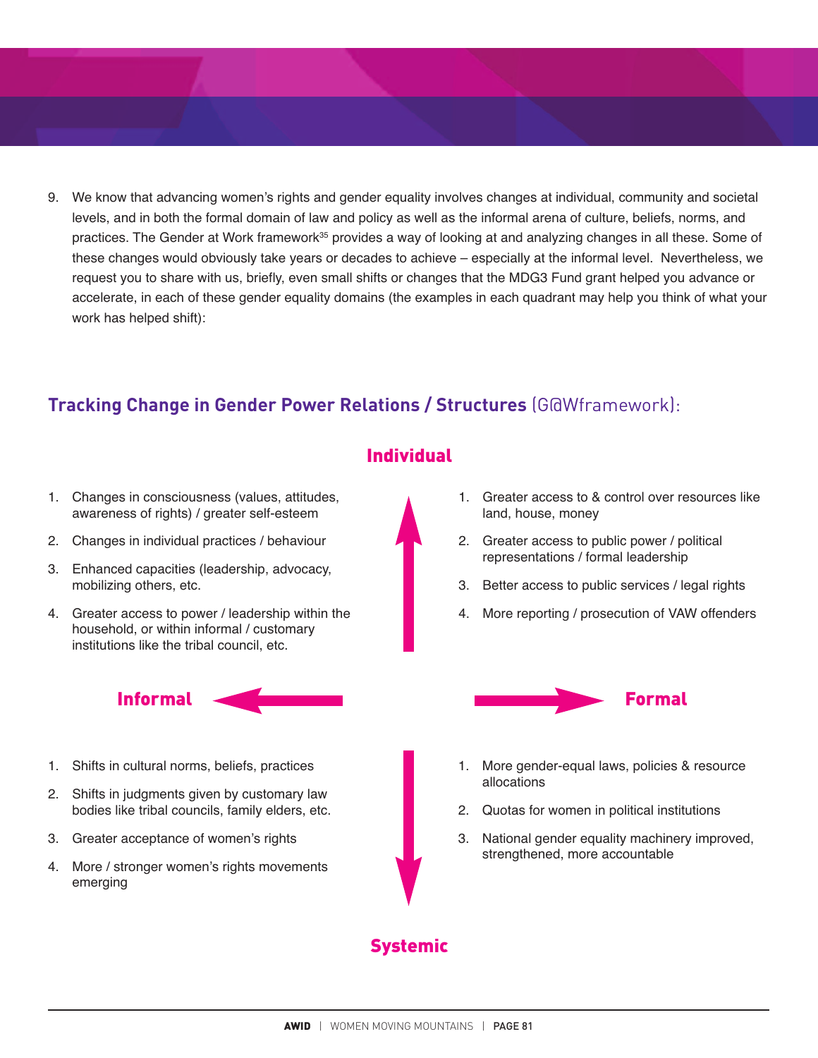9. We know that advancing women's rights and gender equality involves changes at individual, community and societal levels, and in both the formal domain of law and policy as well as the informal arena of culture, beliefs, norms, and practices. The Gender at Work framework[35] provides a way of looking at and analyzing changes in all these. Some of these changes would obviously take years or decades to achieve – especially at the informal level. Nevertheless, we request you to share with us, briefly, even small shifts or changes that the MDG3 Fund grant helped you advance or accelerate, in each of these gender equality domains (the examples in each quadrant may help you think of what your work has helped shift):

### Tracking Change in Gender Power Relations / Structures (G@Wframework):

**Individual**

**Individual / Informal:**

1. Changes in consciousness (values, attitudes, awareness of rights) / greater self-esteem
2. Changes in individual practices / behaviour
3. Enhanced capacities (leadership, advocacy, mobilizing others, etc.
4. Greater access to power / leadership within the household, or within informal / customary institutions like the tribal council, etc.

**Individual / Formal:**

1. Greater access to & control over resources like land, house, money
2. Greater access to public power / political representations / formal leadership
3. Better access to public services / legal rights
4. More reporting / prosecution of VAW offenders

**Informal** ← → **Formal**

**Systemic / Informal:**

1. Shifts in cultural norms, beliefs, practices
2. Shifts in judgments given by customary law bodies like tribal councils, family elders, etc.
3. Greater acceptance of women's rights
4. More / stronger women's rights movements emerging

**Systemic / Formal:**

1. More gender-equal laws, policies & resource allocations
2. Quotas for women in political institutions
3. National gender equality machinery improved, strengthened, more accountable

**Systemic**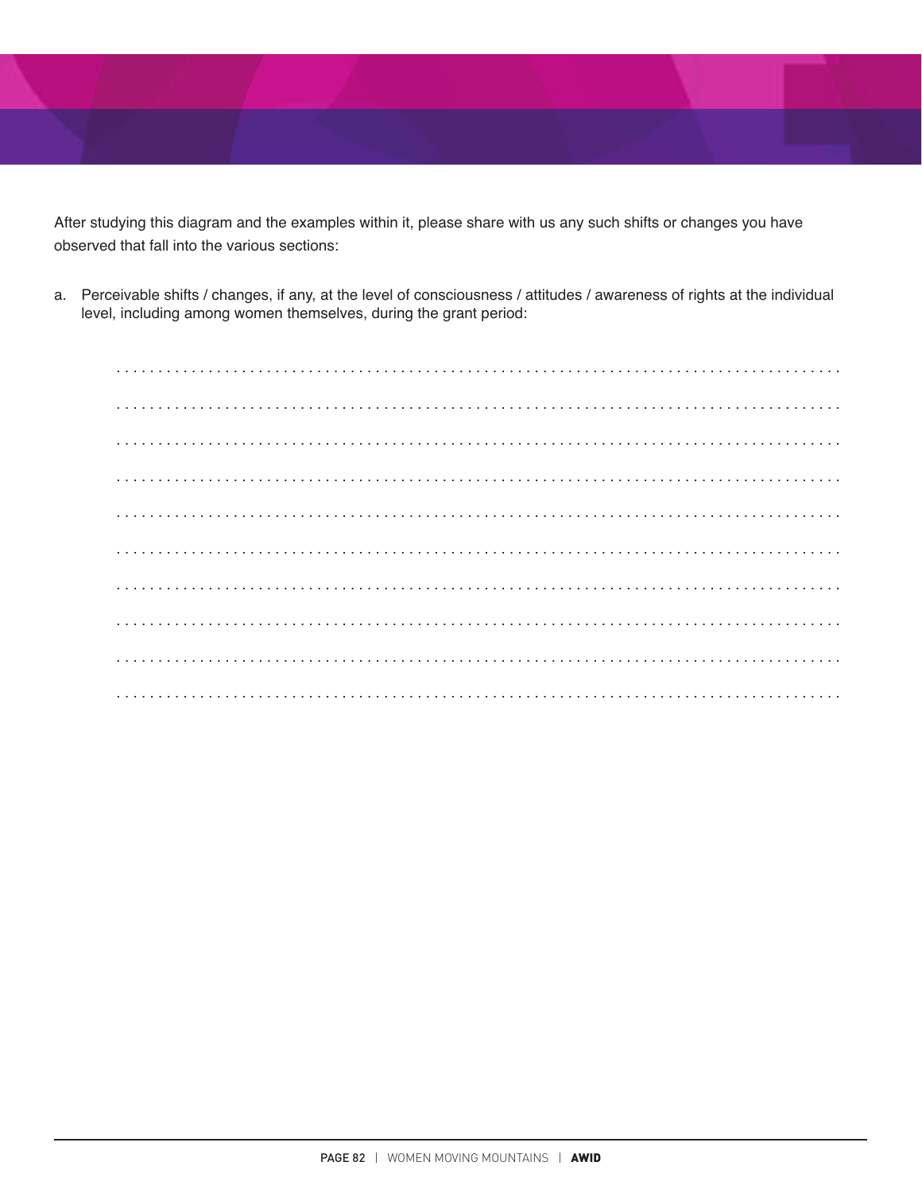After studying this diagram and the examples within it, please share with us any such shifts or changes you have observed that fall into the various sections:

a. Perceivable shifts / changes, if any, at the level of consciousness / attitudes / awareness of rights at the individual level, including among women themselves, during the grant period:

. . . . . . . . . . . . . . . . . . . . . . . . . . . . . . . . . . . . . . . . . . . . . . . . . . . . . . . . . . . . . . . . . . . . . . . . . . . . . . . . .

. . . . . . . . . . . . . . . . . . . . . . . . . . . . . . . . . . . . . . . . . . . . . . . . . . . . . . . . . . . . . . . . . . . . . . . . . . . . . . . . .

. . . . . . . . . . . . . . . . . . . . . . . . . . . . . . . . . . . . . . . . . . . . . . . . . . . . . . . . . . . . . . . . . . . . . . . . . . . . . . . . .

. . . . . . . . . . . . . . . . . . . . . . . . . . . . . . . . . . . . . . . . . . . . . . . . . . . . . . . . . . . . . . . . . . . . . . . . . . . . . . . . .

. . . . . . . . . . . . . . . . . . . . . . . . . . . . . . . . . . . . . . . . . . . . . . . . . . . . . . . . . . . . . . . . . . . . . . . . . . . . . . . . .

. . . . . . . . . . . . . . . . . . . . . . . . . . . . . . . . . . . . . . . . . . . . . . . . . . . . . . . . . . . . . . . . . . . . . . . . . . . . . . . . .

. . . . . . . . . . . . . . . . . . . . . . . . . . . . . . . . . . . . . . . . . . . . . . . . . . . . . . . . . . . . . . . . . . . . . . . . . . . . . . . . .

. . . . . . . . . . . . . . . . . . . . . . . . . . . . . . . . . . . . . . . . . . . . . . . . . . . . . . . . . . . . . . . . . . . . . . . . . . . . . . . . .

. . . . . . . . . . . . . . . . . . . . . . . . . . . . . . . . . . . . . . . . . . . . . . . . . . . . . . . . . . . . . . . . . . . . . . . . . . . . . . . . .

. . . . . . . . . . . . . . . . . . . . . . . . . . . . . . . . . . . . . . . . . . . . . . . . . . . . . . . . . . . . . . . . . . . . . . . . . . . . . . . . .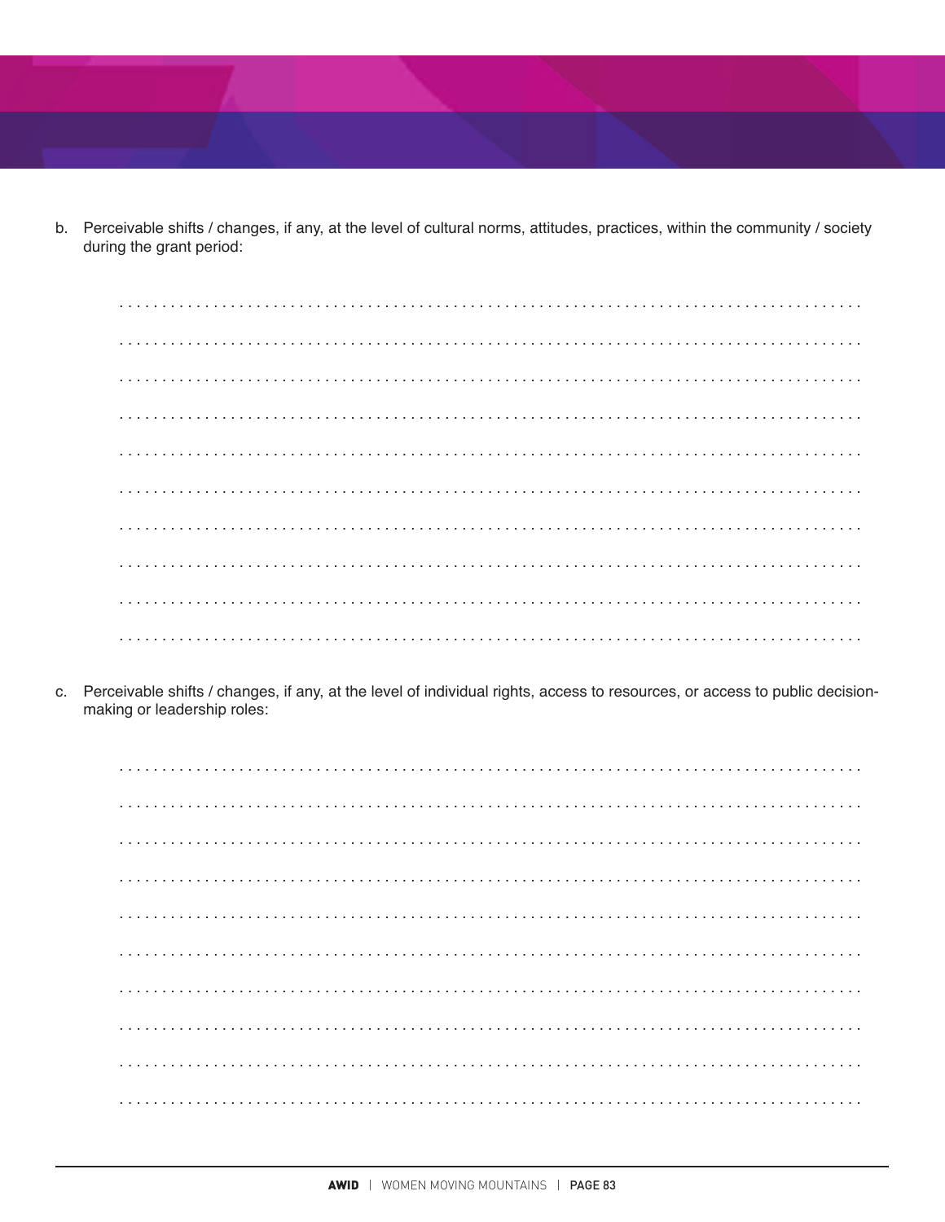b. Perceivable shifts / changes, if any, at the level of cultural norms, attitudes, practices, within the community / society during the grant period:

. . . . . . . . . . . . . . . . . . . . . . . . . . . . . . . . . . . . . . . . . . . . . . . . . . . . . . . . . . . . . . . . . . . . . . . . . . . . . . . . . . . . . . . . . . . . . .

. . . . . . . . . . . . . . . . . . . . . . . . . . . . . . . . . . . . . . . . . . . . . . . . . . . . . . . . . . . . . . . . . . . . . . . . . . . . . . . . . . . . . . . . . . . . . .

. . . . . . . . . . . . . . . . . . . . . . . . . . . . . . . . . . . . . . . . . . . . . . . . . . . . . . . . . . . . . . . . . . . . . . . . . . . . . . . . . . . . . . . . . . . . . .

. . . . . . . . . . . . . . . . . . . . . . . . . . . . . . . . . . . . . . . . . . . . . . . . . . . . . . . . . . . . . . . . . . . . . . . . . . . . . . . . . . . . . . . . . . . . . .

. . . . . . . . . . . . . . . . . . . . . . . . . . . . . . . . . . . . . . . . . . . . . . . . . . . . . . . . . . . . . . . . . . . . . . . . . . . . . . . . . . . . . . . . . . . . . .

. . . . . . . . . . . . . . . . . . . . . . . . . . . . . . . . . . . . . . . . . . . . . . . . . . . . . . . . . . . . . . . . . . . . . . . . . . . . . . . . . . . . . . . . . . . . . .

. . . . . . . . . . . . . . . . . . . . . . . . . . . . . . . . . . . . . . . . . . . . . . . . . . . . . . . . . . . . . . . . . . . . . . . . . . . . . . . . . . . . . . . . . . . . . .

. . . . . . . . . . . . . . . . . . . . . . . . . . . . . . . . . . . . . . . . . . . . . . . . . . . . . . . . . . . . . . . . . . . . . . . . . . . . . . . . . . . . . . . . . . . . . .

. . . . . . . . . . . . . . . . . . . . . . . . . . . . . . . . . . . . . . . . . . . . . . . . . . . . . . . . . . . . . . . . . . . . . . . . . . . . . . . . . . . . . . . . . . . . . .

. . . . . . . . . . . . . . . . . . . . . . . . . . . . . . . . . . . . . . . . . . . . . . . . . . . . . . . . . . . . . . . . . . . . . . . . . . . . . . . . . . . . . . . . . . . . . .

c. Perceivable shifts / changes, if any, at the level of individual rights, access to resources, or access to public decision-making or leadership roles:

. . . . . . . . . . . . . . . . . . . . . . . . . . . . . . . . . . . . . . . . . . . . . . . . . . . . . . . . . . . . . . . . . . . . . . . . . . . . . . . . . . . . . . . . . . . . . .

. . . . . . . . . . . . . . . . . . . . . . . . . . . . . . . . . . . . . . . . . . . . . . . . . . . . . . . . . . . . . . . . . . . . . . . . . . . . . . . . . . . . . . . . . . . . . .

. . . . . . . . . . . . . . . . . . . . . . . . . . . . . . . . . . . . . . . . . . . . . . . . . . . . . . . . . . . . . . . . . . . . . . . . . . . . . . . . . . . . . . . . . . . . . .

. . . . . . . . . . . . . . . . . . . . . . . . . . . . . . . . . . . . . . . . . . . . . . . . . . . . . . . . . . . . . . . . . . . . . . . . . . . . . . . . . . . . . . . . . . . . . .

. . . . . . . . . . . . . . . . . . . . . . . . . . . . . . . . . . . . . . . . . . . . . . . . . . . . . . . . . . . . . . . . . . . . . . . . . . . . . . . . . . . . . . . . . . . . . .

. . . . . . . . . . . . . . . . . . . . . . . . . . . . . . . . . . . . . . . . . . . . . . . . . . . . . . . . . . . . . . . . . . . . . . . . . . . . . . . . . . . . . . . . . . . . . .

. . . . . . . . . . . . . . . . . . . . . . . . . . . . . . . . . . . . . . . . . . . . . . . . . . . . . . . . . . . . . . . . . . . . . . . . . . . . . . . . . . . . . . . . . . . . . .

. . . . . . . . . . . . . . . . . . . . . . . . . . . . . . . . . . . . . . . . . . . . . . . . . . . . . . . . . . . . . . . . . . . . . . . . . . . . . . . . . . . . . . . . . . . . . .

. . . . . . . . . . . . . . . . . . . . . . . . . . . . . . . . . . . . . . . . . . . . . . . . . . . . . . . . . . . . . . . . . . . . . . . . . . . . . . . . . . . . . . . . . . . . . .

. . . . . . . . . . . . . . . . . . . . . . . . . . . . . . . . . . . . . . . . . . . . . . . . . . . . . . . . . . . . . . . . . . . . . . . . . . . . . . . . . . . . . . . . . . . . . .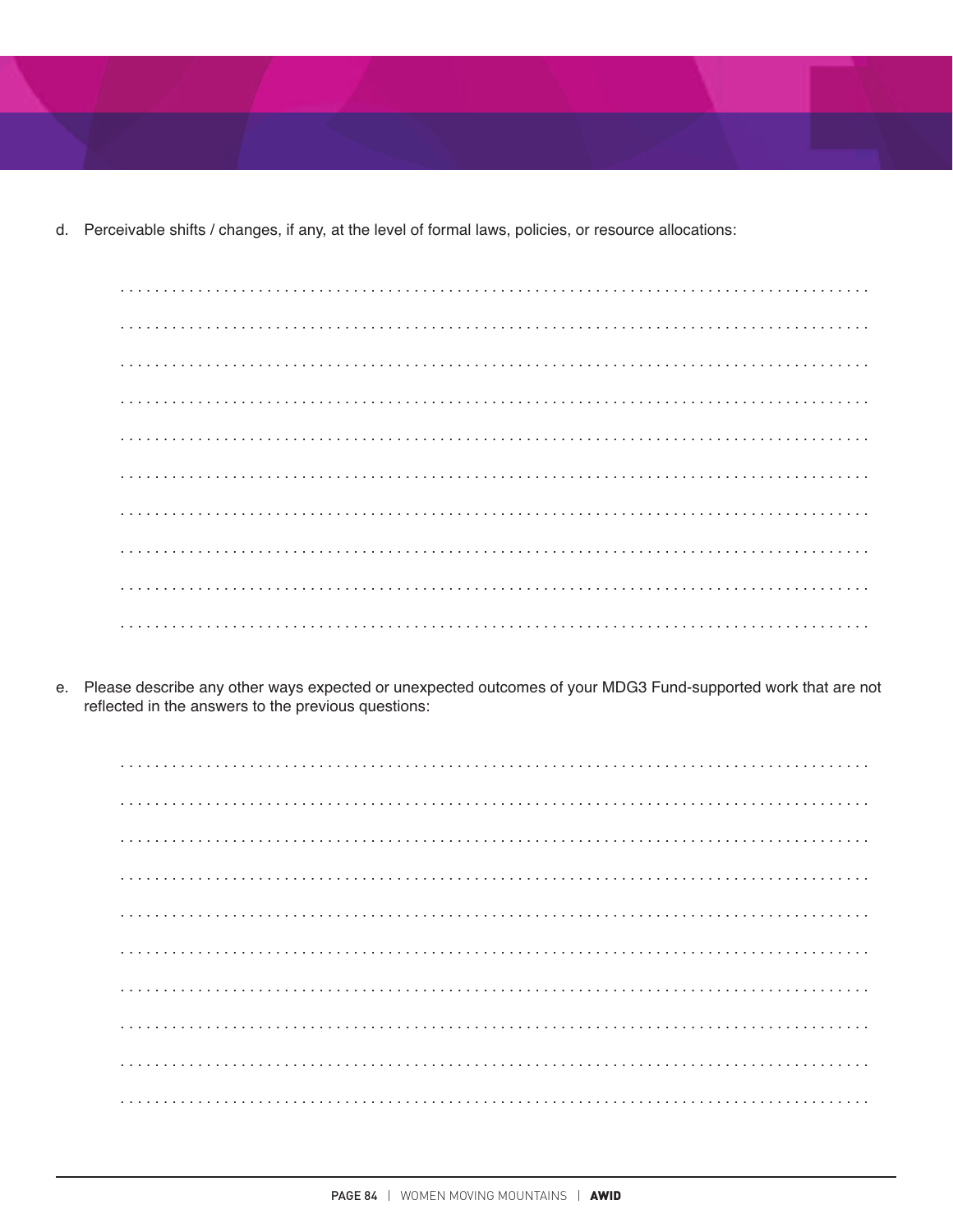d. Perceivable shifts / changes, if any, at the level of formal laws, policies, or resource allocations:

. . . . . . . . . . . . . . . . . . . . . . . . . . . . . . . . . . . . . . . . . . . . . . . . . . . . . . . . . . . . . . . . . . . . . . . . . . . . . . . . . . . . . . . .

. . . . . . . . . . . . . . . . . . . . . . . . . . . . . . . . . . . . . . . . . . . . . . . . . . . . . . . . . . . . . . . . . . . . . . . . . . . . . . . . . . . . . . . .

. . . . . . . . . . . . . . . . . . . . . . . . . . . . . . . . . . . . . . . . . . . . . . . . . . . . . . . . . . . . . . . . . . . . . . . . . . . . . . . . . . . . . . . .

. . . . . . . . . . . . . . . . . . . . . . . . . . . . . . . . . . . . . . . . . . . . . . . . . . . . . . . . . . . . . . . . . . . . . . . . . . . . . . . . . . . . . . . .

. . . . . . . . . . . . . . . . . . . . . . . . . . . . . . . . . . . . . . . . . . . . . . . . . . . . . . . . . . . . . . . . . . . . . . . . . . . . . . . . . . . . . . . .

. . . . . . . . . . . . . . . . . . . . . . . . . . . . . . . . . . . . . . . . . . . . . . . . . . . . . . . . . . . . . . . . . . . . . . . . . . . . . . . . . . . . . . . .

. . . . . . . . . . . . . . . . . . . . . . . . . . . . . . . . . . . . . . . . . . . . . . . . . . . . . . . . . . . . . . . . . . . . . . . . . . . . . . . . . . . . . . . .

. . . . . . . . . . . . . . . . . . . . . . . . . . . . . . . . . . . . . . . . . . . . . . . . . . . . . . . . . . . . . . . . . . . . . . . . . . . . . . . . . . . . . . . .

. . . . . . . . . . . . . . . . . . . . . . . . . . . . . . . . . . . . . . . . . . . . . . . . . . . . . . . . . . . . . . . . . . . . . . . . . . . . . . . . . . . . . . . .

. . . . . . . . . . . . . . . . . . . . . . . . . . . . . . . . . . . . . . . . . . . . . . . . . . . . . . . . . . . . . . . . . . . . . . . . . . . . . . . . . . . . . . . .

e. Please describe any other ways expected or unexpected outcomes of your MDG3 Fund-supported work that are not reflected in the answers to the previous questions:

. . . . . . . . . . . . . . . . . . . . . . . . . . . . . . . . . . . . . . . . . . . . . . . . . . . . . . . . . . . . . . . . . . . . . . . . . . . . . . . . . . . . . . . .

. . . . . . . . . . . . . . . . . . . . . . . . . . . . . . . . . . . . . . . . . . . . . . . . . . . . . . . . . . . . . . . . . . . . . . . . . . . . . . . . . . . . . . . .

. . . . . . . . . . . . . . . . . . . . . . . . . . . . . . . . . . . . . . . . . . . . . . . . . . . . . . . . . . . . . . . . . . . . . . . . . . . . . . . . . . . . . . . .

. . . . . . . . . . . . . . . . . . . . . . . . . . . . . . . . . . . . . . . . . . . . . . . . . . . . . . . . . . . . . . . . . . . . . . . . . . . . . . . . . . . . . . . .

. . . . . . . . . . . . . . . . . . . . . . . . . . . . . . . . . . . . . . . . . . . . . . . . . . . . . . . . . . . . . . . . . . . . . . . . . . . . . . . . . . . . . . . .

. . . . . . . . . . . . . . . . . . . . . . . . . . . . . . . . . . . . . . . . . . . . . . . . . . . . . . . . . . . . . . . . . . . . . . . . . . . . . . . . . . . . . . . .

. . . . . . . . . . . . . . . . . . . . . . . . . . . . . . . . . . . . . . . . . . . . . . . . . . . . . . . . . . . . . . . . . . . . . . . . . . . . . . . . . . . . . . . .

. . . . . . . . . . . . . . . . . . . . . . . . . . . . . . . . . . . . . . . . . . . . . . . . . . . . . . . . . . . . . . . . . . . . . . . . . . . . . . . . . . . . . . . .

. . . . . . . . . . . . . . . . . . . . . . . . . . . . . . . . . . . . . . . . . . . . . . . . . . . . . . . . . . . . . . . . . . . . . . . . . . . . . . . . . . . . . . . .

. . . . . . . . . . . . . . . . . . . . . . . . . . . . . . . . . . . . . . . . . . . . . . . . . . . . . . . . . . . . . . . . . . . . . . . . . . . . . . . . . . . . . . . .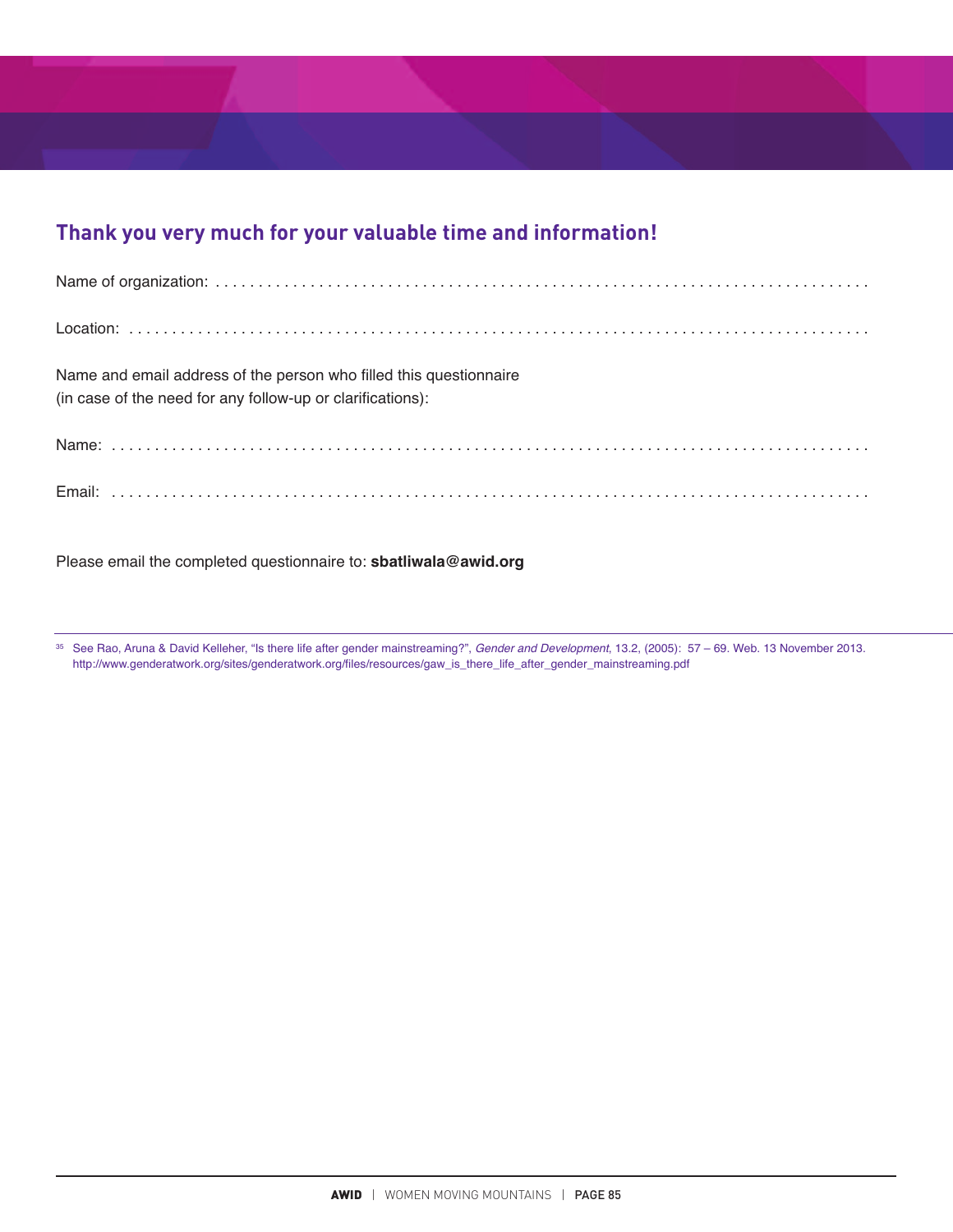## Thank you very much for your valuable time and information!

Name of organization: . . . . . . . . . . . . . . . . . . . . . . . . . . . . . . . . . . . . . . . . . . . . . . . . . . . . . . . . . . . . . . . . . . . . . . . . . .

Location: . . . . . . . . . . . . . . . . . . . . . . . . . . . . . . . . . . . . . . . . . . . . . . . . . . . . . . . . . . . . . . . . . . . . . . . . . . . . . . . . .

Name and email address of the person who filled this questionnaire
(in case of the need for any follow-up or clarifications):

Name: . . . . . . . . . . . . . . . . . . . . . . . . . . . . . . . . . . . . . . . . . . . . . . . . . . . . . . . . . . . . . . . . . . . . . . . . . . . . . . . . . . .

Email: . . . . . . . . . . . . . . . . . . . . . . . . . . . . . . . . . . . . . . . . . . . . . . . . . . . . . . . . . . . . . . . . . . . . . . . . . . . . . . . . . . .

Please email the completed questionnaire to: **sbatliwala@awid.org**

---

[35] See Rao, Aruna & David Kelleher, "Is there life after gender mainstreaming?", *Gender and Development*, 13.2, (2005): 57 – 69. Web. 13 November 2013. http://www.genderatwork.org/sites/genderatwork.org/files/resources/gaw_is_there_life_after_gender_mainstreaming.pdf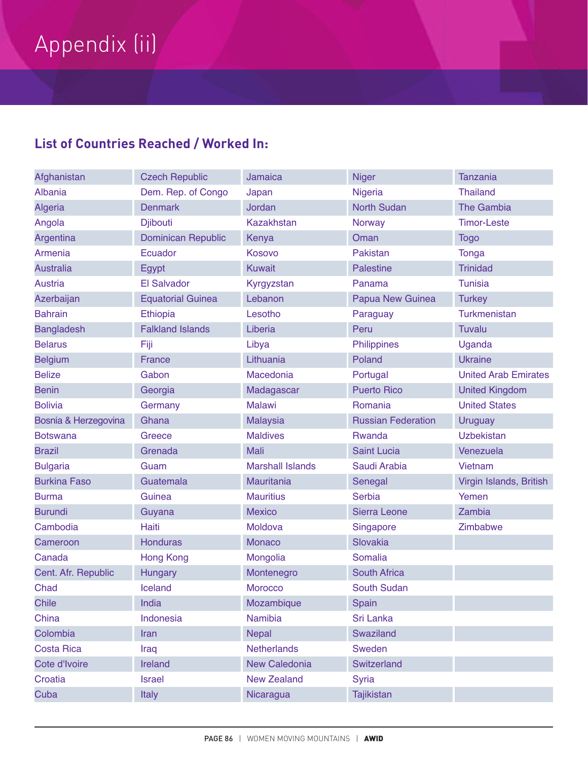# Appendix (ii)

## List of Countries Reached / Worked In:

| | | | | |
|---|---|---|---|---|
| Afghanistan | Czech Republic | Jamaica | Niger | Tanzania |
| Albania | Dem. Rep. of Congo | Japan | Nigeria | Thailand |
| Algeria | Denmark | Jordan | North Sudan | The Gambia |
| Angola | Djibouti | Kazakhstan | Norway | Timor-Leste |
| Argentina | Dominican Republic | Kenya | Oman | Togo |
| Armenia | Ecuador | Kosovo | Pakistan | Tonga |
| Australia | Egypt | Kuwait | Palestine | Trinidad |
| Austria | El Salvador | Kyrgyzstan | Panama | Tunisia |
| Azerbaijan | Equatorial Guinea | Lebanon | Papua New Guinea | Turkey |
| Bahrain | Ethiopia | Lesotho | Paraguay | Turkmenistan |
| Bangladesh | Falkland Islands | Liberia | Peru | Tuvalu |
| Belarus | Fiji | Libya | Philippines | Uganda |
| Belgium | France | Lithuania | Poland | Ukraine |
| Belize | Gabon | Macedonia | Portugal | United Arab Emirates |
| Benin | Georgia | Madagascar | Puerto Rico | United Kingdom |
| Bolivia | Germany | Malawi | Romania | United States |
| Bosnia & Herzegovina | Ghana | Malaysia | Russian Federation | Uruguay |
| Botswana | Greece | Maldives | Rwanda | Uzbekistan |
| Brazil | Grenada | Mali | Saint Lucia | Venezuela |
| Bulgaria | Guam | Marshall Islands | Saudi Arabia | Vietnam |
| Burkina Faso | Guatemala | Mauritania | Senegal | Virgin Islands, British |
| Burma | Guinea | Mauritius | Serbia | Yemen |
| Burundi | Guyana | Mexico | Sierra Leone | Zambia |
| Cambodia | Haiti | Moldova | Singapore | Zimbabwe |
| Cameroon | Honduras | Monaco | Slovakia | |
| Canada | Hong Kong | Mongolia | Somalia | |
| Cent. Afr. Republic | Hungary | Montenegro | South Africa | |
| Chad | Iceland | Morocco | South Sudan | |
| Chile | India | Mozambique | Spain | |
| China | Indonesia | Namibia | Sri Lanka | |
| Colombia | Iran | Nepal | Swaziland | |
| Costa Rica | Iraq | Netherlands | Sweden | |
| Cote d'Ivoire | Ireland | New Caledonia | Switzerland | |
| Croatia | Israel | New Zealand | Syria | |
| Cuba | Italy | Nicaragua | Tajikistan | |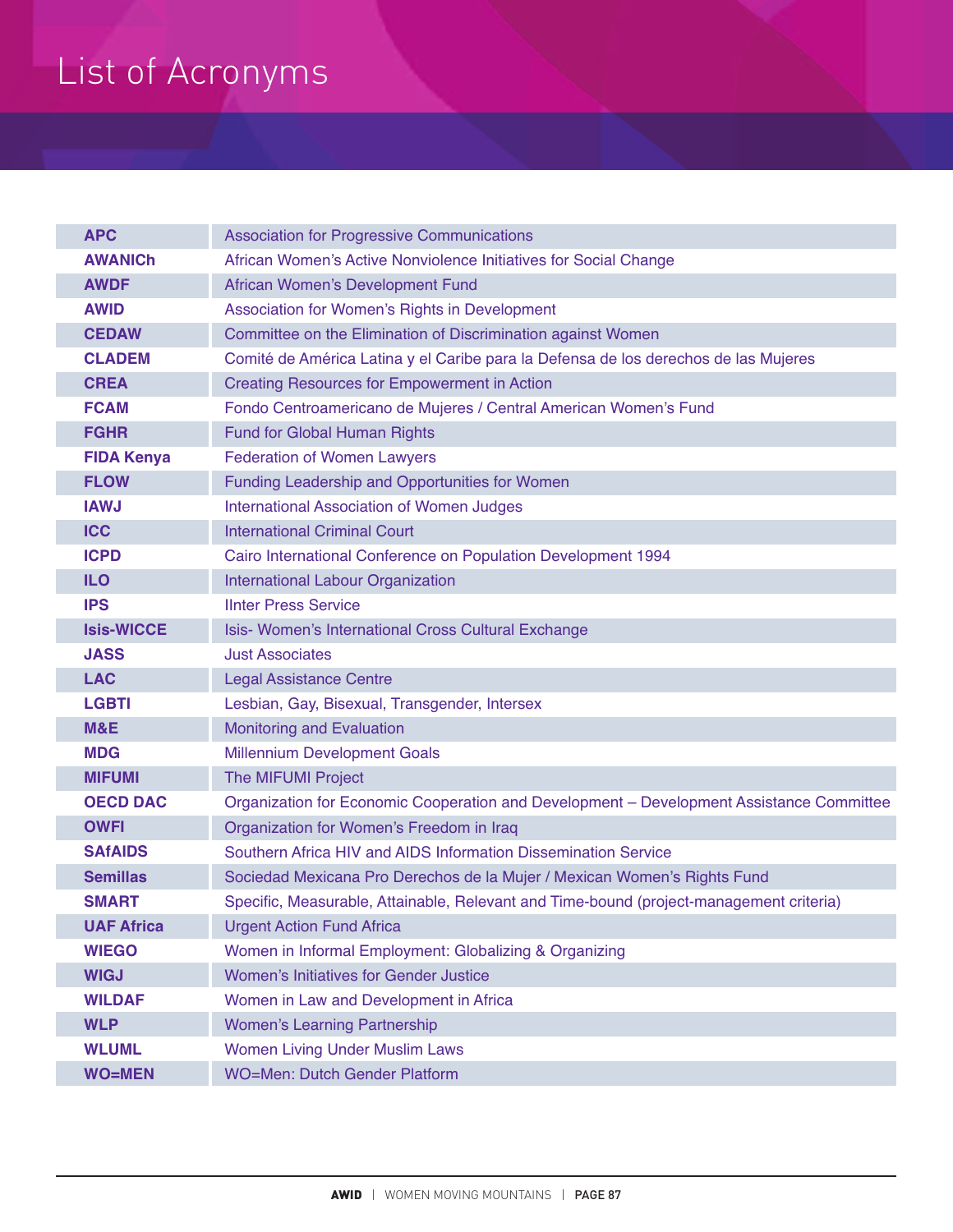# List of Acronyms

| | |
|---|---|
| **APC** | Association for Progressive Communications |
| **AWANICh** | African Women's Active Nonviolence Initiatives for Social Change |
| **AWDF** | African Women's Development Fund |
| **AWID** | Association for Women's Rights in Development |
| **CEDAW** | Committee on the Elimination of Discrimination against Women |
| **CLADEM** | Comité de América Latina y el Caribe para la Defensa de los derechos de las Mujeres |
| **CREA** | Creating Resources for Empowerment in Action |
| **FCAM** | Fondo Centroamericano de Mujeres / Central American Women's Fund |
| **FGHR** | Fund for Global Human Rights |
| **FIDA Kenya** | Federation of Women Lawyers |
| **FLOW** | Funding Leadership and Opportunities for Women |
| **IAWJ** | International Association of Women Judges |
| **ICC** | International Criminal Court |
| **ICPD** | Cairo International Conference on Population Development 1994 |
| **ILO** | International Labour Organization |
| **IPS** | IInter Press Service |
| **Isis-WICCE** | Isis- Women's International Cross Cultural Exchange |
| **JASS** | Just Associates |
| **LAC** | Legal Assistance Centre |
| **LGBTI** | Lesbian, Gay, Bisexual, Transgender, Intersex |
| **M&E** | Monitoring and Evaluation |
| **MDG** | Millennium Development Goals |
| **MIFUMI** | The MIFUMI Project |
| **OECD DAC** | Organization for Economic Cooperation and Development – Development Assistance Committee |
| **OWFI** | Organization for Women's Freedom in Iraq |
| **SAfAIDS** | Southern Africa HIV and AIDS Information Dissemination Service |
| **Semillas** | Sociedad Mexicana Pro Derechos de la Mujer / Mexican Women's Rights Fund |
| **SMART** | Specific, Measurable, Attainable, Relevant and Time-bound (project-management criteria) |
| **UAF Africa** | Urgent Action Fund Africa |
| **WIEGO** | Women in Informal Employment: Globalizing & Organizing |
| **WIGJ** | Women's Initiatives for Gender Justice |
| **WILDAF** | Women in Law and Development in Africa |
| **WLP** | Women's Learning Partnership |
| **WLUML** | Women Living Under Muslim Laws |
| **WO=MEN** | WO=Men: Dutch Gender Platform |